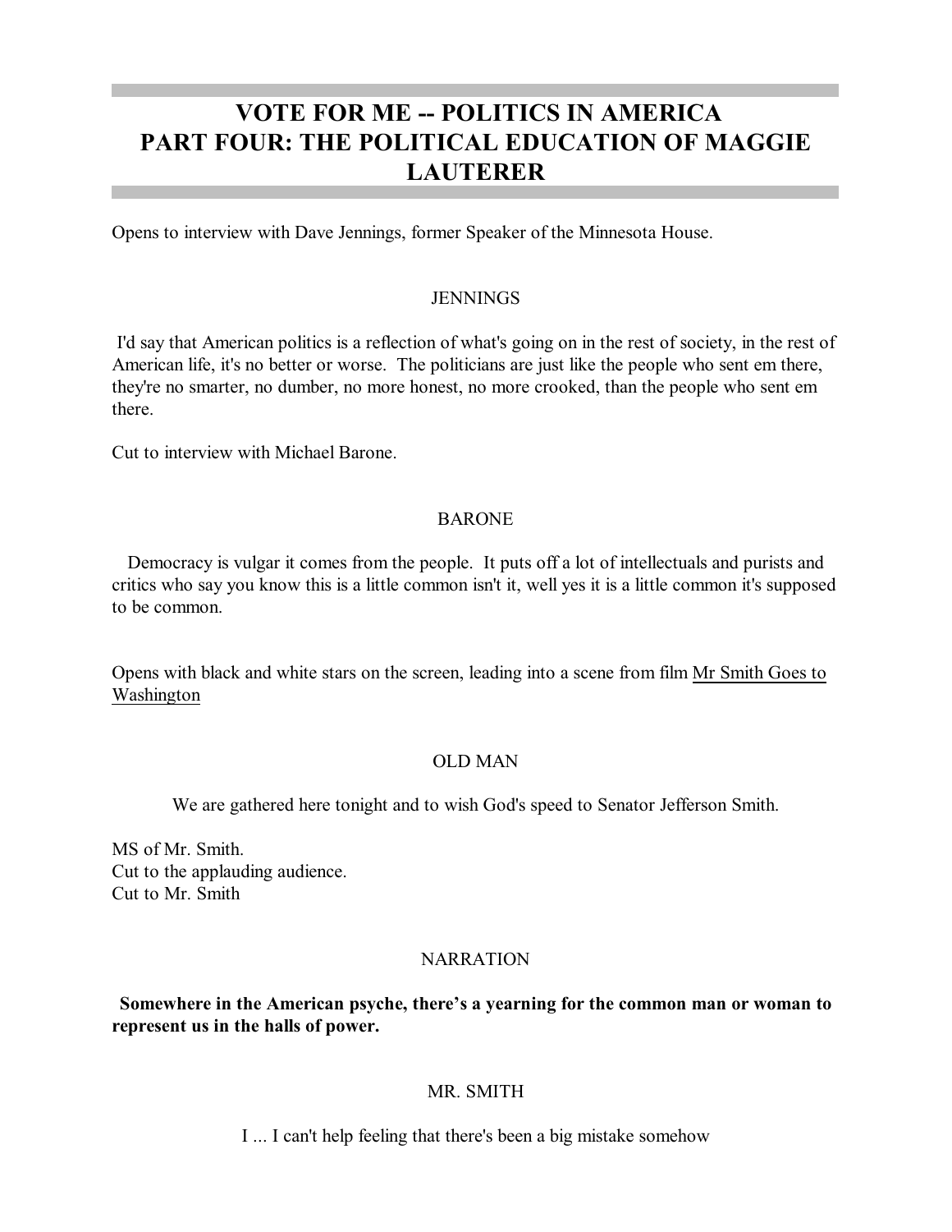# VOTE FOR ME -- POLITICS IN AMERICA
# PART FOUR: THE POLITICAL EDUCATION OF MAGGIE LAUTERER

Opens to interview with Dave Jennings, former Speaker of the Minnesota House.

JENNINGS

I'd say that American politics is a reflection of what's going on in the rest of society, in the rest of American life, it's no better or worse. The politicians are just like the people who sent em there, they're no smarter, no dumber, no more honest, no more crooked, than the people who sent em there.

Cut to interview with Michael Barone.

BARONE

Democracy is vulgar it comes from the people. It puts off a lot of intellectuals and purists and critics who say you know this is a little common isn't it, well yes it is a little common it's supposed to be common.

Opens with black and white stars on the screen, leading into a scene from film <u>Mr Smith Goes to Washington</u>

OLD MAN

We are gathered here tonight and to wish God's speed to Senator Jefferson Smith.

MS of Mr. Smith.
Cut to the applauding audience.
Cut to Mr. Smith

NARRATION

**Somewhere in the American psyche, there's a yearning for the common man or woman to represent us in the halls of power.**

MR. SMITH

I ... I can't help feeling that there's been a big mistake somehow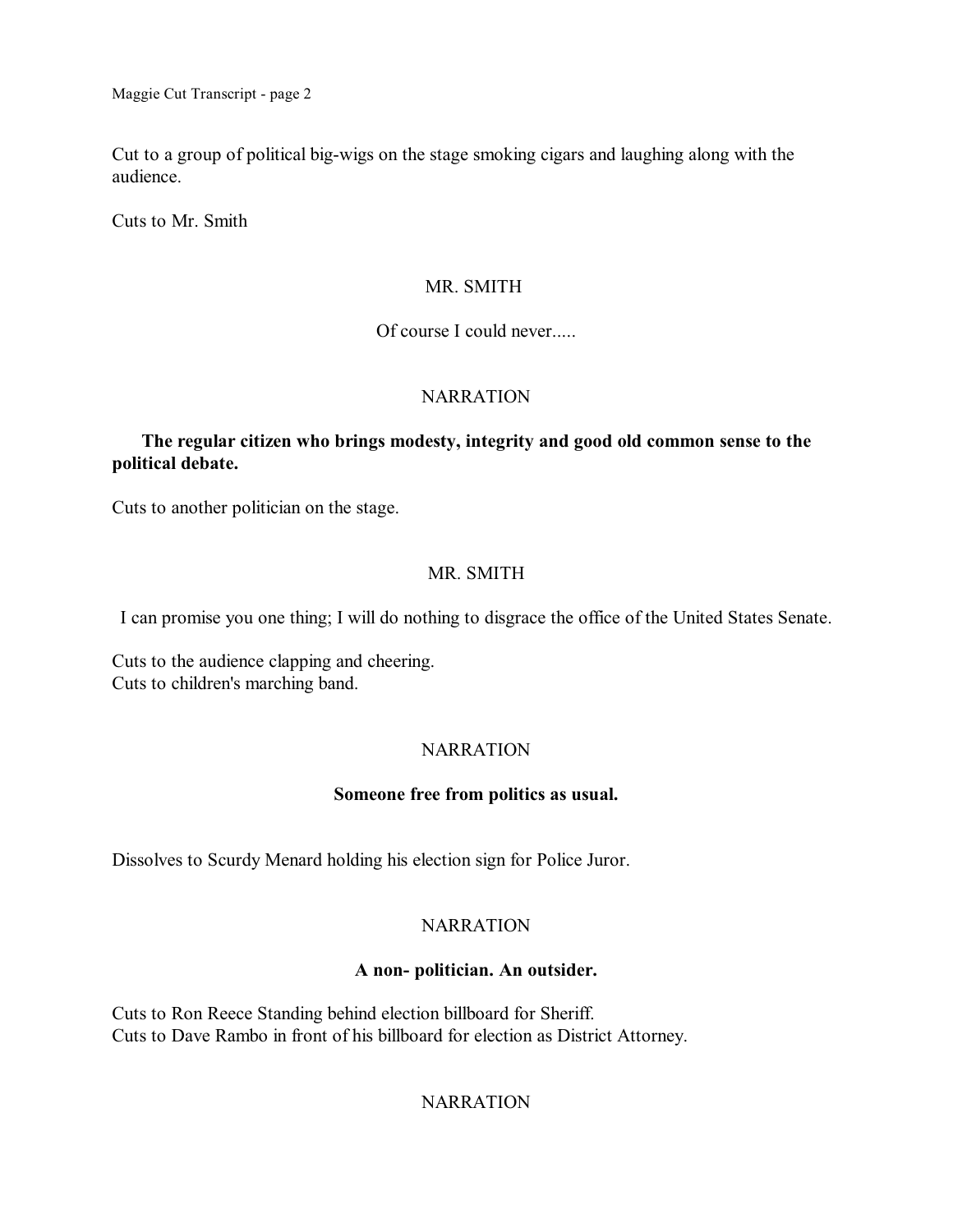Cut to a group of political big-wigs on the stage smoking cigars and laughing along with the audience.

Cuts to Mr. Smith

MR. SMITH

Of course I could never.....

NARRATION

**The regular citizen who brings modesty, integrity and good old common sense to the political debate.**

Cuts to another politician on the stage.

MR. SMITH

I can promise you one thing; I will do nothing to disgrace the office of the United States Senate.

Cuts to the audience clapping and cheering.
Cuts to children's marching band.

NARRATION

**Someone free from politics as usual.**

Dissolves to Scurdy Menard holding his election sign for Police Juror.

NARRATION

**A non- politician. An outsider.**

Cuts to Ron Reece Standing behind election billboard for Sheriff.
Cuts to Dave Rambo in front of his billboard for election as District Attorney.

NARRATION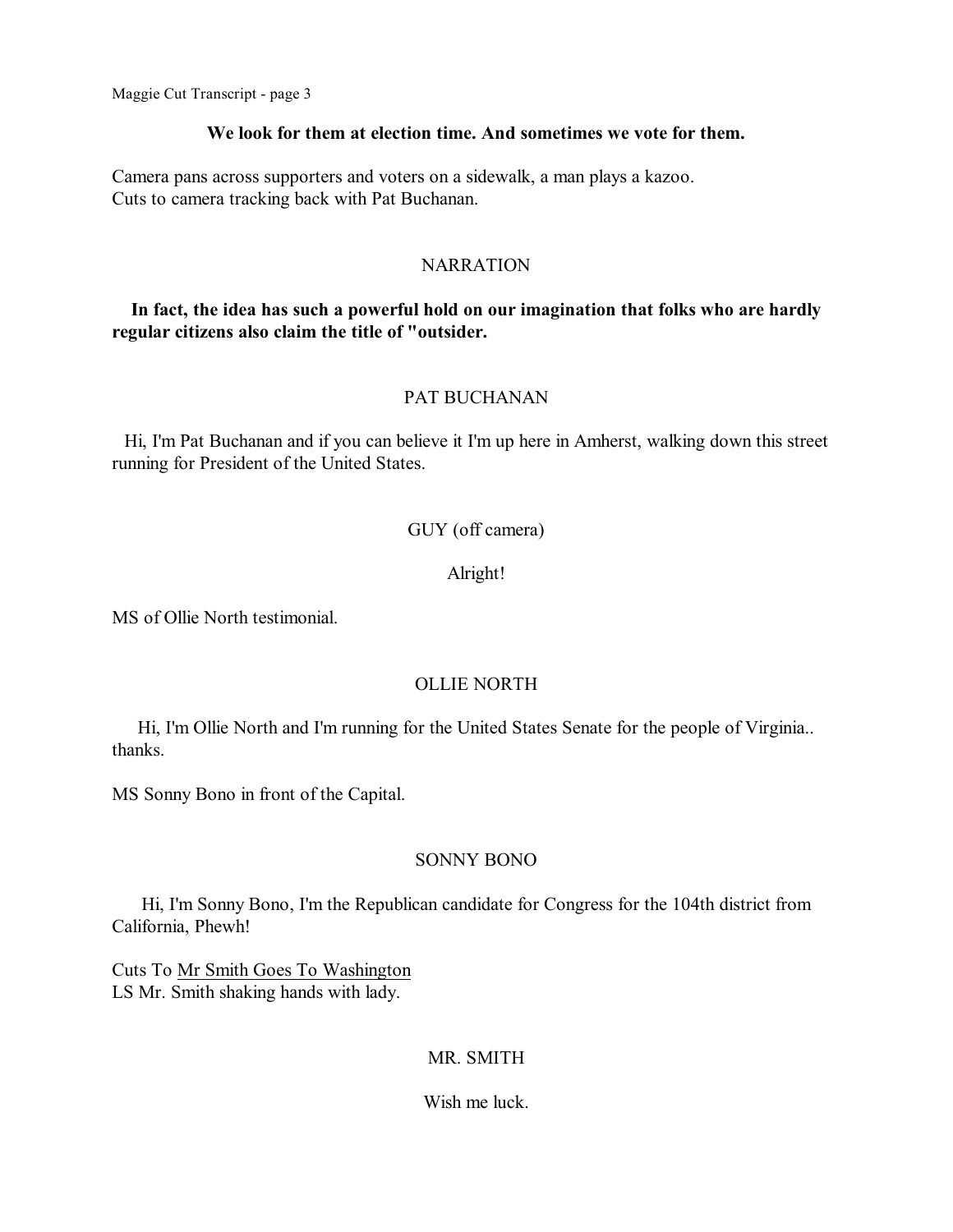**We look for them at election time. And sometimes we vote for them.**

Camera pans across supporters and voters on a sidewalk, a man plays a kazoo.
Cuts to camera tracking back with Pat Buchanan.

NARRATION

**In fact, the idea has such a powerful hold on our imagination that folks who are hardly regular citizens also claim the title of "outsider.**

PAT BUCHANAN

Hi, I'm Pat Buchanan and if you can believe it I'm up here in Amherst, walking down this street running for President of the United States.

GUY (off camera)

Alright!

MS of Ollie North testimonial.

OLLIE NORTH

Hi, I'm Ollie North and I'm running for the United States Senate for the people of Virginia.. thanks.

MS Sonny Bono in front of the Capital.

SONNY BONO

Hi, I'm Sonny Bono, I'm the Republican candidate for Congress for the 104th district from California, Phewh!

Cuts To Mr Smith Goes To Washington
LS Mr. Smith shaking hands with lady.

MR. SMITH

Wish me luck.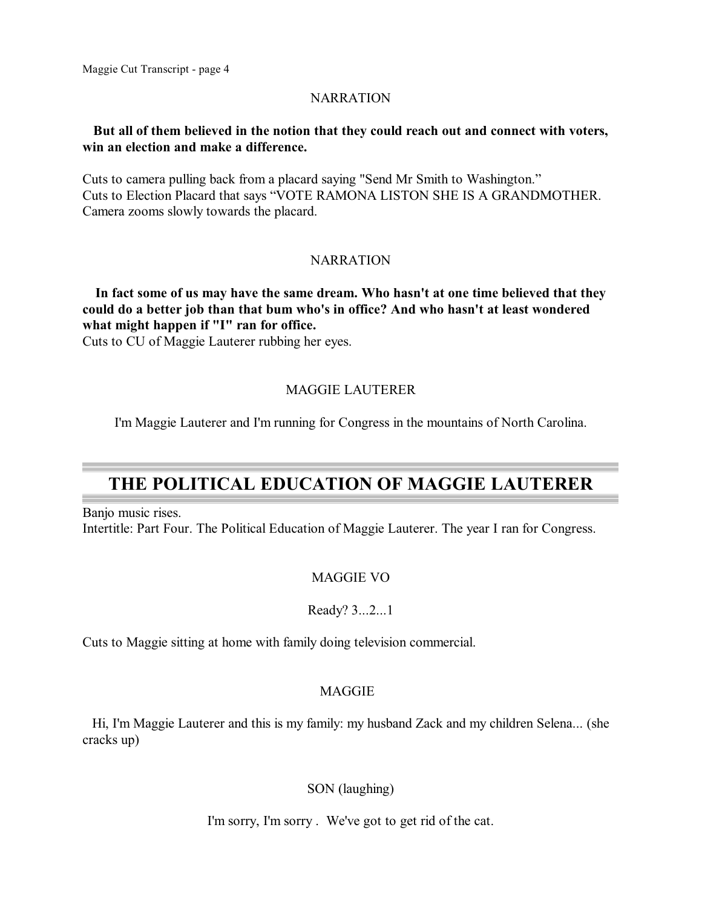NARRATION

**But all of them believed in the notion that they could reach out and connect with voters, win an election and make a difference.**

Cuts to camera pulling back from a placard saying "Send Mr Smith to Washington."
Cuts to Election Placard that says "VOTE RAMONA LISTON SHE IS A GRANDMOTHER.
Camera zooms slowly towards the placard.

NARRATION

**In fact some of us may have the same dream. Who hasn't at one time believed that they could do a better job than that bum who's in office? And who hasn't at least wondered what might happen if "I" ran for office.**
Cuts to CU of Maggie Lauterer rubbing her eyes.

MAGGIE LAUTERER

I'm Maggie Lauterer and I'm running for Congress in the mountains of North Carolina.

## THE POLITICAL EDUCATION OF MAGGIE LAUTERER

Banjo music rises.
Intertitle: Part Four. The Political Education of Maggie Lauterer. The year I ran for Congress.

MAGGIE VO

Ready? 3...2...1

Cuts to Maggie sitting at home with family doing television commercial.

MAGGIE

Hi, I'm Maggie Lauterer and this is my family: my husband Zack and my children Selena... (she cracks up)

SON (laughing)

I'm sorry, I'm sorry . We've got to get rid of the cat.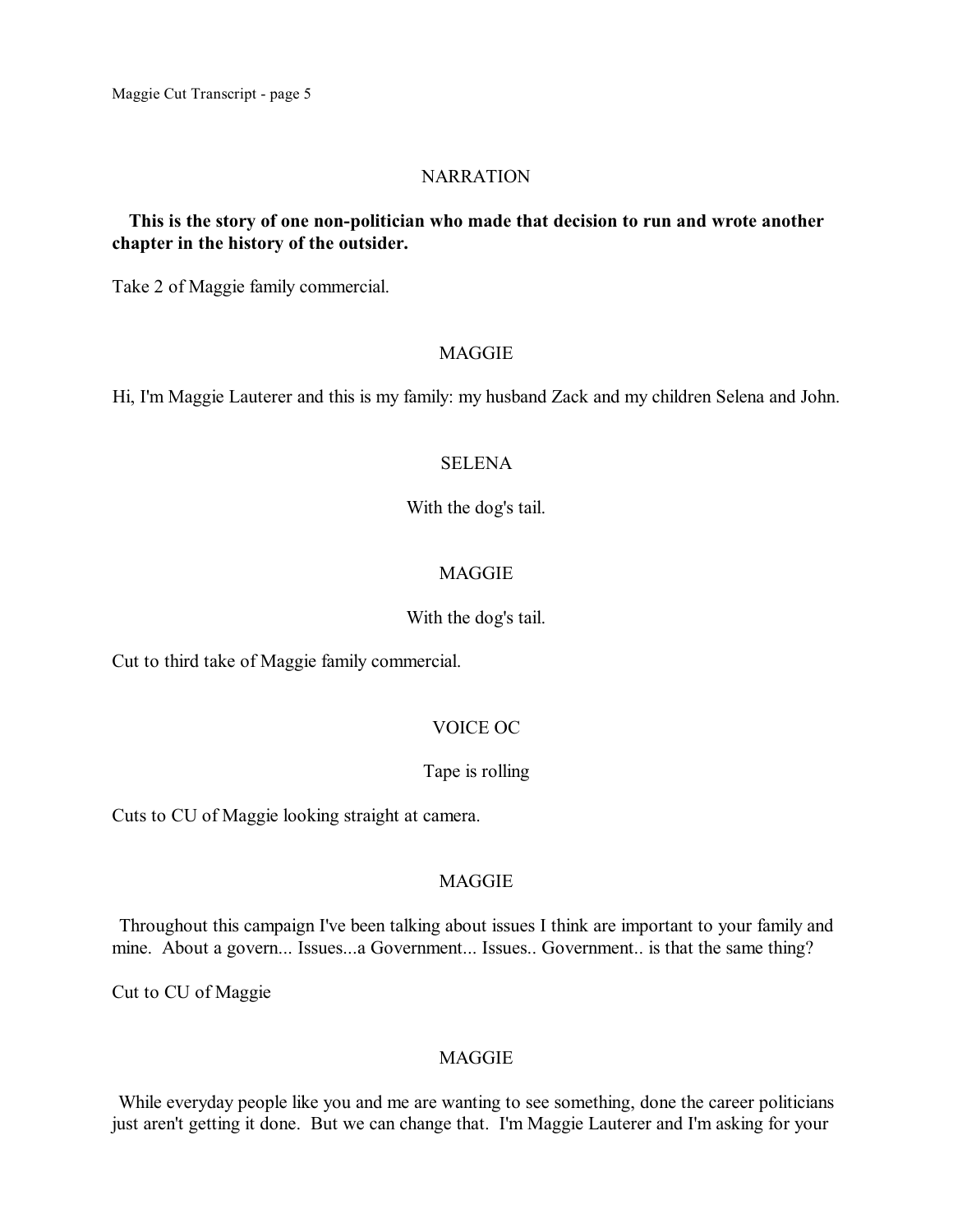NARRATION

**This is the story of one non-politician who made that decision to run and wrote another chapter in the history of the outsider.**

Take 2 of Maggie family commercial.

MAGGIE

Hi, I'm Maggie Lauterer and this is my family: my husband Zack and my children Selena and John.

SELENA

With the dog's tail.

MAGGIE

With the dog's tail.

Cut to third take of Maggie family commercial.

VOICE OC

Tape is rolling

Cuts to CU of Maggie looking straight at camera.

MAGGIE

Throughout this campaign I've been talking about issues I think are important to your family and mine. About a govern... Issues...a Government... Issues.. Government.. is that the same thing?

Cut to CU of Maggie

MAGGIE

While everyday people like you and me are wanting to see something, done the career politicians just aren't getting it done. But we can change that. I'm Maggie Lauterer and I'm asking for your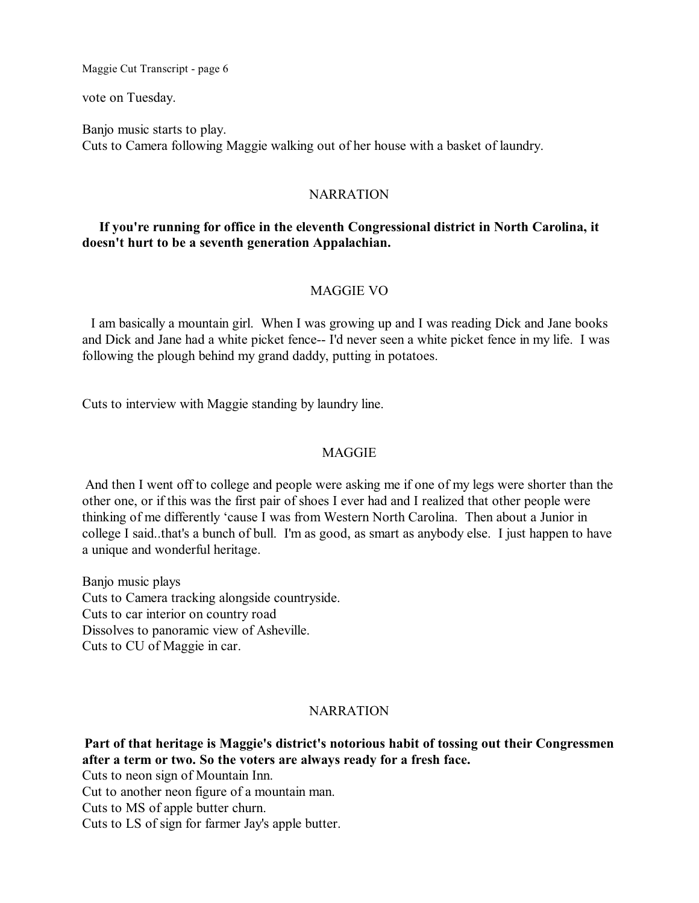vote on Tuesday.

Banjo music starts to play.
Cuts to Camera following Maggie walking out of her house with a basket of laundry.

NARRATION

**If you're running for office in the eleventh Congressional district in North Carolina, it doesn't hurt to be a seventh generation Appalachian.**

MAGGIE VO

I am basically a mountain girl. When I was growing up and I was reading Dick and Jane books and Dick and Jane had a white picket fence-- I'd never seen a white picket fence in my life. I was following the plough behind my grand daddy, putting in potatoes.

Cuts to interview with Maggie standing by laundry line.

MAGGIE

And then I went off to college and people were asking me if one of my legs were shorter than the other one, or if this was the first pair of shoes I ever had and I realized that other people were thinking of me differently 'cause I was from Western North Carolina. Then about a Junior in college I said..that's a bunch of bull. I'm as good, as smart as anybody else. I just happen to have a unique and wonderful heritage.

Banjo music plays
Cuts to Camera tracking alongside countryside.
Cuts to car interior on country road
Dissolves to panoramic view of Asheville.
Cuts to CU of Maggie in car.

NARRATION

**Part of that heritage is Maggie's district's notorious habit of tossing out their Congressmen after a term or two. So the voters are always ready for a fresh face.**
Cuts to neon sign of Mountain Inn.
Cut to another neon figure of a mountain man.
Cuts to MS of apple butter churn.
Cuts to LS of sign for farmer Jay's apple butter.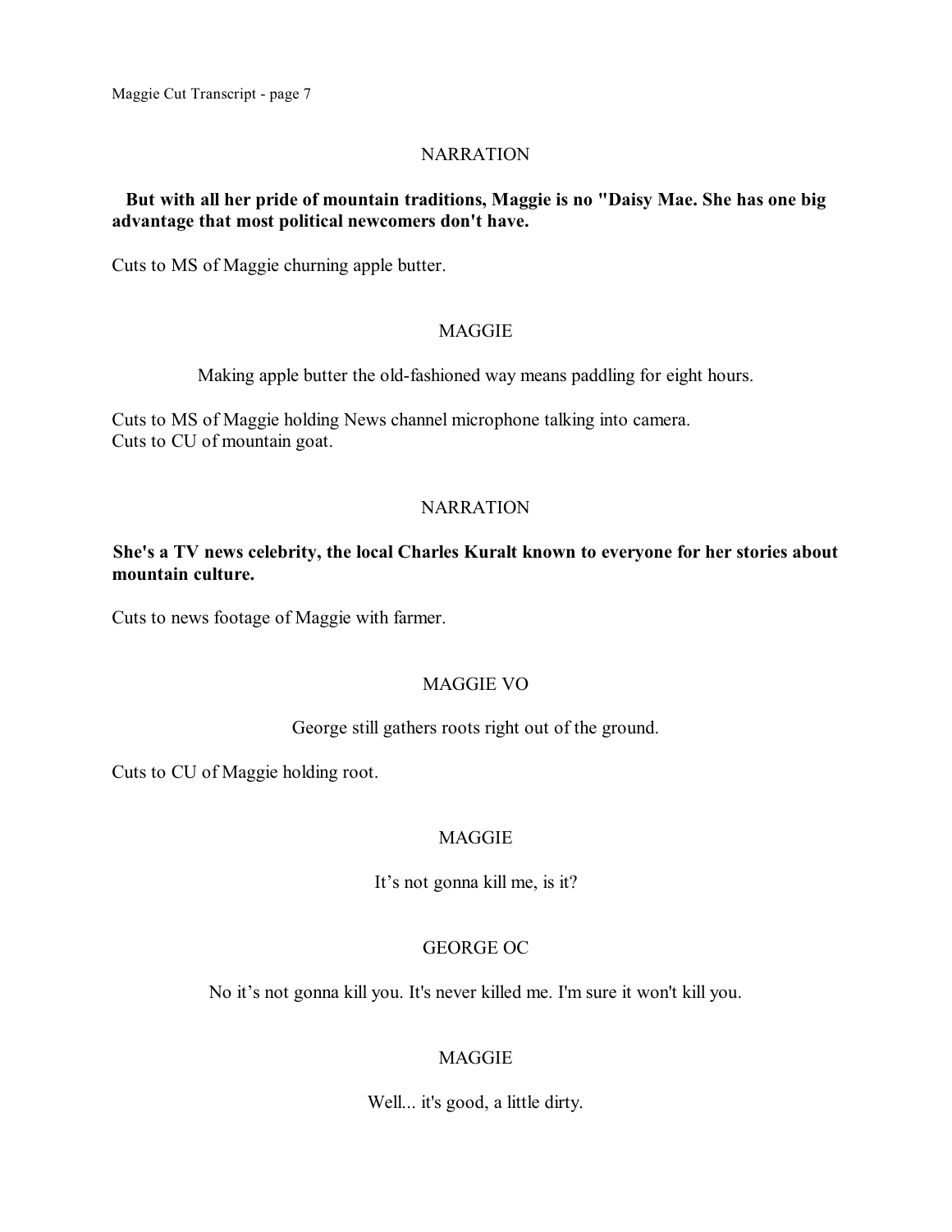NARRATION

**But with all her pride of mountain traditions, Maggie is no "Daisy Mae. She has one big advantage that most political newcomers don't have.**

Cuts to MS of Maggie churning apple butter.

MAGGIE

Making apple butter the old-fashioned way means paddling for eight hours.

Cuts to MS of Maggie holding News channel microphone talking into camera.
Cuts to CU of mountain goat.

NARRATION

**She's a TV news celebrity, the local Charles Kuralt known to everyone for her stories about mountain culture.**

Cuts to news footage of Maggie with farmer.

MAGGIE VO

George still gathers roots right out of the ground.

Cuts to CU of Maggie holding root.

MAGGIE

It's not gonna kill me, is it?

GEORGE OC

No it's not gonna kill you. It's never killed me. I'm sure it won't kill you.

MAGGIE

Well... it's good, a little dirty.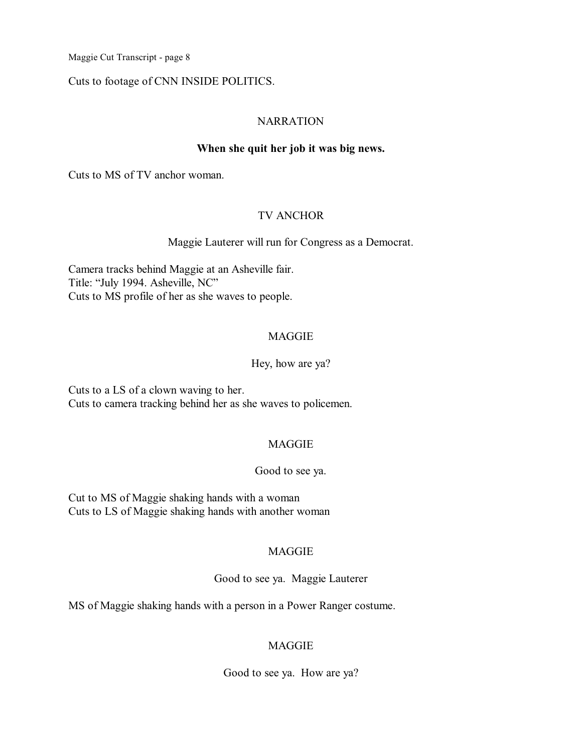Cuts to footage of CNN INSIDE POLITICS.

NARRATION

**When she quit her job it was big news.**

Cuts to MS of TV anchor woman.

TV ANCHOR

Maggie Lauterer will run for Congress as a Democrat.

Camera tracks behind Maggie at an Asheville fair.
Title: "July 1994. Asheville, NC"
Cuts to MS profile of her as she waves to people.

MAGGIE

Hey, how are ya?

Cuts to a LS of a clown waving to her.
Cuts to camera tracking behind her as she waves to policemen.

MAGGIE

Good to see ya.

Cut to MS of Maggie shaking hands with a woman
Cuts to LS of Maggie shaking hands with another woman

MAGGIE

Good to see ya. Maggie Lauterer

MS of Maggie shaking hands with a person in a Power Ranger costume.

MAGGIE

Good to see ya. How are ya?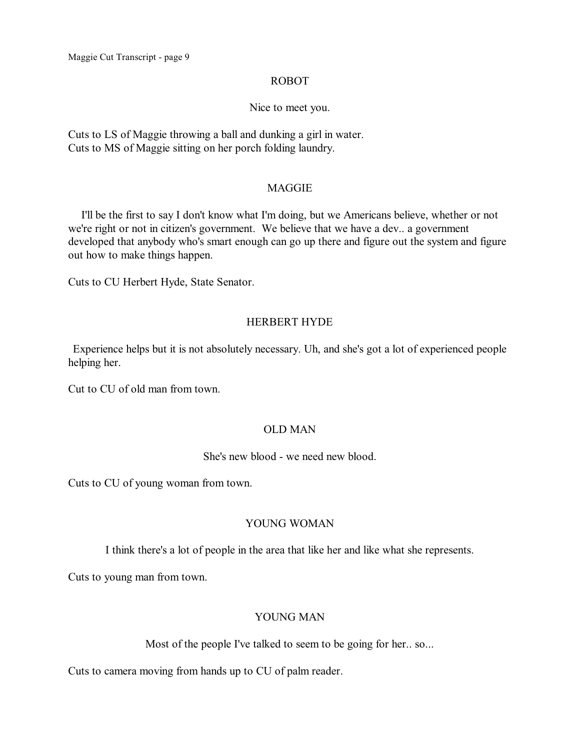ROBOT

Nice to meet you.

Cuts to LS of Maggie throwing a ball and dunking a girl in water.
Cuts to MS of Maggie sitting on her porch folding laundry.

MAGGIE

I'll be the first to say I don't know what I'm doing, but we Americans believe, whether or not we're right or not in citizen's government. We believe that we have a dev.. a government developed that anybody who's smart enough can go up there and figure out the system and figure out how to make things happen.

Cuts to CU Herbert Hyde, State Senator.

HERBERT HYDE

Experience helps but it is not absolutely necessary. Uh, and she's got a lot of experienced people helping her.

Cut to CU of old man from town.

OLD MAN

She's new blood - we need new blood.

Cuts to CU of young woman from town.

YOUNG WOMAN

I think there's a lot of people in the area that like her and like what she represents.

Cuts to young man from town.

YOUNG MAN

Most of the people I've talked to seem to be going for her.. so...

Cuts to camera moving from hands up to CU of palm reader.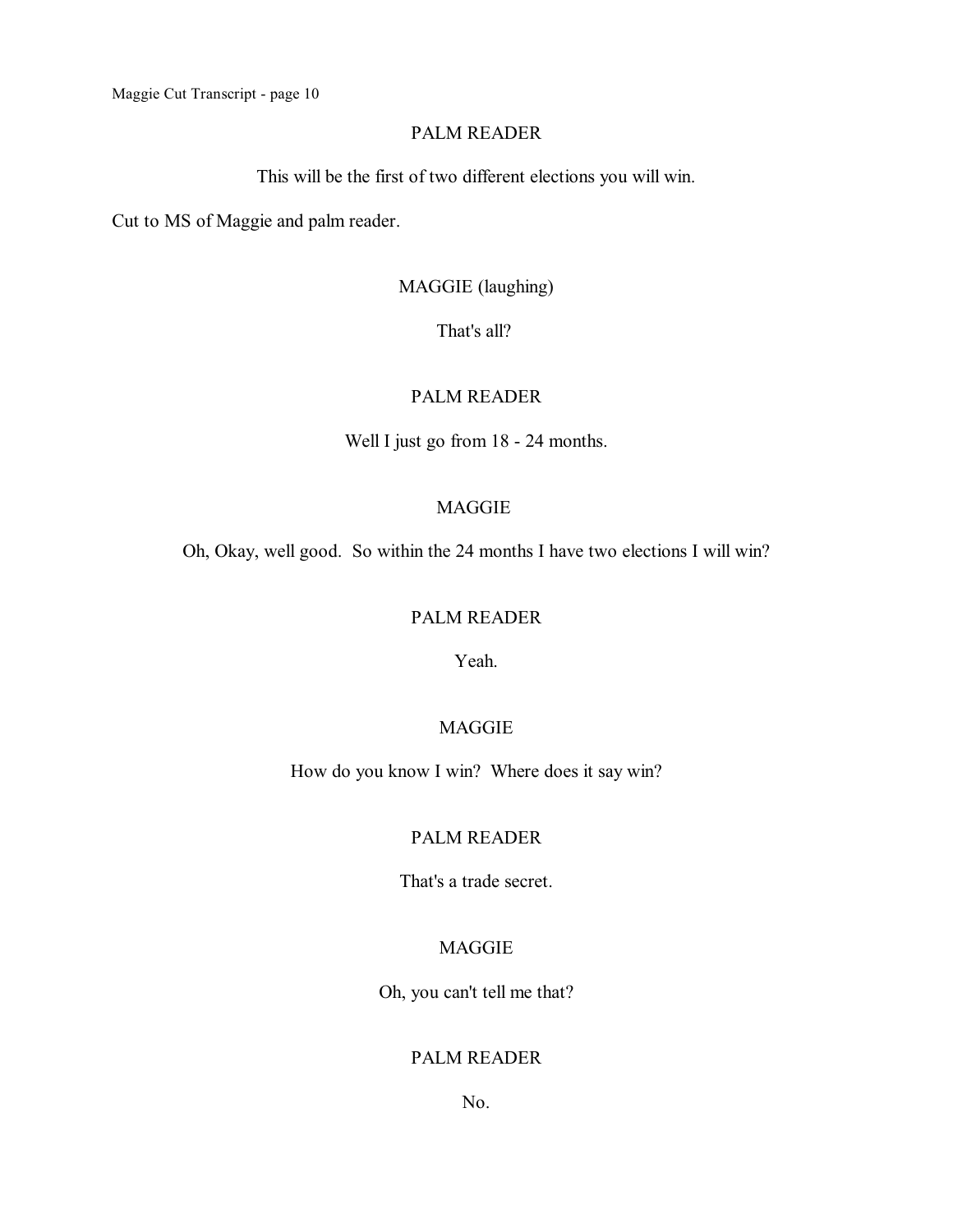PALM READER

This will be the first of two different elections you will win.

Cut to MS of Maggie and palm reader.

MAGGIE (laughing)

That's all?

PALM READER

Well I just go from 18 - 24 months.

MAGGIE

Oh, Okay, well good. So within the 24 months I have two elections I will win?

PALM READER

Yeah.

MAGGIE

How do you know I win? Where does it say win?

PALM READER

That's a trade secret.

MAGGIE

Oh, you can't tell me that?

PALM READER

No.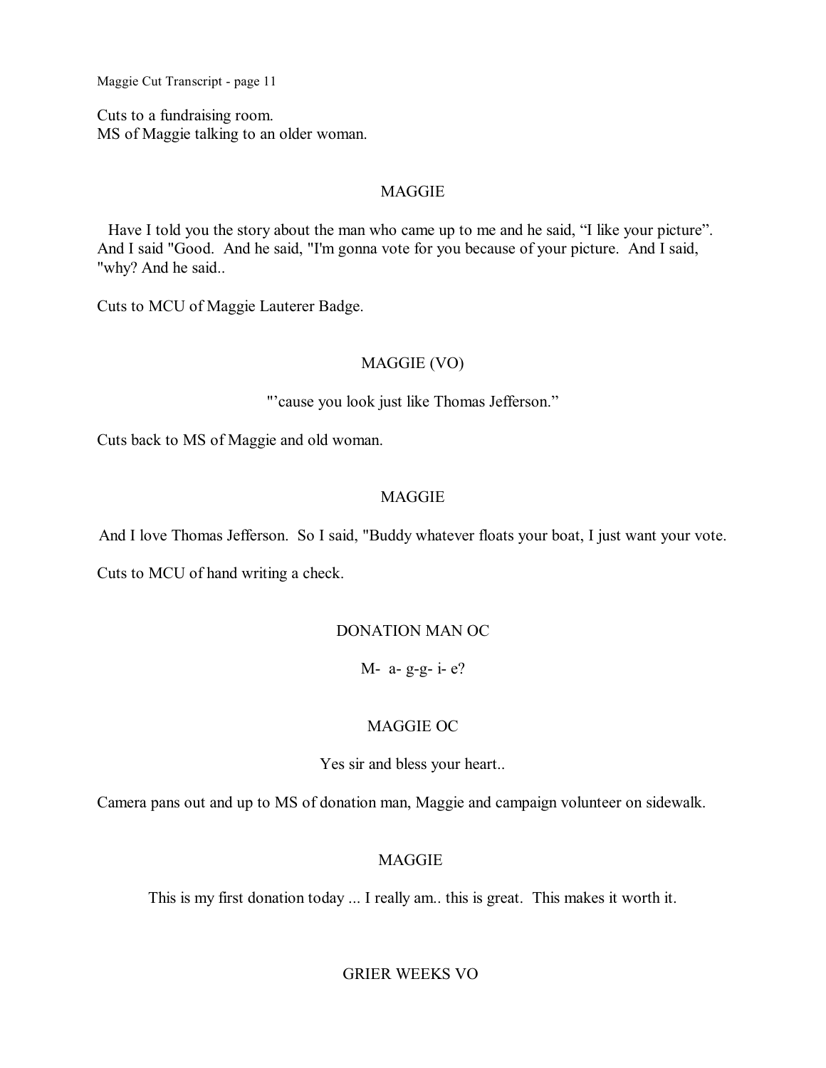Cuts to a fundraising room.
MS of Maggie talking to an older woman.

MAGGIE

Have I told you the story about the man who came up to me and he said, “I like your picture”. And I said "Good. And he said, "I'm gonna vote for you because of your picture. And I said, "why? And he said..

Cuts to MCU of Maggie Lauterer Badge.

MAGGIE (VO)

"’cause you look just like Thomas Jefferson.”

Cuts back to MS of Maggie and old woman.

MAGGIE

And I love Thomas Jefferson. So I said, "Buddy whatever floats your boat, I just want your vote.

Cuts to MCU of hand writing a check.

DONATION MAN OC

M- a- g-g- i- e?

MAGGIE OC

Yes sir and bless your heart..

Camera pans out and up to MS of donation man, Maggie and campaign volunteer on sidewalk.

MAGGIE

This is my first donation today ... I really am.. this is great. This makes it worth it.

GRIER WEEKS VO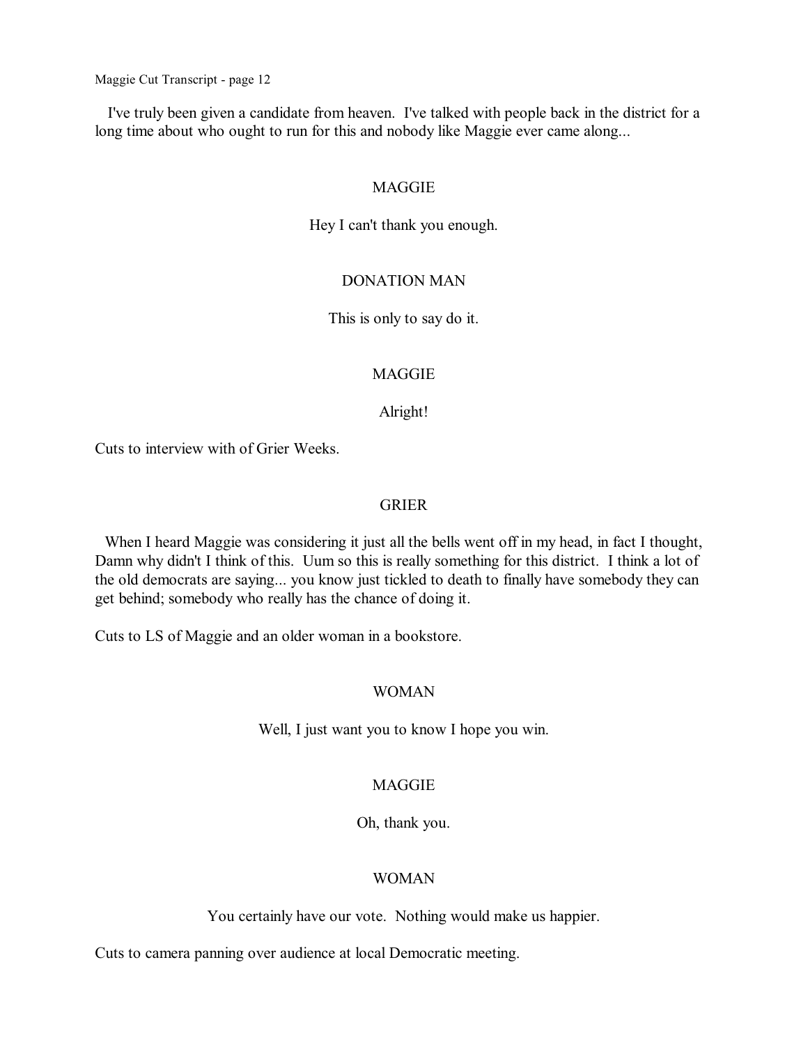I've truly been given a candidate from heaven. I've talked with people back in the district for a long time about who ought to run for this and nobody like Maggie ever came along...

MAGGIE

Hey I can't thank you enough.

DONATION MAN

This is only to say do it.

MAGGIE

Alright!

Cuts to interview with of Grier Weeks.

GRIER

When I heard Maggie was considering it just all the bells went off in my head, in fact I thought, Damn why didn't I think of this. Uum so this is really something for this district. I think a lot of the old democrats are saying... you know just tickled to death to finally have somebody they can get behind; somebody who really has the chance of doing it.

Cuts to LS of Maggie and an older woman in a bookstore.

WOMAN

Well, I just want you to know I hope you win.

MAGGIE

Oh, thank you.

WOMAN

You certainly have our vote. Nothing would make us happier.

Cuts to camera panning over audience at local Democratic meeting.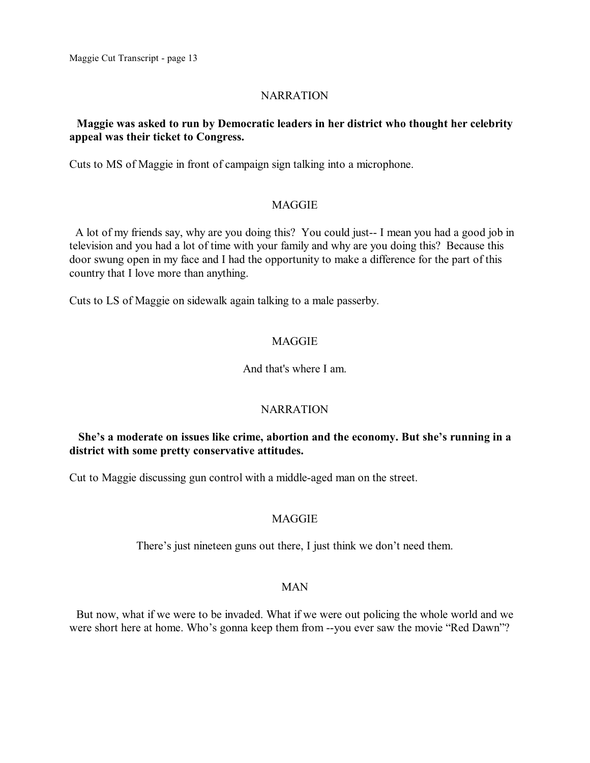NARRATION

**Maggie was asked to run by Democratic leaders in her district who thought her celebrity appeal was their ticket to Congress.**

Cuts to MS of Maggie in front of campaign sign talking into a microphone.

MAGGIE

A lot of my friends say, why are you doing this? You could just-- I mean you had a good job in television and you had a lot of time with your family and why are you doing this? Because this door swung open in my face and I had the opportunity to make a difference for the part of this country that I love more than anything.

Cuts to LS of Maggie on sidewalk again talking to a male passerby.

MAGGIE

And that's where I am.

NARRATION

**She's a moderate on issues like crime, abortion and the economy. But she's running in a district with some pretty conservative attitudes.**

Cut to Maggie discussing gun control with a middle-aged man on the street.

MAGGIE

There's just nineteen guns out there, I just think we don't need them.

MAN

But now, what if we were to be invaded. What if we were out policing the whole world and we were short here at home. Who's gonna keep them from --you ever saw the movie "Red Dawn"?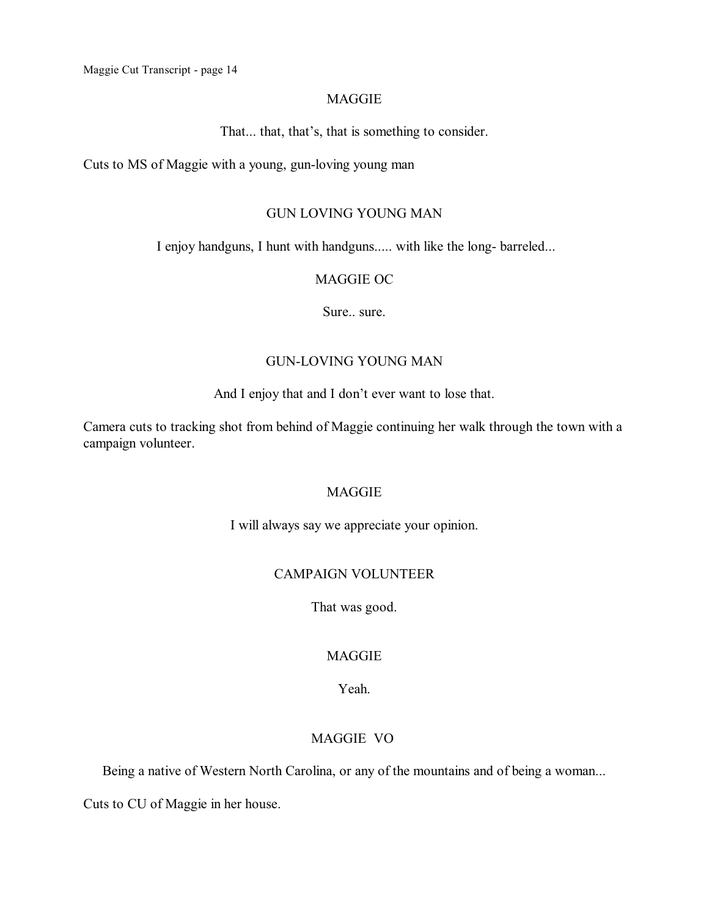MAGGIE

That... that, that's, that is something to consider.

Cuts to MS of Maggie with a young, gun-loving young man

GUN LOVING YOUNG MAN

I enjoy handguns, I hunt with handguns..... with like the long- barreled...

MAGGIE OC

Sure.. sure.

GUN-LOVING YOUNG MAN

And I enjoy that and I don't ever want to lose that.

Camera cuts to tracking shot from behind of Maggie continuing her walk through the town with a campaign volunteer.

MAGGIE

I will always say we appreciate your opinion.

CAMPAIGN VOLUNTEER

That was good.

MAGGIE

Yeah.

MAGGIE VO

Being a native of Western North Carolina, or any of the mountains and of being a woman...

Cuts to CU of Maggie in her house.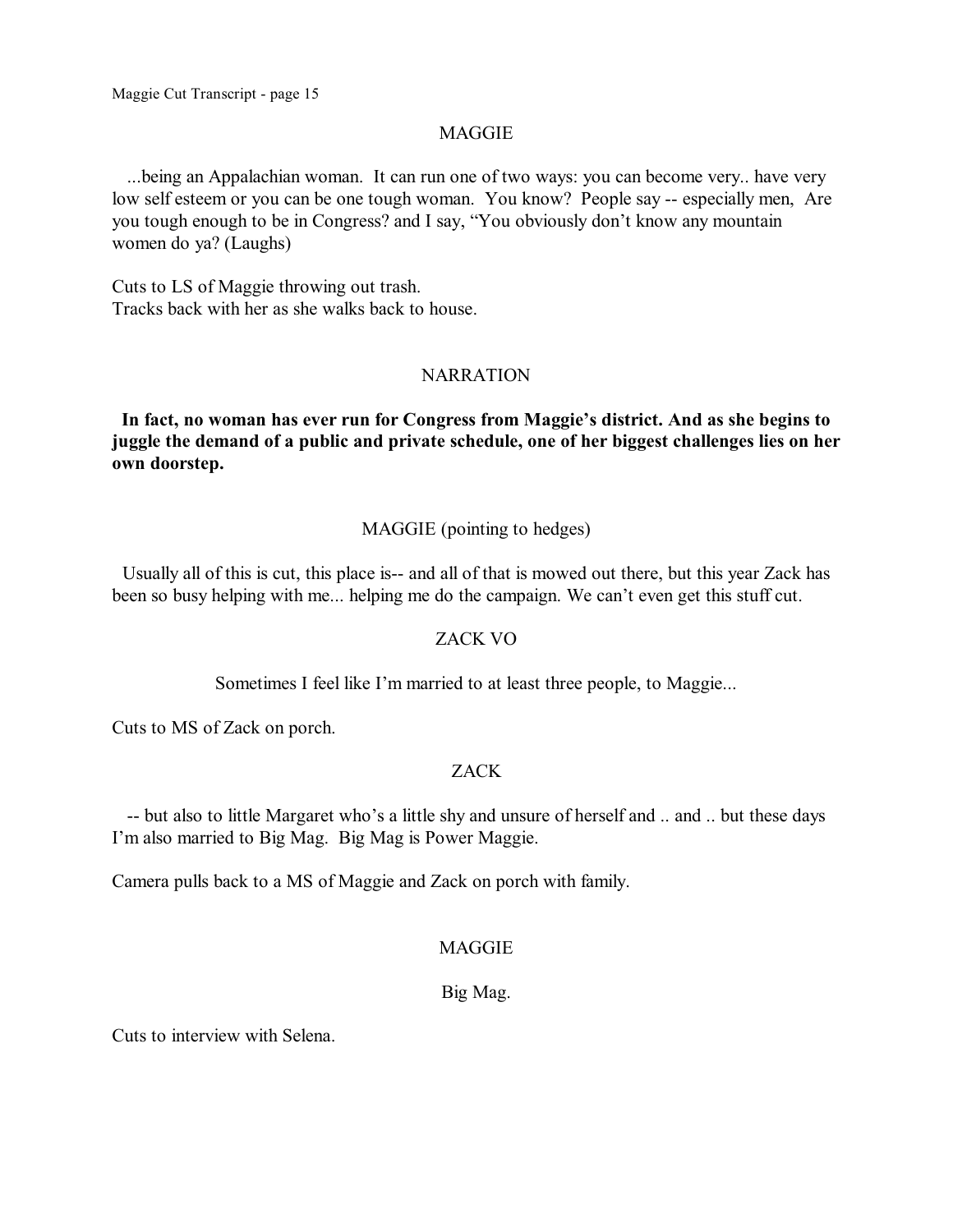MAGGIE

...being an Appalachian woman. It can run one of two ways: you can become very.. have very low self esteem or you can be one tough woman. You know? People say -- especially men, Are you tough enough to be in Congress? and I say, "You obviously don't know any mountain women do ya? (Laughs)

Cuts to LS of Maggie throwing out trash.
Tracks back with her as she walks back to house.

NARRATION

**In fact, no woman has ever run for Congress from Maggie's district. And as she begins to juggle the demand of a public and private schedule, one of her biggest challenges lies on her own doorstep.**

MAGGIE (pointing to hedges)

Usually all of this is cut, this place is-- and all of that is mowed out there, but this year Zack has been so busy helping with me... helping me do the campaign. We can't even get this stuff cut.

ZACK VO

Sometimes I feel like I'm married to at least three people, to Maggie...

Cuts to MS of Zack on porch.

ZACK

-- but also to little Margaret who's a little shy and unsure of herself and .. and .. but these days I'm also married to Big Mag. Big Mag is Power Maggie.

Camera pulls back to a MS of Maggie and Zack on porch with family.

MAGGIE

Big Mag.

Cuts to interview with Selena.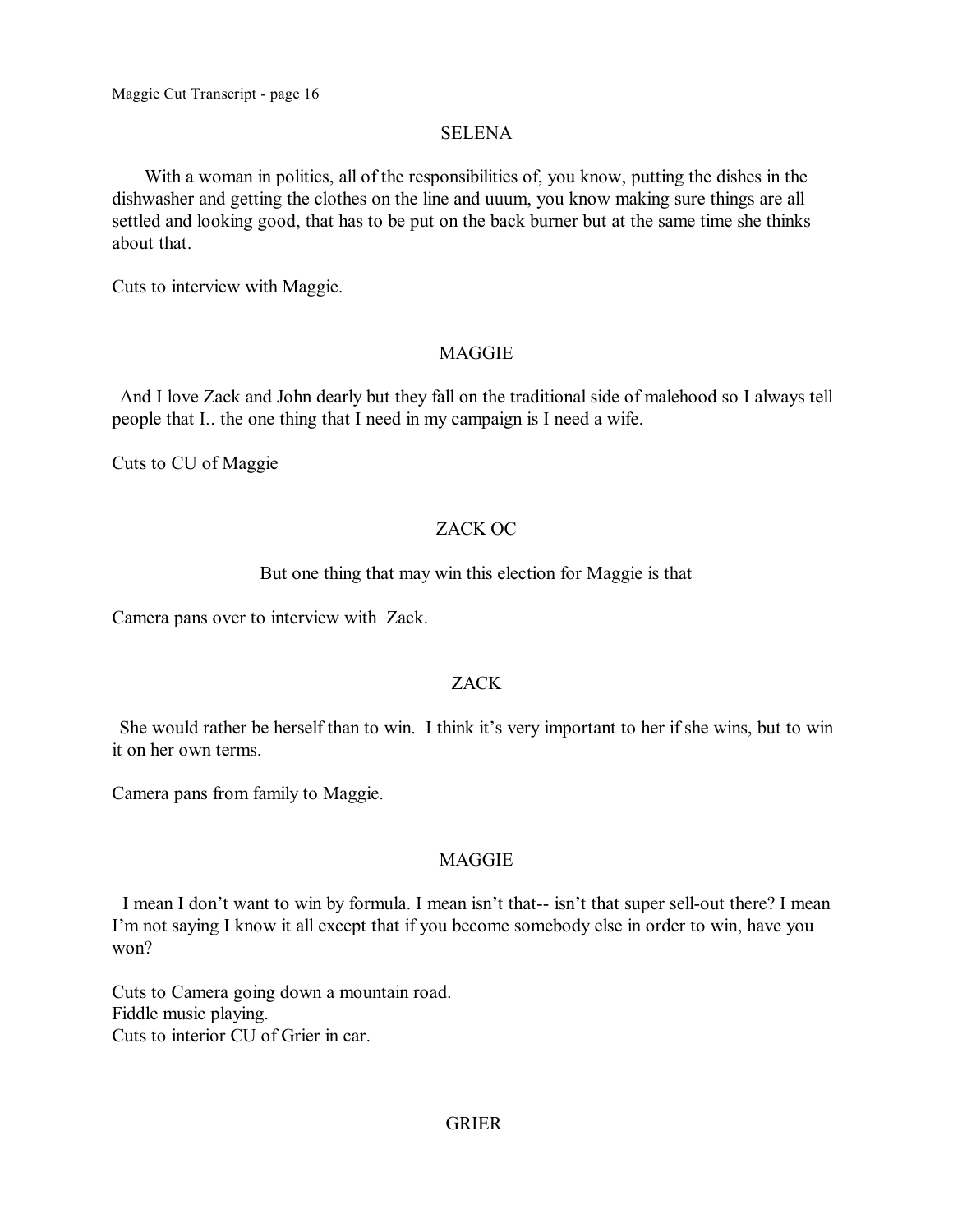SELENA

With a woman in politics, all of the responsibilities of, you know, putting the dishes in the dishwasher and getting the clothes on the line and uuum, you know making sure things are all settled and looking good, that has to be put on the back burner but at the same time she thinks about that.

Cuts to interview with Maggie.

MAGGIE

And I love Zack and John dearly but they fall on the traditional side of malehood so I always tell people that I.. the one thing that I need in my campaign is I need a wife.

Cuts to CU of Maggie

ZACK OC

But one thing that may win this election for Maggie is that

Camera pans over to interview with Zack.

ZACK

She would rather be herself than to win. I think it's very important to her if she wins, but to win it on her own terms.

Camera pans from family to Maggie.

MAGGIE

I mean I don't want to win by formula. I mean isn't that-- isn't that super sell-out there? I mean I'm not saying I know it all except that if you become somebody else in order to win, have you won?

Cuts to Camera going down a mountain road.
Fiddle music playing.
Cuts to interior CU of Grier in car.

GRIER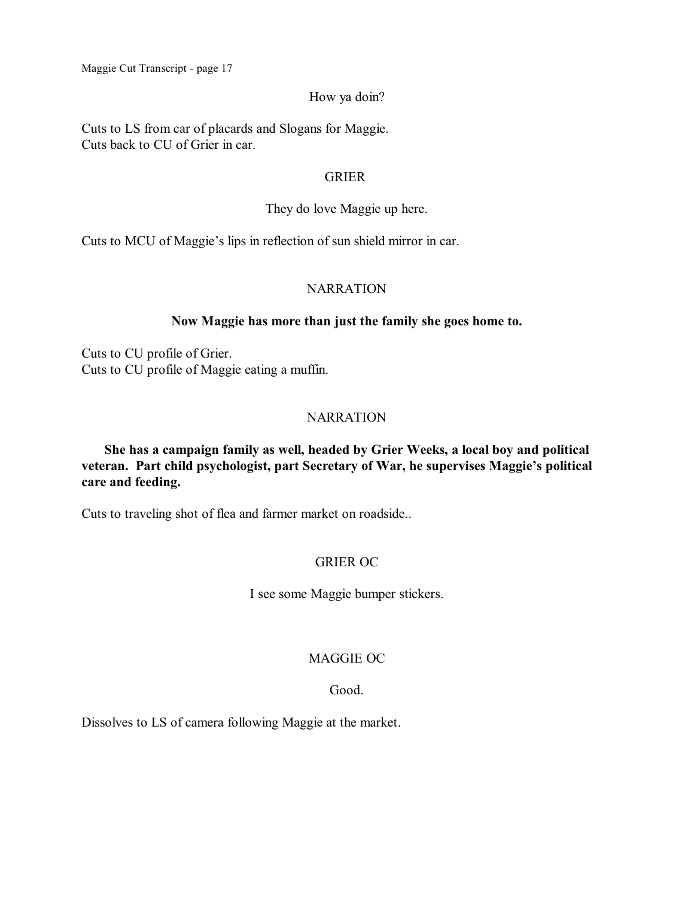How ya doin?

Cuts to LS from car of placards and Slogans for Maggie.
Cuts back to CU of Grier in car.

GRIER

They do love Maggie up here.

Cuts to MCU of Maggie's lips in reflection of sun shield mirror in car.

NARRATION

**Now Maggie has more than just the family she goes home to.**

Cuts to CU profile of Grier.
Cuts to CU profile of Maggie eating a muffin.

NARRATION

**She has a campaign family as well, headed by Grier Weeks, a local boy and political veteran. Part child psychologist, part Secretary of War, he supervises Maggie's political care and feeding.**

Cuts to traveling shot of flea and farmer market on roadside..

GRIER OC

I see some Maggie bumper stickers.

MAGGIE OC

Good.

Dissolves to LS of camera following Maggie at the market.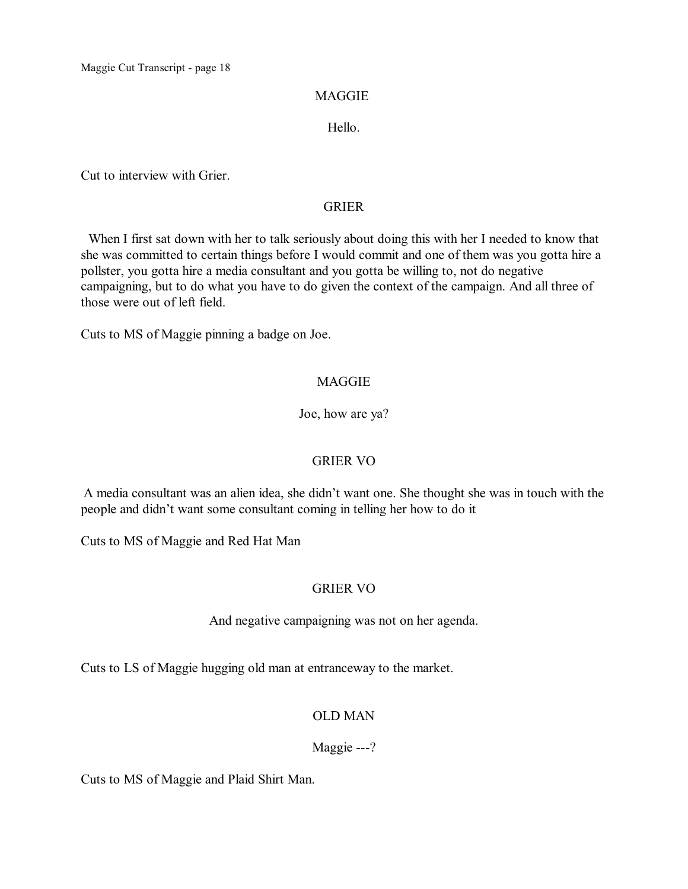MAGGIE

Hello.

Cut to interview with Grier.

GRIER

When I first sat down with her to talk seriously about doing this with her I needed to know that she was committed to certain things before I would commit and one of them was you gotta hire a pollster, you gotta hire a media consultant and you gotta be willing to, not do negative campaigning, but to do what you have to do given the context of the campaign. And all three of those were out of left field.

Cuts to MS of Maggie pinning a badge on Joe.

MAGGIE

Joe, how are ya?

GRIER VO

A media consultant was an alien idea, she didn't want one. She thought she was in touch with the people and didn't want some consultant coming in telling her how to do it

Cuts to MS of Maggie and Red Hat Man

GRIER VO

And negative campaigning was not on her agenda.

Cuts to LS of Maggie hugging old man at entranceway to the market.

OLD MAN

Maggie ---?

Cuts to MS of Maggie and Plaid Shirt Man.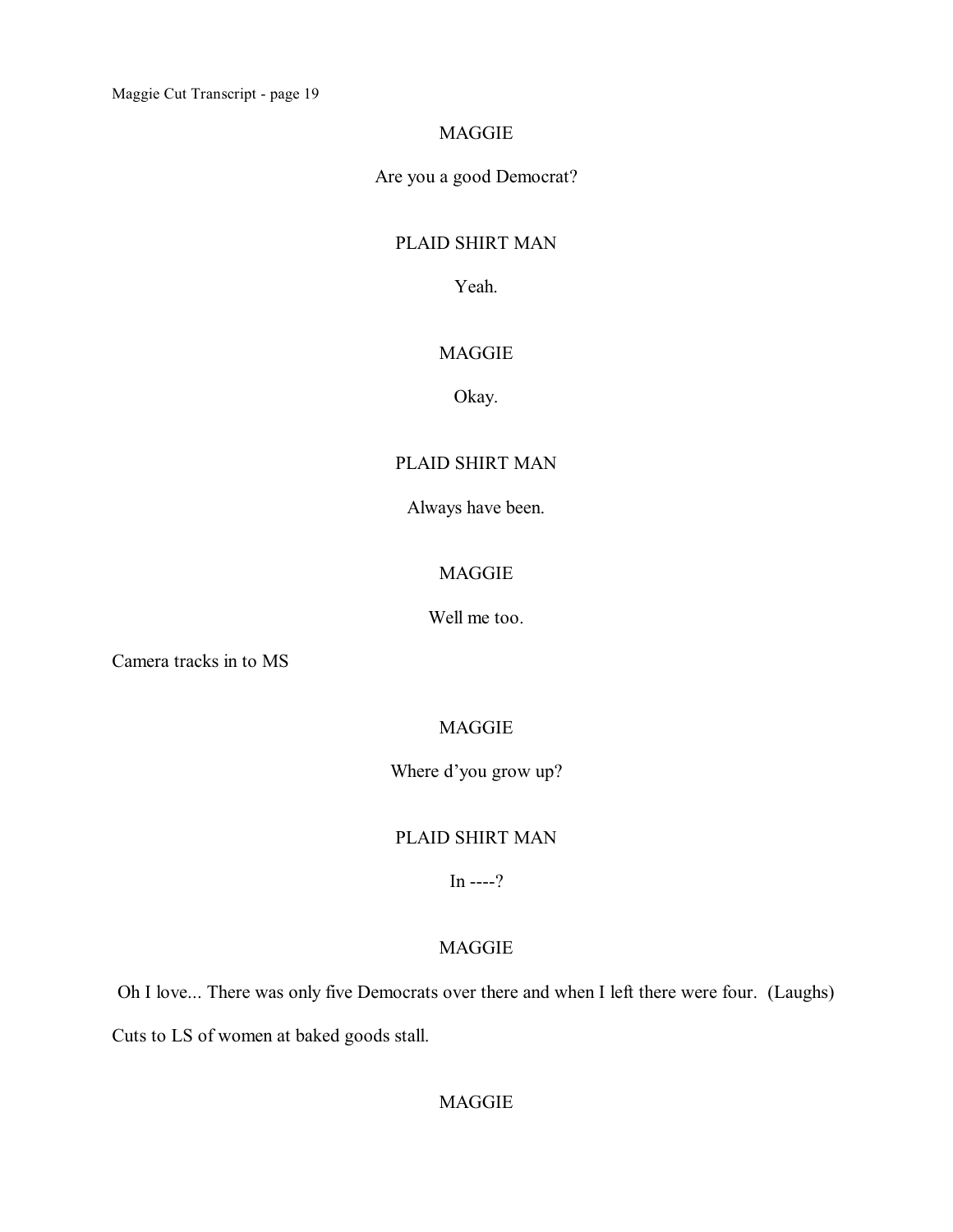MAGGIE

Are you a good Democrat?

PLAID SHIRT MAN

Yeah.

MAGGIE

Okay.

PLAID SHIRT MAN

Always have been.

MAGGIE

Well me too.

Camera tracks in to MS

MAGGIE

Where d'you grow up?

PLAID SHIRT MAN

In ----?

MAGGIE

Oh I love... There was only five Democrats over there and when I left there were four. (Laughs)

Cuts to LS of women at baked goods stall.

MAGGIE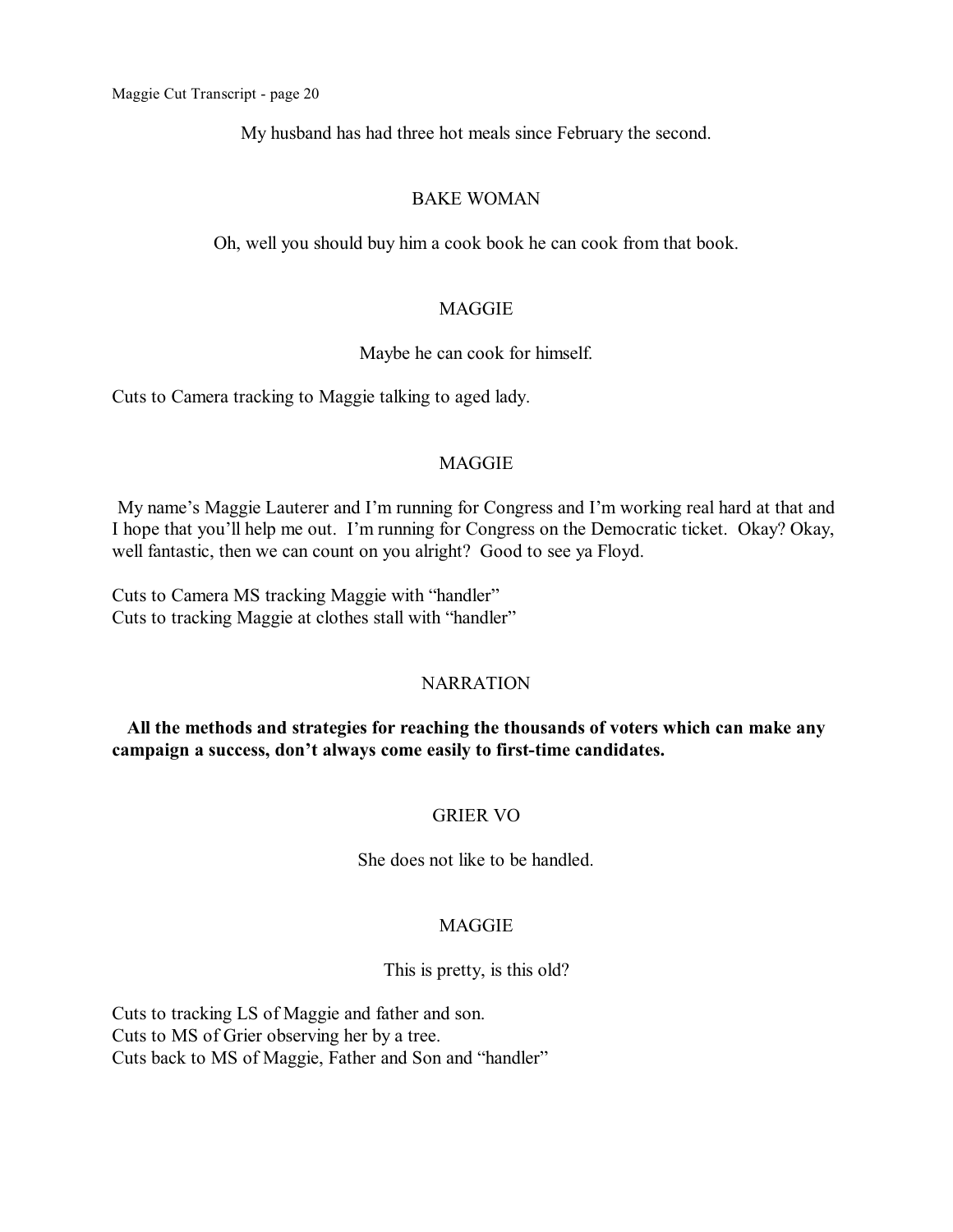My husband has had three hot meals since February the second.

BAKE WOMAN

Oh, well you should buy him a cook book he can cook from that book.

MAGGIE

Maybe he can cook for himself.

Cuts to Camera tracking to Maggie talking to aged lady.

MAGGIE

My name's Maggie Lauterer and I'm running for Congress and I'm working real hard at that and I hope that you'll help me out. I'm running for Congress on the Democratic ticket. Okay? Okay, well fantastic, then we can count on you alright? Good to see ya Floyd.

Cuts to Camera MS tracking Maggie with "handler"
Cuts to tracking Maggie at clothes stall with "handler"

NARRATION

**All the methods and strategies for reaching the thousands of voters which can make any campaign a success, don't always come easily to first-time candidates.**

GRIER VO

She does not like to be handled.

MAGGIE

This is pretty, is this old?

Cuts to tracking LS of Maggie and father and son.
Cuts to MS of Grier observing her by a tree.
Cuts back to MS of Maggie, Father and Son and "handler"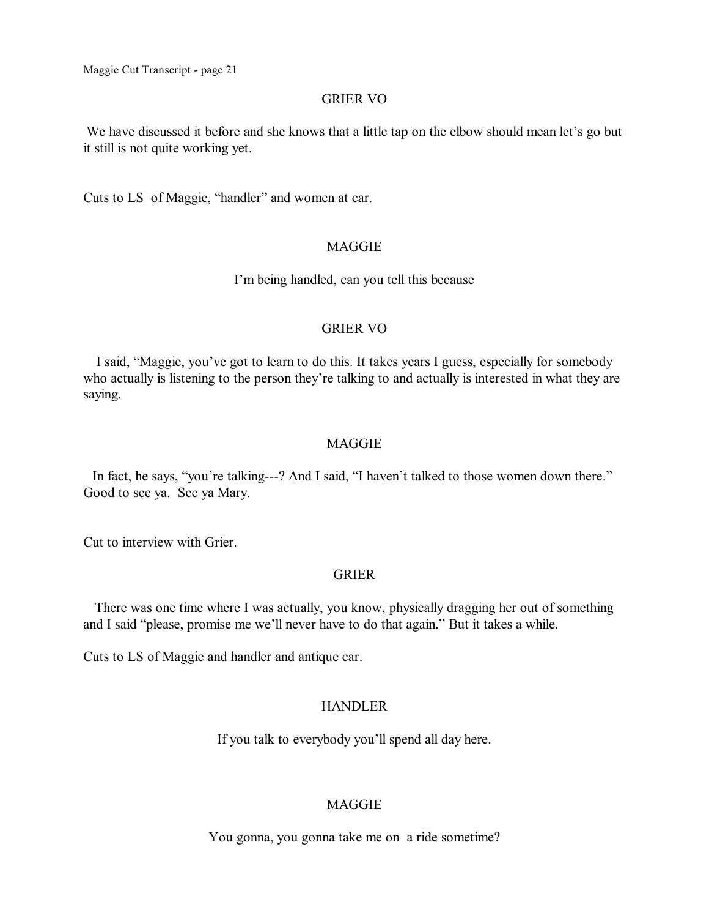GRIER VO

We have discussed it before and she knows that a little tap on the elbow should mean let's go but it still is not quite working yet.

Cuts to LS of Maggie, "handler" and women at car.

MAGGIE

I'm being handled, can you tell this because

GRIER VO

I said, "Maggie, you've got to learn to do this. It takes years I guess, especially for somebody who actually is listening to the person they're talking to and actually is interested in what they are saying.

MAGGIE

In fact, he says, "you're talking---? And I said, "I haven't talked to those women down there." Good to see ya. See ya Mary.

Cut to interview with Grier.

GRIER

There was one time where I was actually, you know, physically dragging her out of something and I said "please, promise me we'll never have to do that again." But it takes a while.

Cuts to LS of Maggie and handler and antique car.

HANDLER

If you talk to everybody you'll spend all day here.

MAGGIE

You gonna, you gonna take me on a ride sometime?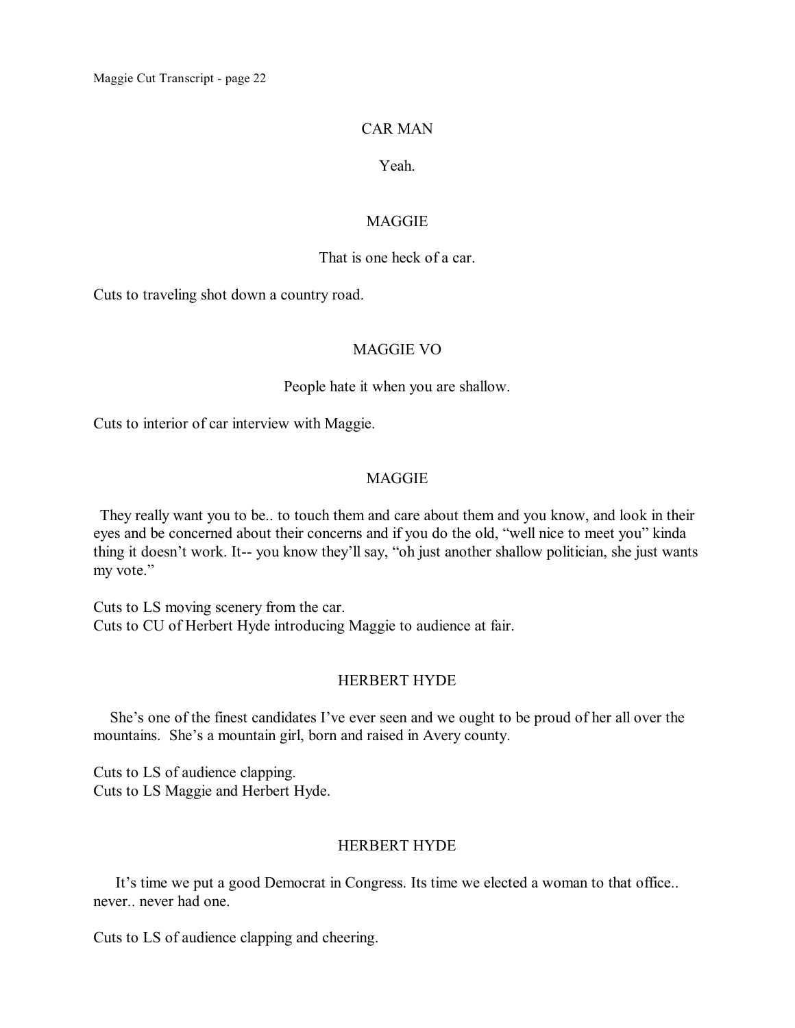CAR MAN

Yeah.

MAGGIE

That is one heck of a car.

Cuts to traveling shot down a country road.

MAGGIE VO

People hate it when you are shallow.

Cuts to interior of car interview with Maggie.

MAGGIE

They really want you to be.. to touch them and care about them and you know, and look in their eyes and be concerned about their concerns and if you do the old, "well nice to meet you" kinda thing it doesn't work. It-- you know they'll say, "oh just another shallow politician, she just wants my vote."

Cuts to LS moving scenery from the car.
Cuts to CU of Herbert Hyde introducing Maggie to audience at fair.

HERBERT HYDE

She's one of the finest candidates I've ever seen and we ought to be proud of her all over the mountains. She's a mountain girl, born and raised in Avery county.

Cuts to LS of audience clapping.
Cuts to LS Maggie and Herbert Hyde.

HERBERT HYDE

It's time we put a good Democrat in Congress. Its time we elected a woman to that office.. never.. never had one.

Cuts to LS of audience clapping and cheering.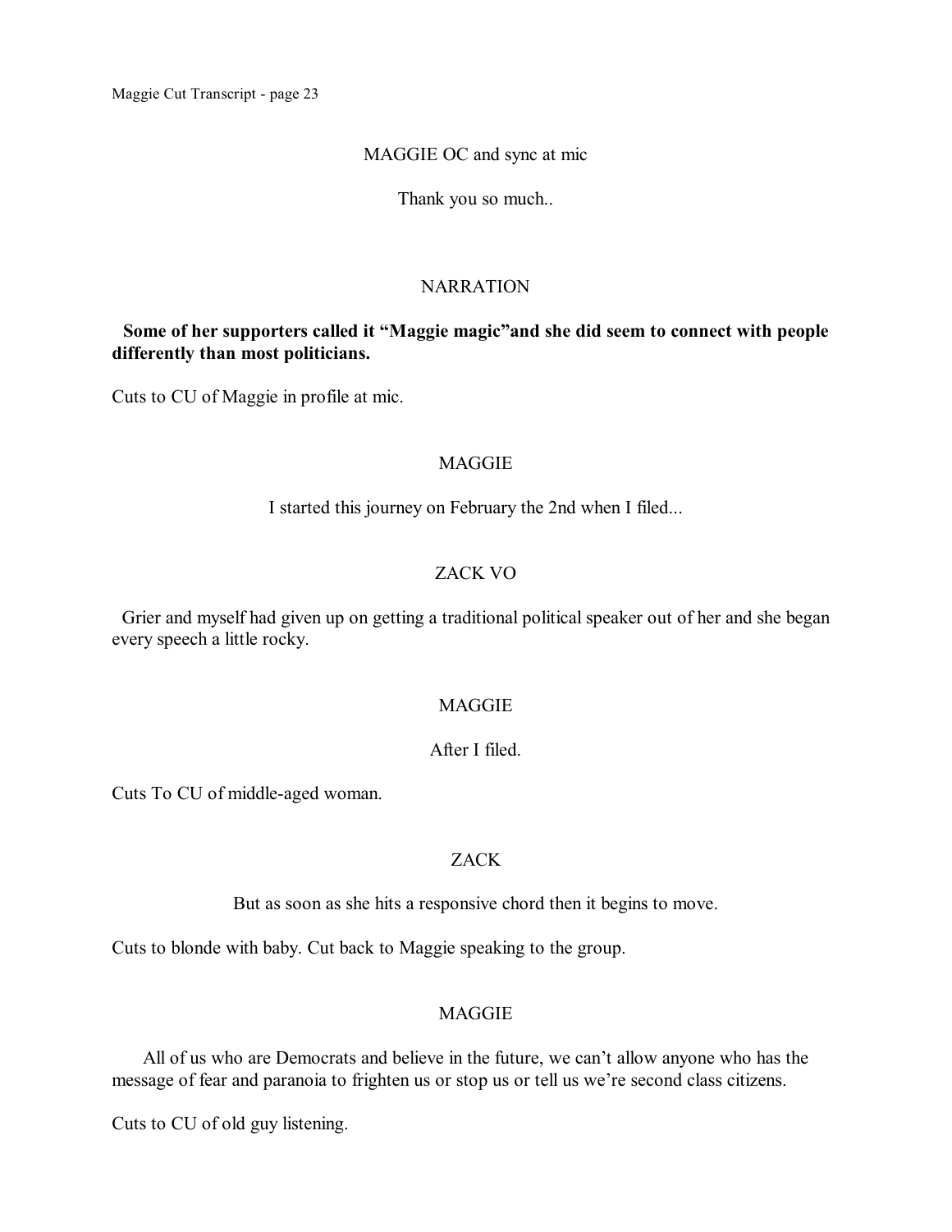MAGGIE OC and sync at mic

Thank you so much..

NARRATION

**Some of her supporters called it “Maggie magic”and she did seem to connect with people differently than most politicians.**

Cuts to CU of Maggie in profile at mic.

MAGGIE

I started this journey on February the 2nd when I filed...

ZACK VO

Grier and myself had given up on getting a traditional political speaker out of her and she began every speech a little rocky.

MAGGIE

After I filed.

Cuts To CU of middle-aged woman.

ZACK

But as soon as she hits a responsive chord then it begins to move.

Cuts to blonde with baby. Cut back to Maggie speaking to the group.

MAGGIE

All of us who are Democrats and believe in the future, we can’t allow anyone who has the message of fear and paranoia to frighten us or stop us or tell us we’re second class citizens.

Cuts to CU of old guy listening.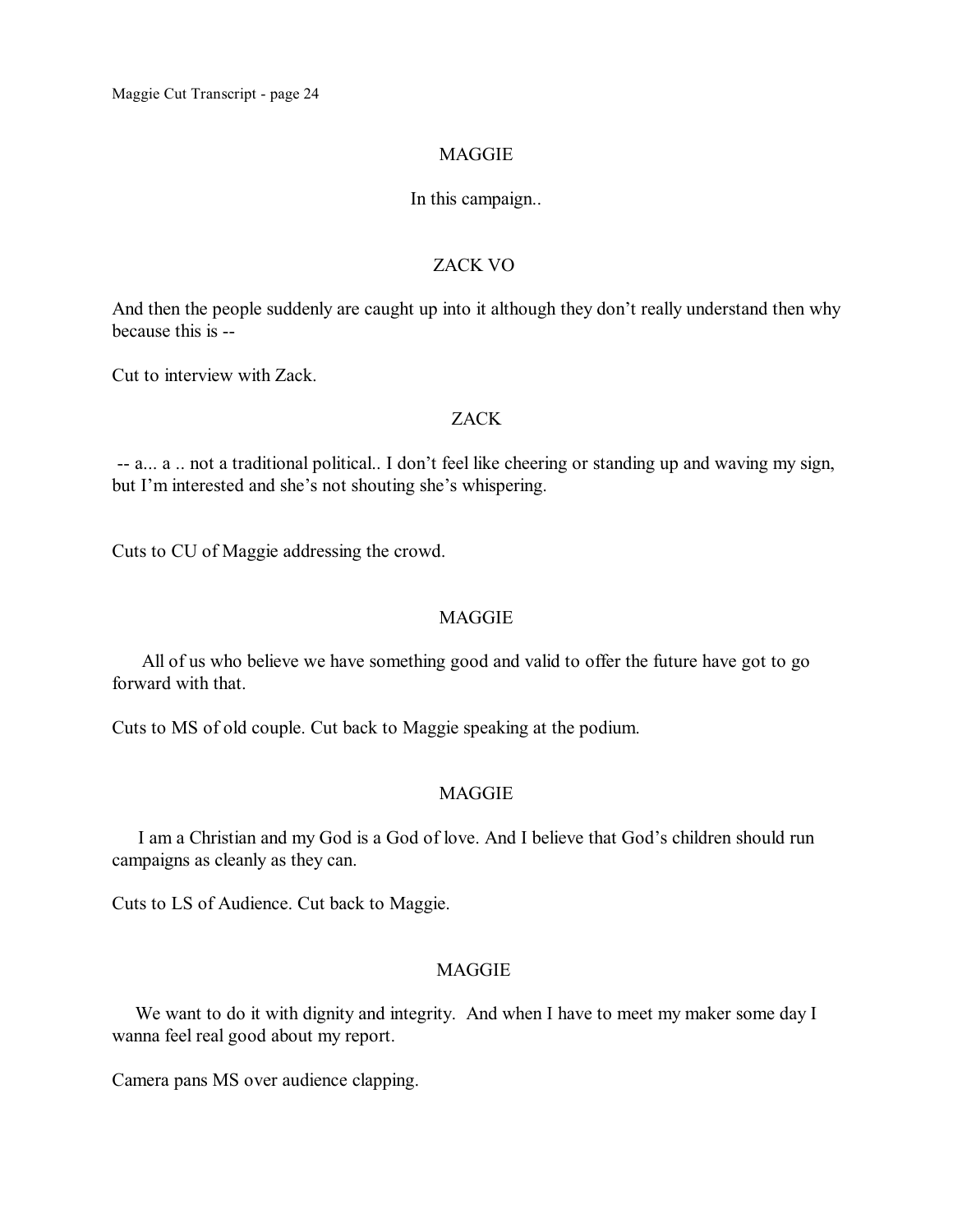MAGGIE

In this campaign..

ZACK VO

And then the people suddenly are caught up into it although they don't really understand then why because this is --

Cut to interview with Zack.

ZACK

-- a... a .. not a traditional political.. I don't feel like cheering or standing up and waving my sign, but I'm interested and she's not shouting she's whispering.

Cuts to CU of Maggie addressing the crowd.

MAGGIE

All of us who believe we have something good and valid to offer the future have got to go forward with that.

Cuts to MS of old couple. Cut back to Maggie speaking at the podium.

MAGGIE

I am a Christian and my God is a God of love. And I believe that God's children should run campaigns as cleanly as they can.

Cuts to LS of Audience. Cut back to Maggie.

MAGGIE

We want to do it with dignity and integrity. And when I have to meet my maker some day I wanna feel real good about my report.

Camera pans MS over audience clapping.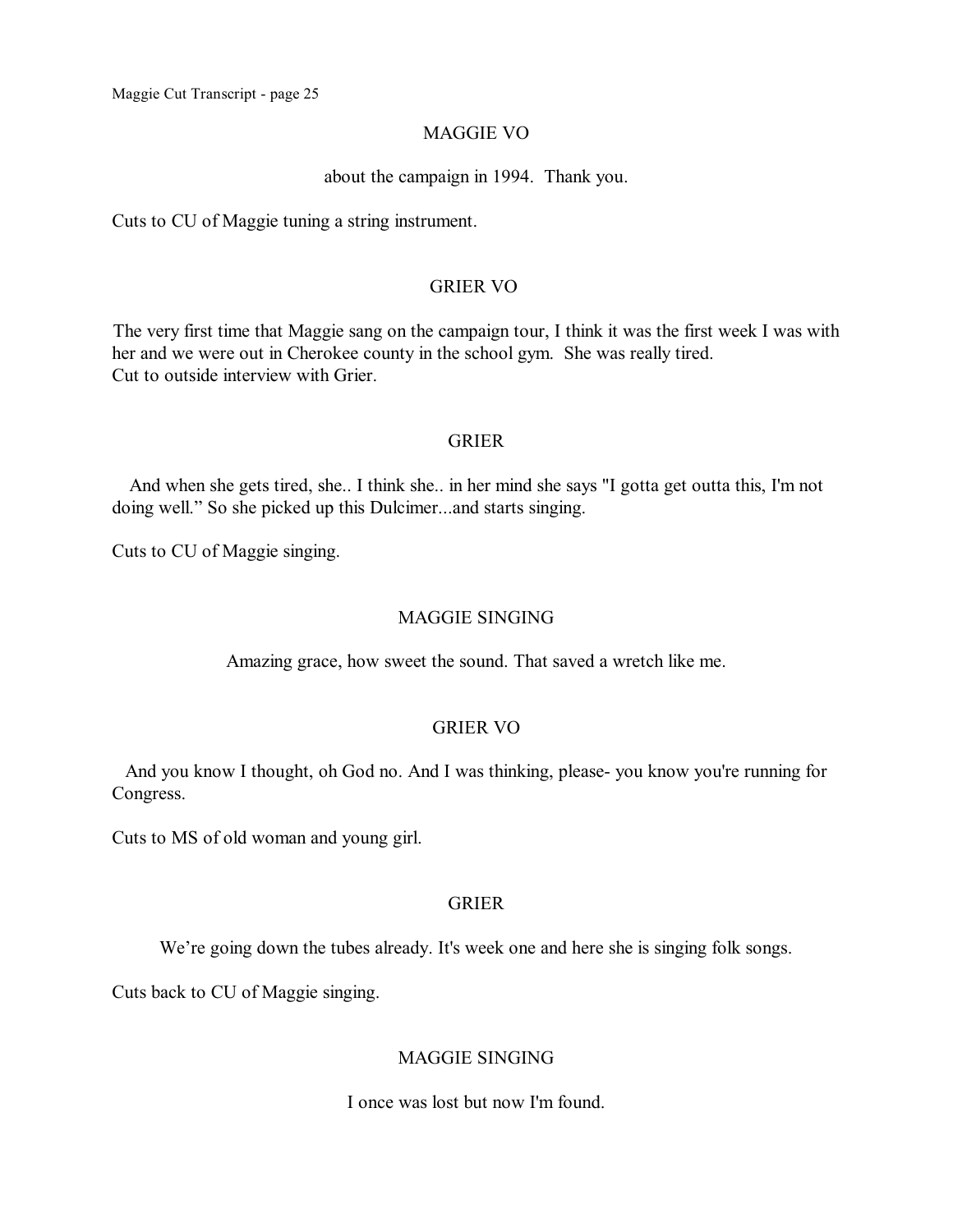MAGGIE VO

about the campaign in 1994. Thank you.

Cuts to CU of Maggie tuning a string instrument.

GRIER VO

The very first time that Maggie sang on the campaign tour, I think it was the first week I was with her and we were out in Cherokee county in the school gym. She was really tired.
Cut to outside interview with Grier.

GRIER

And when she gets tired, she.. I think she.. in her mind she says "I gotta get outta this, I'm not doing well." So she picked up this Dulcimer...and starts singing.

Cuts to CU of Maggie singing.

MAGGIE SINGING

Amazing grace, how sweet the sound. That saved a wretch like me.

GRIER VO

And you know I thought, oh God no. And I was thinking, please- you know you're running for Congress.

Cuts to MS of old woman and young girl.

GRIER

We're going down the tubes already. It's week one and here she is singing folk songs.

Cuts back to CU of Maggie singing.

MAGGIE SINGING

I once was lost but now I'm found.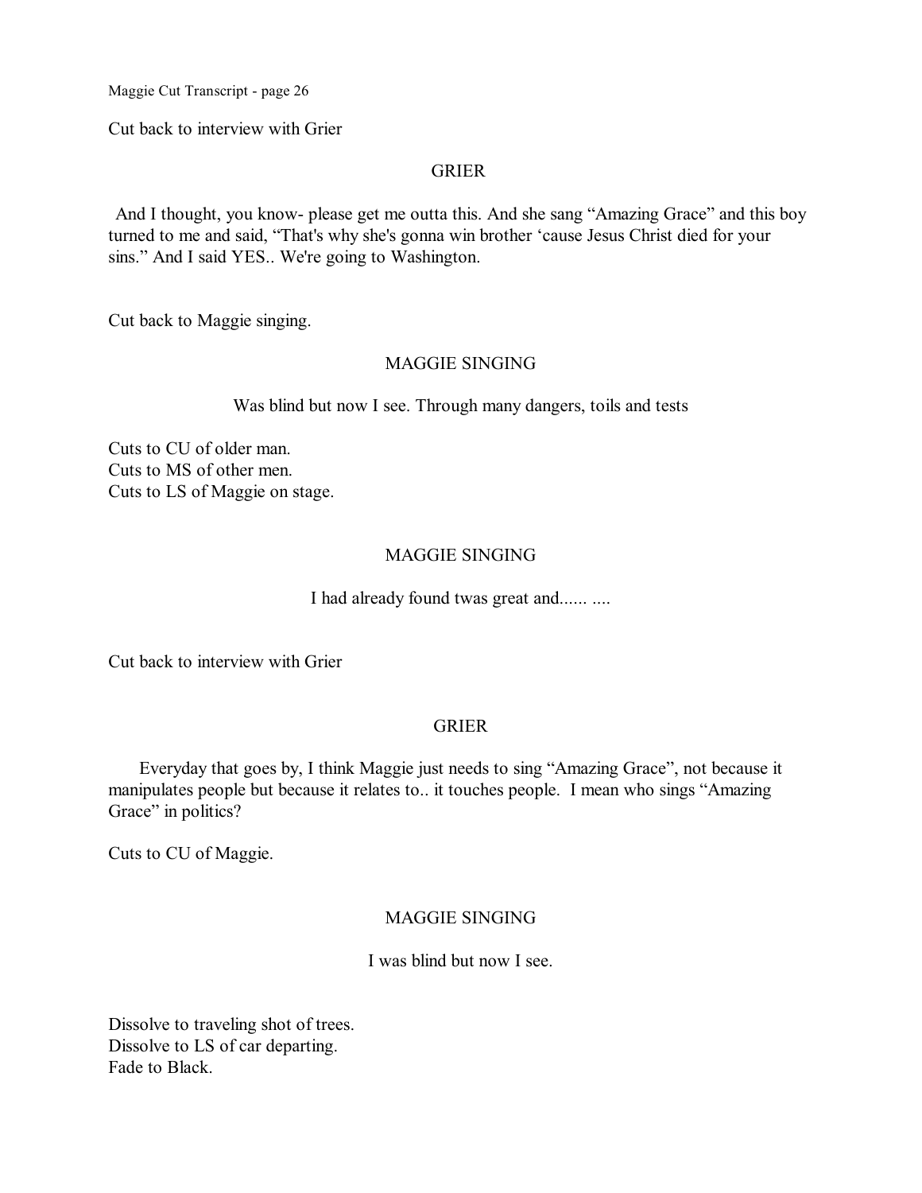Cut back to interview with Grier

GRIER

And I thought, you know- please get me outta this. And she sang "Amazing Grace" and this boy turned to me and said, "That's why she's gonna win brother 'cause Jesus Christ died for your sins." And I said YES.. We're going to Washington.

Cut back to Maggie singing.

MAGGIE SINGING

Was blind but now I see. Through many dangers, toils and tests

Cuts to CU of older man.
Cuts to MS of other men.
Cuts to LS of Maggie on stage.

MAGGIE SINGING

I had already found twas great and...... ....

Cut back to interview with Grier

GRIER

Everyday that goes by, I think Maggie just needs to sing "Amazing Grace", not because it manipulates people but because it relates to.. it touches people. I mean who sings "Amazing Grace" in politics?

Cuts to CU of Maggie.

MAGGIE SINGING

I was blind but now I see.

Dissolve to traveling shot of trees.
Dissolve to LS of car departing.
Fade to Black.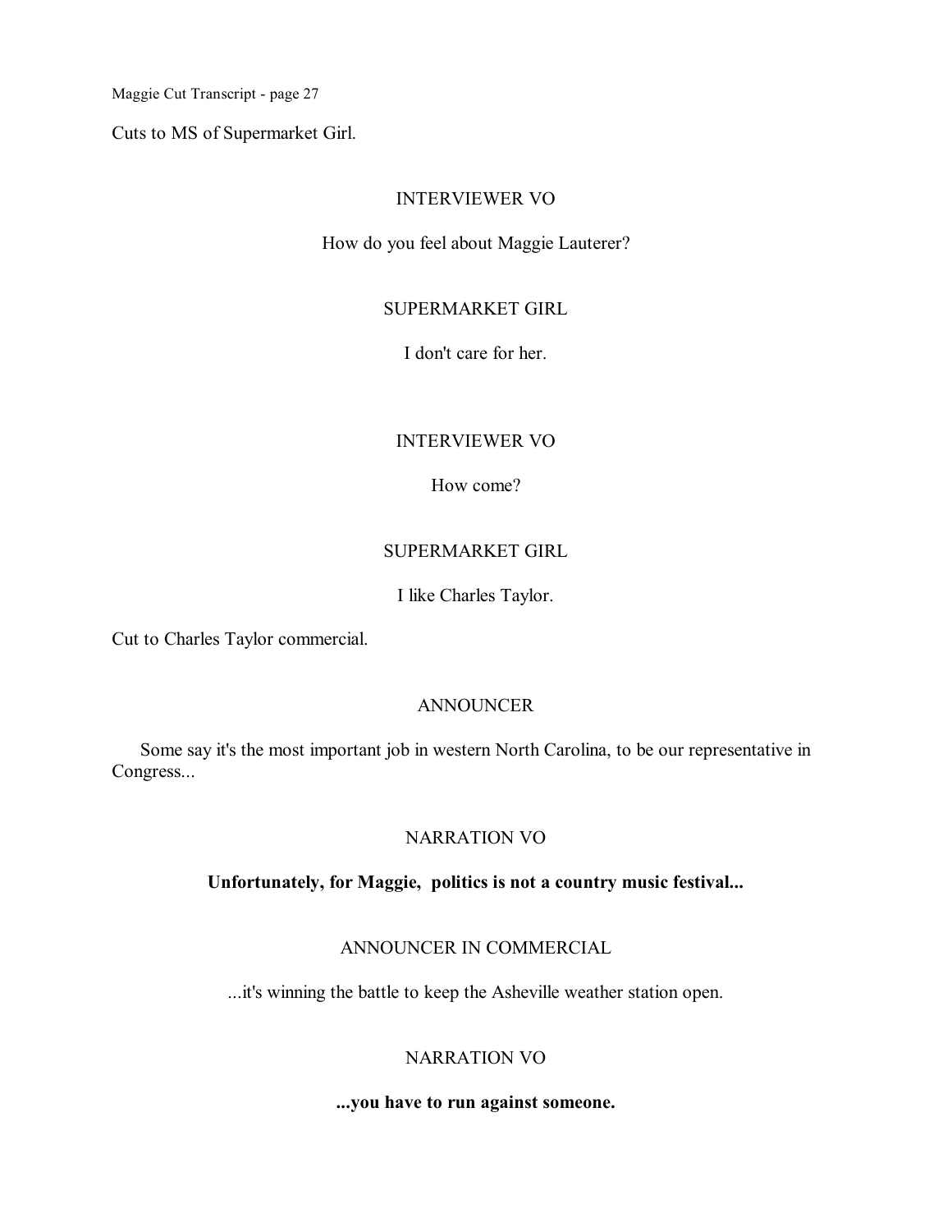Cuts to MS of Supermarket Girl.

INTERVIEWER VO

How do you feel about Maggie Lauterer?

SUPERMARKET GIRL

I don't care for her.

INTERVIEWER VO

How come?

SUPERMARKET GIRL

I like Charles Taylor.

Cut to Charles Taylor commercial.

ANNOUNCER

Some say it's the most important job in western North Carolina, to be our representative in Congress...

NARRATION VO

**Unfortunately, for Maggie, politics is not a country music festival...**

ANNOUNCER IN COMMERCIAL

...it's winning the battle to keep the Asheville weather station open.

NARRATION VO

**...you have to run against someone.**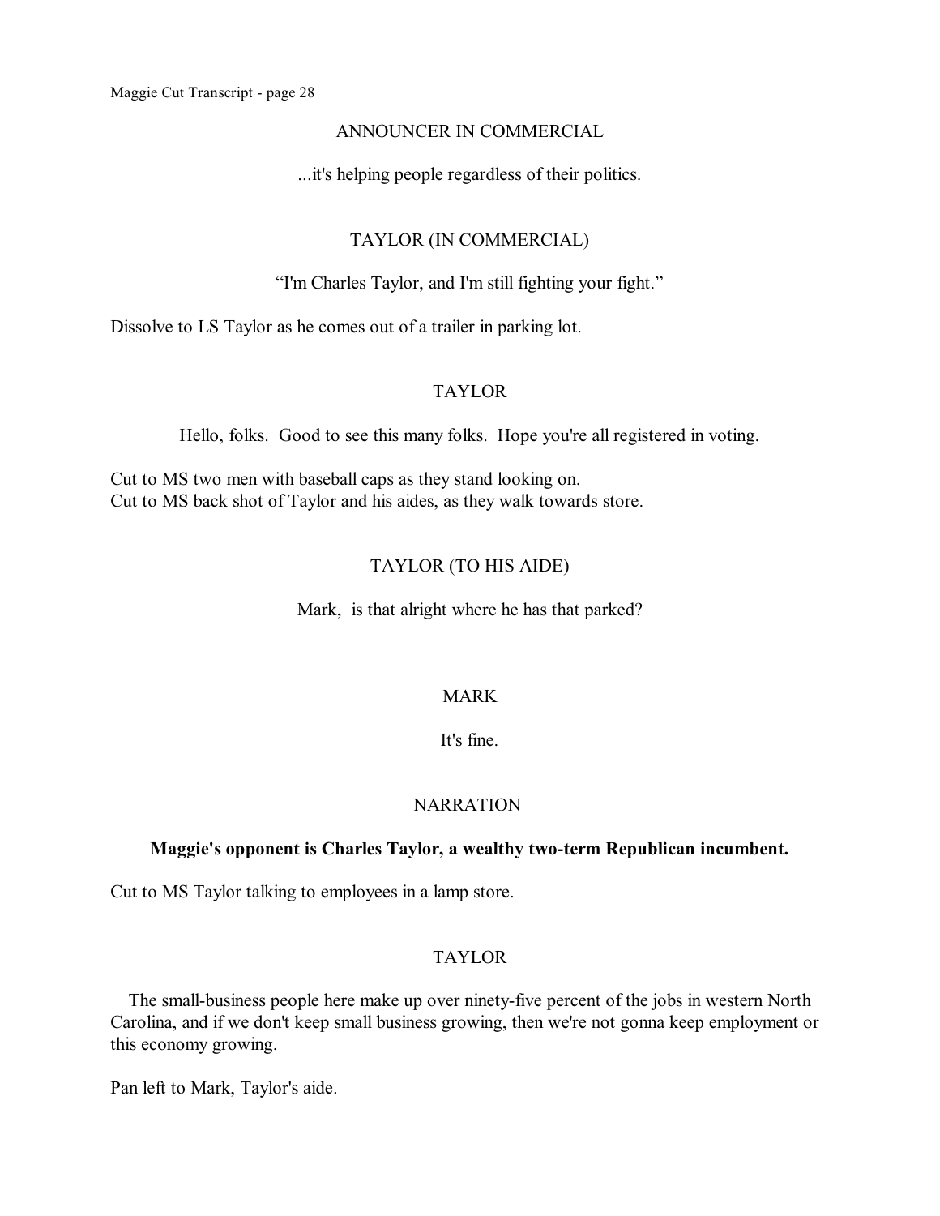ANNOUNCER IN COMMERCIAL

...it's helping people regardless of their politics.

TAYLOR (IN COMMERCIAL)

"I'm Charles Taylor, and I'm still fighting your fight."

Dissolve to LS Taylor as he comes out of a trailer in parking lot.

TAYLOR

Hello, folks. Good to see this many folks. Hope you're all registered in voting.

Cut to MS two men with baseball caps as they stand looking on.
Cut to MS back shot of Taylor and his aides, as they walk towards store.

TAYLOR (TO HIS AIDE)

Mark, is that alright where he has that parked?

MARK

It's fine.

NARRATION

**Maggie's opponent is Charles Taylor, a wealthy two-term Republican incumbent.**

Cut to MS Taylor talking to employees in a lamp store.

TAYLOR

The small-business people here make up over ninety-five percent of the jobs in western North Carolina, and if we don't keep small business growing, then we're not gonna keep employment or this economy growing.

Pan left to Mark, Taylor's aide.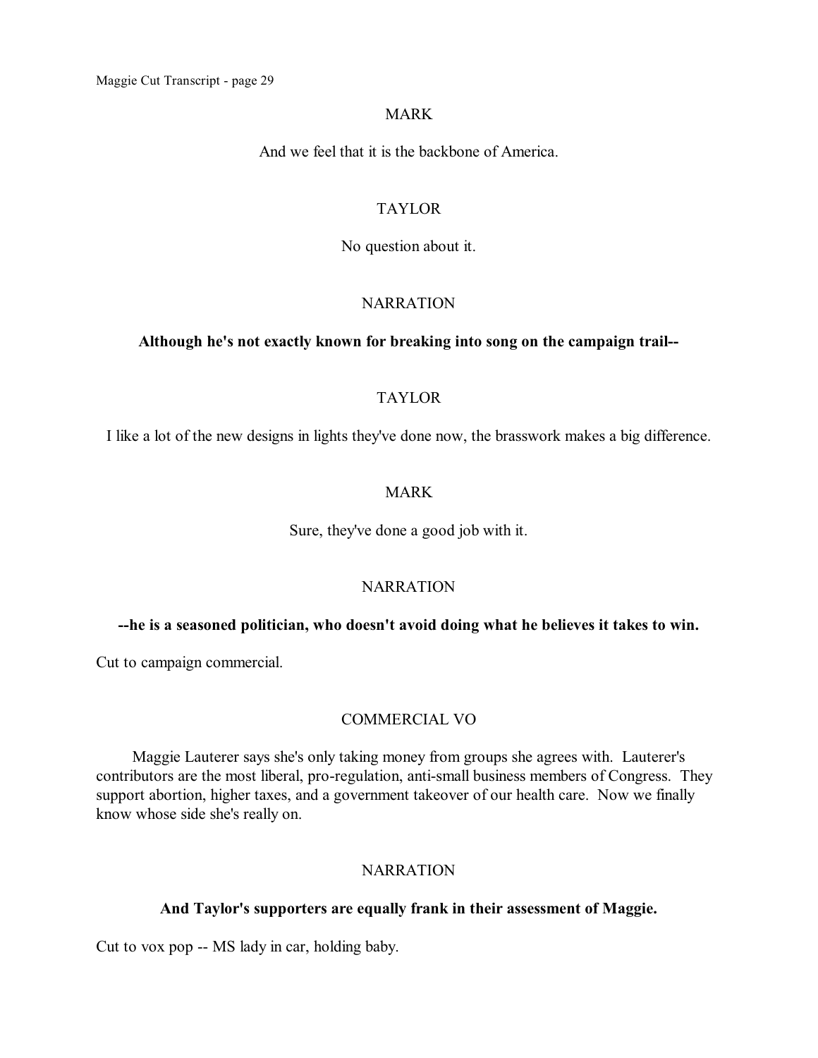MARK

And we feel that it is the backbone of America.

TAYLOR

No question about it.

NARRATION

**Although he's not exactly known for breaking into song on the campaign trail--**

TAYLOR

I like a lot of the new designs in lights they've done now, the brasswork makes a big difference.

MARK

Sure, they've done a good job with it.

NARRATION

**--he is a seasoned politician, who doesn't avoid doing what he believes it takes to win.**

Cut to campaign commercial.

COMMERCIAL VO

Maggie Lauterer says she's only taking money from groups she agrees with. Lauterer's contributors are the most liberal, pro-regulation, anti-small business members of Congress. They support abortion, higher taxes, and a government takeover of our health care. Now we finally know whose side she's really on.

NARRATION

**And Taylor's supporters are equally frank in their assessment of Maggie.**

Cut to vox pop -- MS lady in car, holding baby.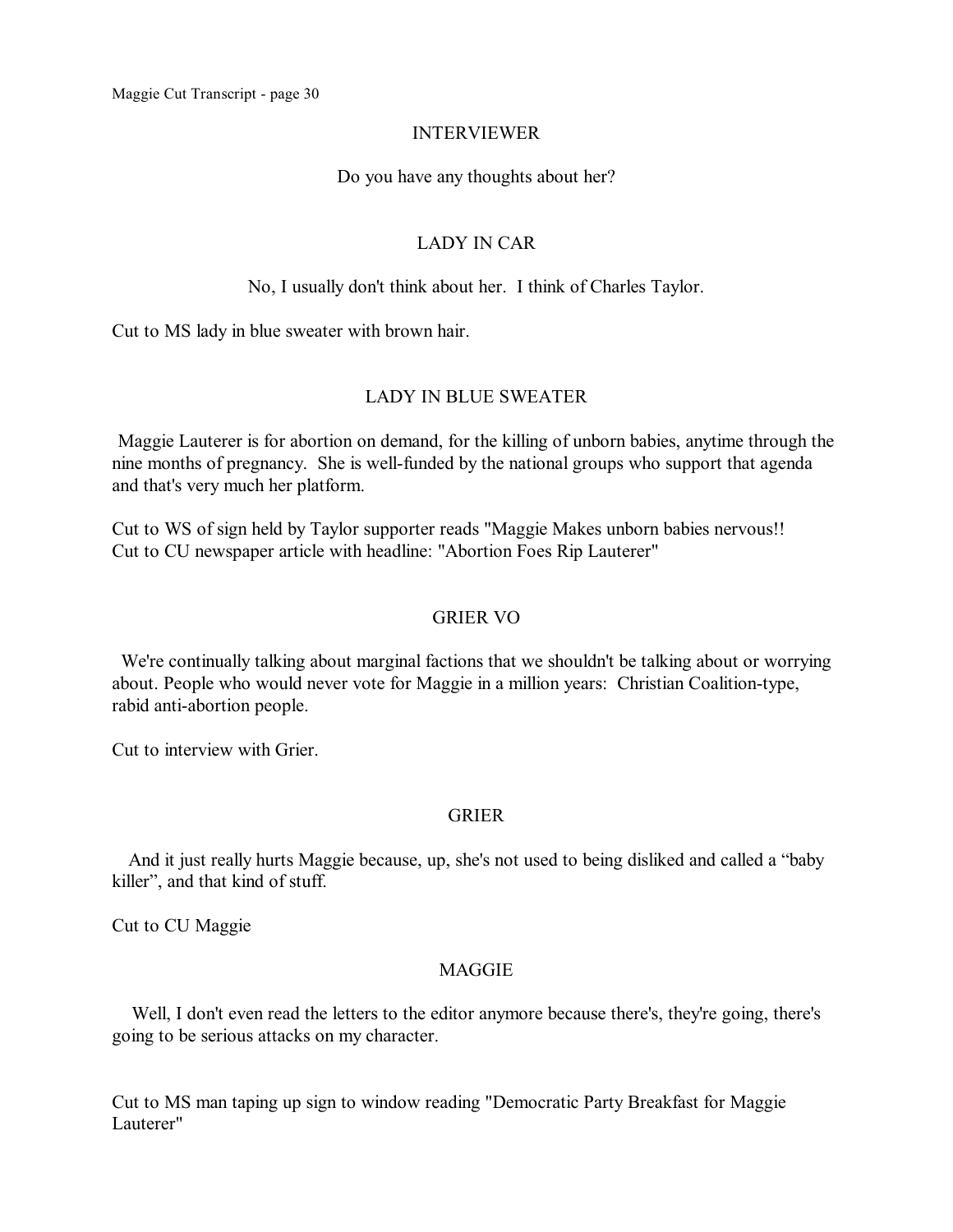INTERVIEWER

Do you have any thoughts about her?

LADY IN CAR

No, I usually don't think about her. I think of Charles Taylor.

Cut to MS lady in blue sweater with brown hair.

LADY IN BLUE SWEATER

Maggie Lauterer is for abortion on demand, for the killing of unborn babies, anytime through the nine months of pregnancy. She is well-funded by the national groups who support that agenda and that's very much her platform.

Cut to WS of sign held by Taylor supporter reads "Maggie Makes unborn babies nervous!!
Cut to CU newspaper article with headline: "Abortion Foes Rip Lauterer"

GRIER VO

We're continually talking about marginal factions that we shouldn't be talking about or worrying about. People who would never vote for Maggie in a million years: Christian Coalition-type, rabid anti-abortion people.

Cut to interview with Grier.

GRIER

And it just really hurts Maggie because, up, she's not used to being disliked and called a "baby killer", and that kind of stuff.

Cut to CU Maggie

MAGGIE

Well, I don't even read the letters to the editor anymore because there's, they're going, there's going to be serious attacks on my character.

Cut to MS man taping up sign to window reading "Democratic Party Breakfast for Maggie Lauterer"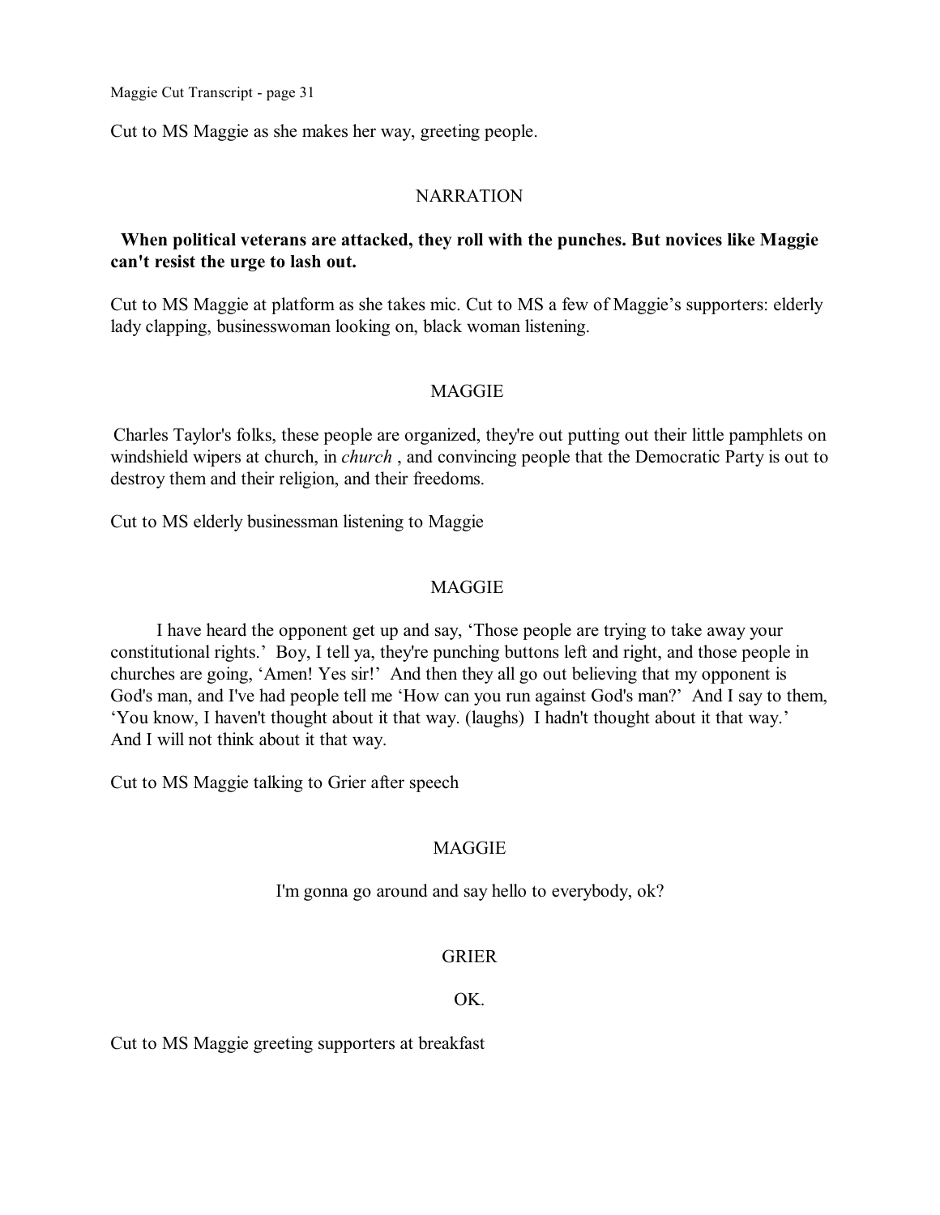Cut to MS Maggie as she makes her way, greeting people.

NARRATION

**When political veterans are attacked, they roll with the punches. But novices like Maggie can't resist the urge to lash out.**

Cut to MS Maggie at platform as she takes mic. Cut to MS a few of Maggie's supporters: elderly lady clapping, businesswoman looking on, black woman listening.

MAGGIE

Charles Taylor's folks, these people are organized, they're out putting out their little pamphlets on windshield wipers at church, in *church* , and convincing people that the Democratic Party is out to destroy them and their religion, and their freedoms.

Cut to MS elderly businessman listening to Maggie

MAGGIE

I have heard the opponent get up and say, 'Those people are trying to take away your constitutional rights.' Boy, I tell ya, they're punching buttons left and right, and those people in churches are going, 'Amen! Yes sir!' And then they all go out believing that my opponent is God's man, and I've had people tell me 'How can you run against God's man?' And I say to them, 'You know, I haven't thought about it that way. (laughs) I hadn't thought about it that way.' And I will not think about it that way.

Cut to MS Maggie talking to Grier after speech

MAGGIE

I'm gonna go around and say hello to everybody, ok?

GRIER

OK.

Cut to MS Maggie greeting supporters at breakfast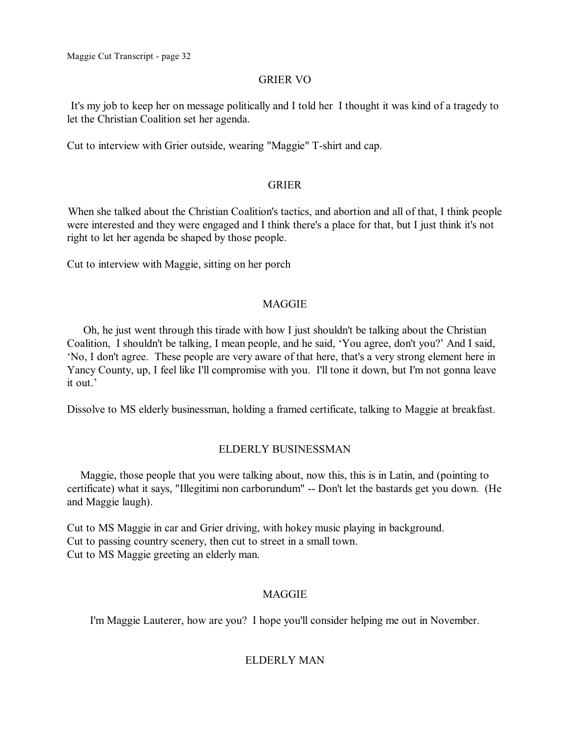GRIER VO

It's my job to keep her on message politically and I told her I thought it was kind of a tragedy to let the Christian Coalition set her agenda.

Cut to interview with Grier outside, wearing "Maggie" T-shirt and cap.

GRIER

When she talked about the Christian Coalition's tactics, and abortion and all of that, I think people were interested and they were engaged and I think there's a place for that, but I just think it's not right to let her agenda be shaped by those people.

Cut to interview with Maggie, sitting on her porch

MAGGIE

Oh, he just went through this tirade with how I just shouldn't be talking about the Christian Coalition, I shouldn't be talking, I mean people, and he said, 'You agree, don't you?' And I said, 'No, I don't agree. These people are very aware of that here, that's a very strong element here in Yancy County, up, I feel like I'll compromise with you. I'll tone it down, but I'm not gonna leave it out.'

Dissolve to MS elderly businessman, holding a framed certificate, talking to Maggie at breakfast.

ELDERLY BUSINESSMAN

Maggie, those people that you were talking about, now this, this is in Latin, and (pointing to certificate) what it says, "Illegitimi non carborundum" -- Don't let the bastards get you down. (He and Maggie laugh).

Cut to MS Maggie in car and Grier driving, with hokey music playing in background.
Cut to passing country scenery, then cut to street in a small town.
Cut to MS Maggie greeting an elderly man.

MAGGIE

I'm Maggie Lauterer, how are you? I hope you'll consider helping me out in November.

ELDERLY MAN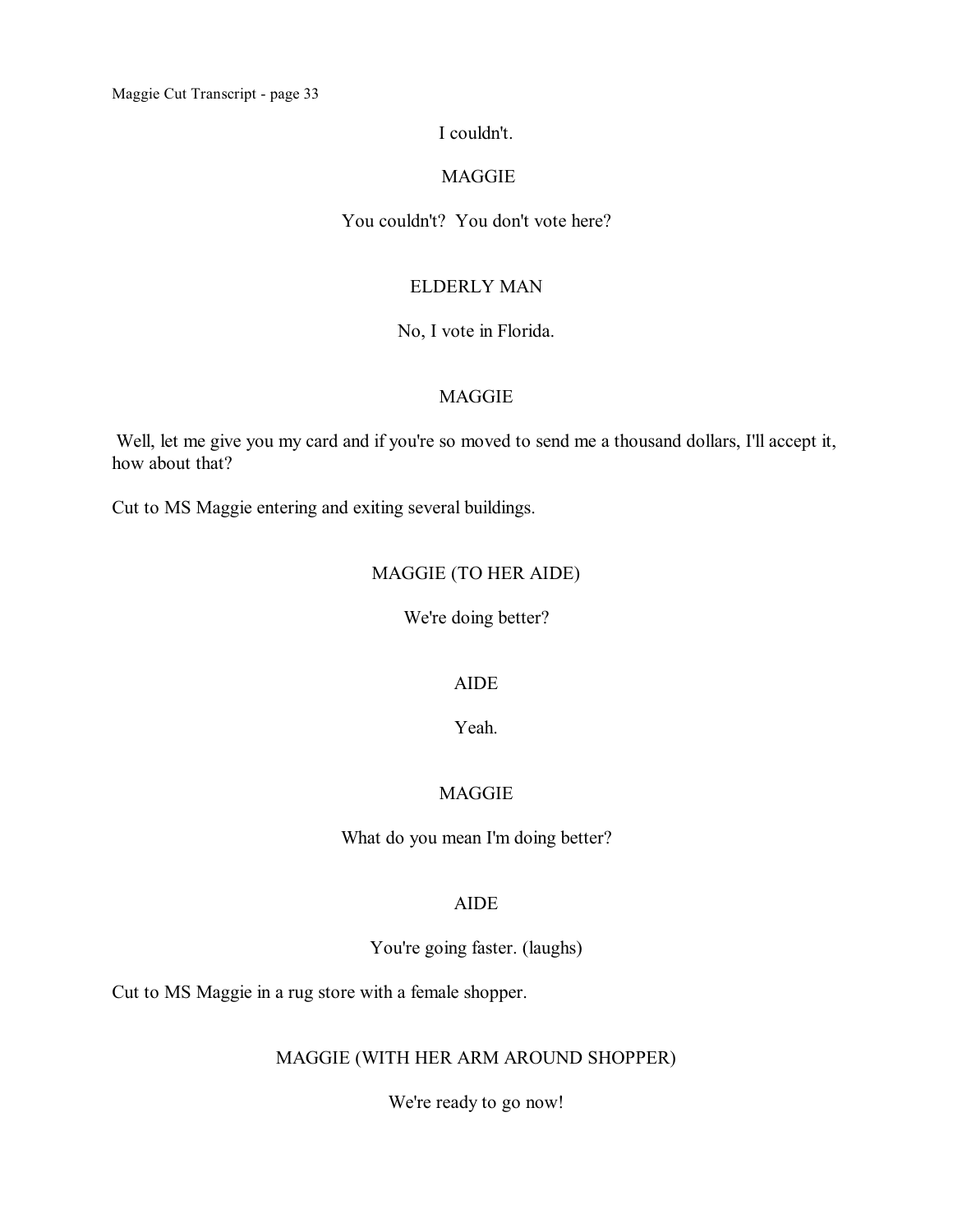I couldn't.

MAGGIE

You couldn't? You don't vote here?

ELDERLY MAN

No, I vote in Florida.

MAGGIE

Well, let me give you my card and if you're so moved to send me a thousand dollars, I'll accept it, how about that?

Cut to MS Maggie entering and exiting several buildings.

MAGGIE (TO HER AIDE)

We're doing better?

AIDE

Yeah.

MAGGIE

What do you mean I'm doing better?

AIDE

You're going faster. (laughs)

Cut to MS Maggie in a rug store with a female shopper.

MAGGIE (WITH HER ARM AROUND SHOPPER)

We're ready to go now!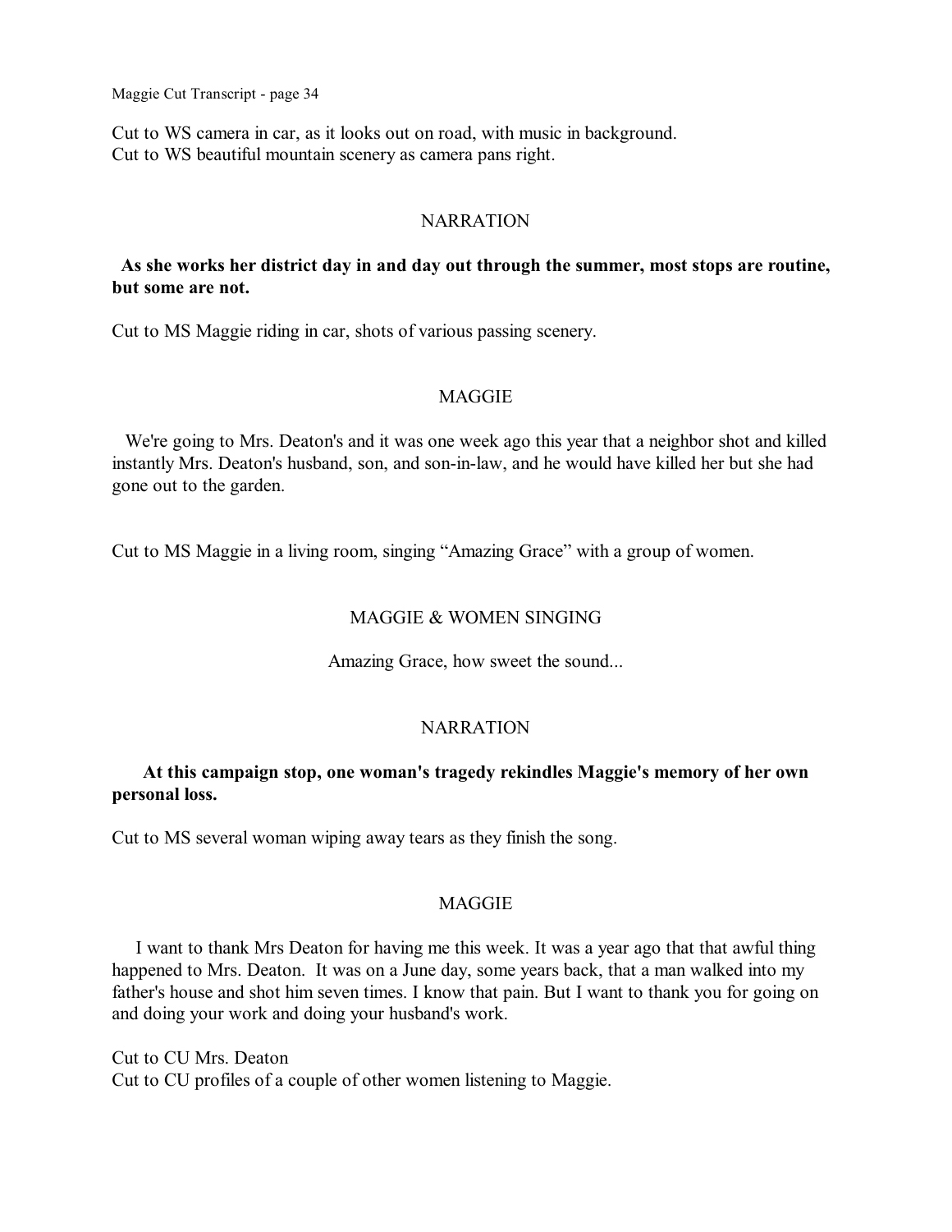Cut to WS camera in car, as it looks out on road, with music in background.
Cut to WS beautiful mountain scenery as camera pans right.

NARRATION

**As she works her district day in and day out through the summer, most stops are routine, but some are not.**

Cut to MS Maggie riding in car, shots of various passing scenery.

MAGGIE

We're going to Mrs. Deaton's and it was one week ago this year that a neighbor shot and killed instantly Mrs. Deaton's husband, son, and son-in-law, and he would have killed her but she had gone out to the garden.

Cut to MS Maggie in a living room, singing "Amazing Grace" with a group of women.

MAGGIE & WOMEN SINGING

Amazing Grace, how sweet the sound...

NARRATION

**At this campaign stop, one woman's tragedy rekindles Maggie's memory of her own personal loss.**

Cut to MS several woman wiping away tears as they finish the song.

MAGGIE

I want to thank Mrs Deaton for having me this week. It was a year ago that that awful thing happened to Mrs. Deaton. It was on a June day, some years back, that a man walked into my father's house and shot him seven times. I know that pain. But I want to thank you for going on and doing your work and doing your husband's work.

Cut to CU Mrs. Deaton
Cut to CU profiles of a couple of other women listening to Maggie.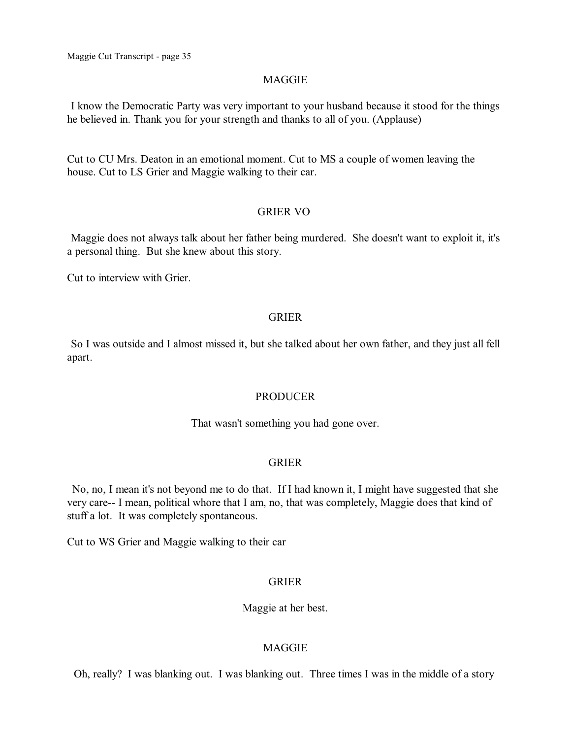MAGGIE

I know the Democratic Party was very important to your husband because it stood for the things he believed in. Thank you for your strength and thanks to all of you. (Applause)

Cut to CU Mrs. Deaton in an emotional moment. Cut to MS a couple of women leaving the house. Cut to LS Grier and Maggie walking to their car.

GRIER VO

Maggie does not always talk about her father being murdered. She doesn't want to exploit it, it's a personal thing. But she knew about this story.

Cut to interview with Grier.

GRIER

So I was outside and I almost missed it, but she talked about her own father, and they just all fell apart.

PRODUCER

That wasn't something you had gone over.

GRIER

No, no, I mean it's not beyond me to do that. If I had known it, I might have suggested that she very care-- I mean, political whore that I am, no, that was completely, Maggie does that kind of stuff a lot. It was completely spontaneous.

Cut to WS Grier and Maggie walking to their car

GRIER

Maggie at her best.

MAGGIE

Oh, really? I was blanking out. I was blanking out. Three times I was in the middle of a story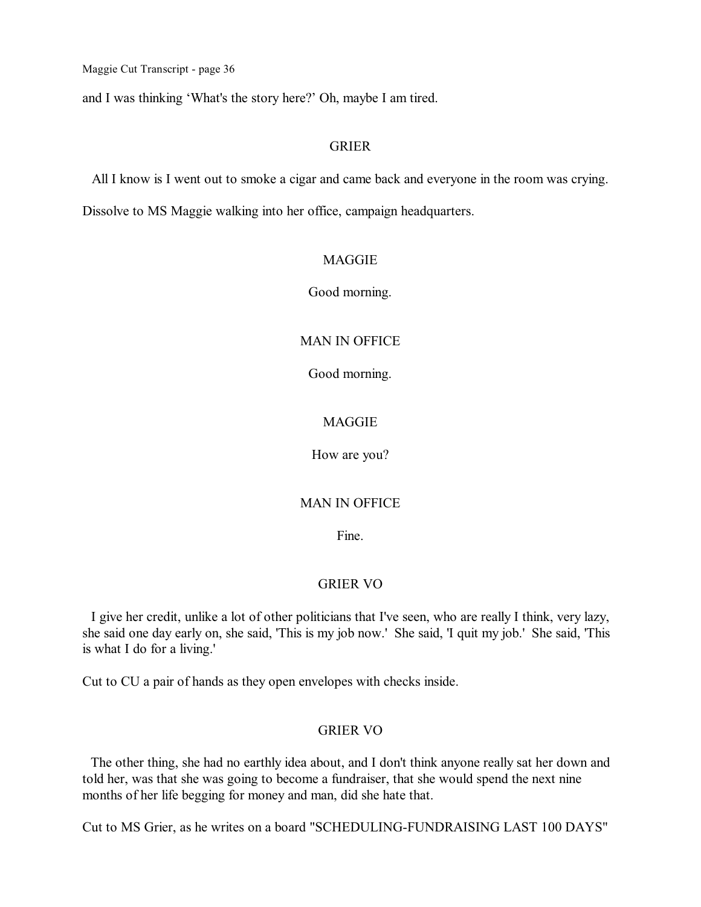and I was thinking 'What's the story here?' Oh, maybe I am tired.

GRIER

All I know is I went out to smoke a cigar and came back and everyone in the room was crying.

Dissolve to MS Maggie walking into her office, campaign headquarters.

MAGGIE

Good morning.

MAN IN OFFICE

Good morning.

MAGGIE

How are you?

MAN IN OFFICE

Fine.

GRIER VO

I give her credit, unlike a lot of other politicians that I've seen, who are really I think, very lazy, she said one day early on, she said, 'This is my job now.' She said, 'I quit my job.' She said, 'This is what I do for a living.'

Cut to CU a pair of hands as they open envelopes with checks inside.

GRIER VO

The other thing, she had no earthly idea about, and I don't think anyone really sat her down and told her, was that she was going to become a fundraiser, that she would spend the next nine months of her life begging for money and man, did she hate that.

Cut to MS Grier, as he writes on a board "SCHEDULING-FUNDRAISING LAST 100 DAYS"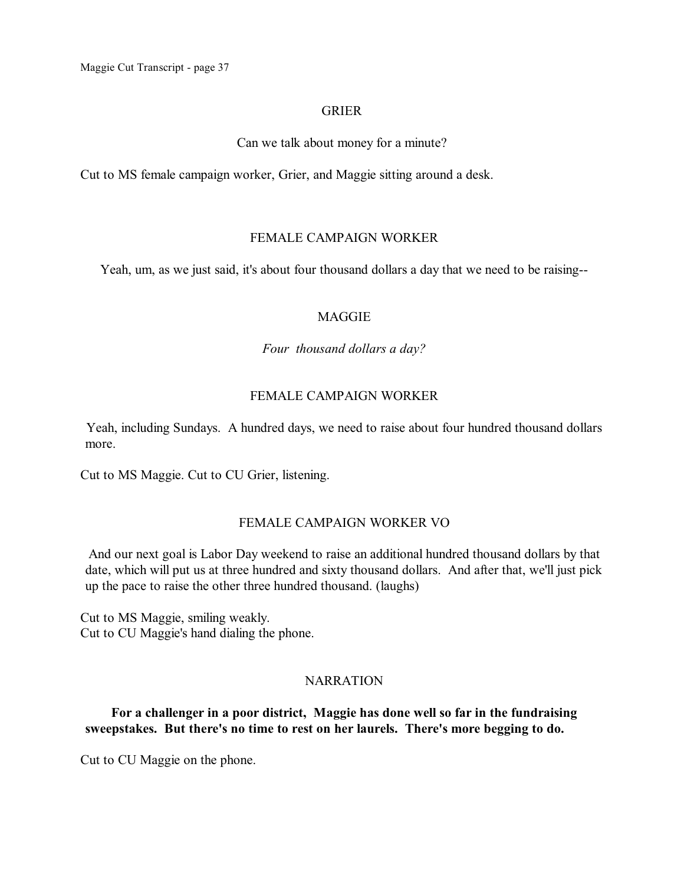GRIER

Can we talk about money for a minute?

Cut to MS female campaign worker, Grier, and Maggie sitting around a desk.

FEMALE CAMPAIGN WORKER

Yeah, um, as we just said, it's about four thousand dollars a day that we need to be raising--

MAGGIE

*Four thousand dollars a day?*

FEMALE CAMPAIGN WORKER

Yeah, including Sundays. A hundred days, we need to raise about four hundred thousand dollars more.

Cut to MS Maggie. Cut to CU Grier, listening.

FEMALE CAMPAIGN WORKER VO

And our next goal is Labor Day weekend to raise an additional hundred thousand dollars by that date, which will put us at three hundred and sixty thousand dollars. And after that, we'll just pick up the pace to raise the other three hundred thousand. (laughs)

Cut to MS Maggie, smiling weakly.
Cut to CU Maggie's hand dialing the phone.

NARRATION

**For a challenger in a poor district, Maggie has done well so far in the fundraising sweepstakes. But there's no time to rest on her laurels. There's more begging to do.**

Cut to CU Maggie on the phone.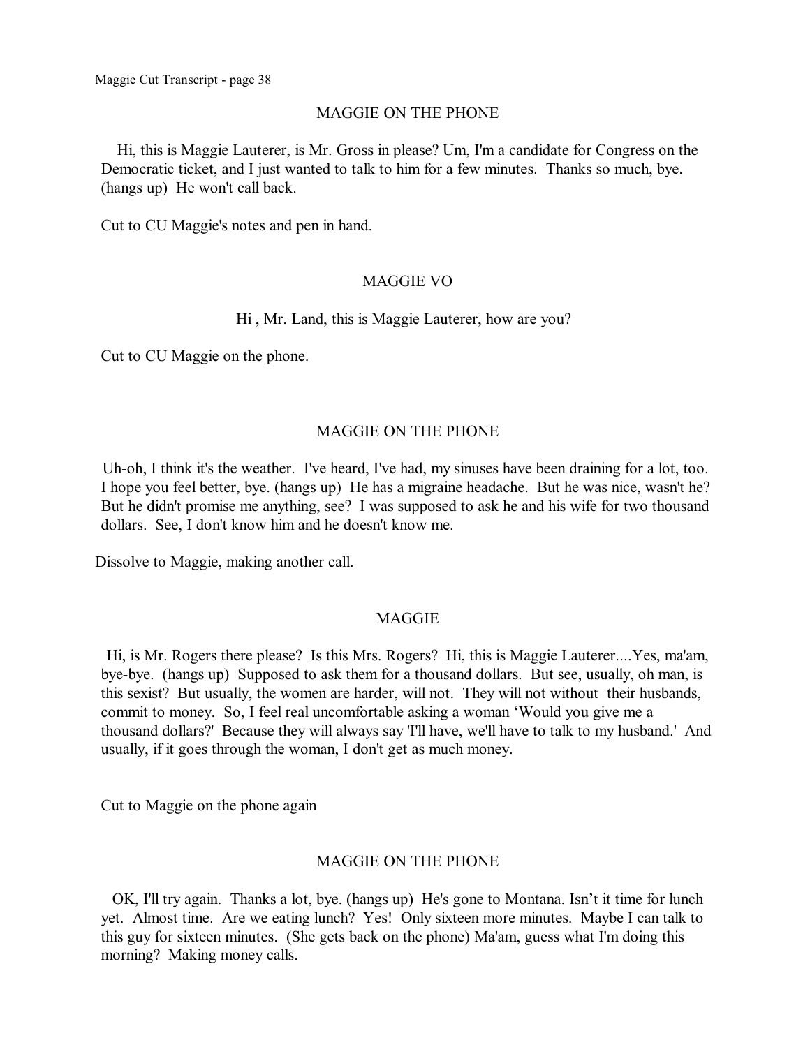MAGGIE ON THE PHONE

Hi, this is Maggie Lauterer, is Mr. Gross in please? Um, I'm a candidate for Congress on the Democratic ticket, and I just wanted to talk to him for a few minutes. Thanks so much, bye. (hangs up) He won't call back.

Cut to CU Maggie's notes and pen in hand.

MAGGIE VO

Hi , Mr. Land, this is Maggie Lauterer, how are you?

Cut to CU Maggie on the phone.

MAGGIE ON THE PHONE

Uh-oh, I think it's the weather. I've heard, I've had, my sinuses have been draining for a lot, too. I hope you feel better, bye. (hangs up) He has a migraine headache. But he was nice, wasn't he? But he didn't promise me anything, see? I was supposed to ask he and his wife for two thousand dollars. See, I don't know him and he doesn't know me.

Dissolve to Maggie, making another call.

MAGGIE

Hi, is Mr. Rogers there please? Is this Mrs. Rogers? Hi, this is Maggie Lauterer....Yes, ma'am, bye-bye. (hangs up) Supposed to ask them for a thousand dollars. But see, usually, oh man, is this sexist? But usually, the women are harder, will not. They will not without their husbands, commit to money. So, I feel real uncomfortable asking a woman 'Would you give me a thousand dollars?' Because they will always say 'I'll have, we'll have to talk to my husband.' And usually, if it goes through the woman, I don't get as much money.

Cut to Maggie on the phone again

MAGGIE ON THE PHONE

OK, I'll try again. Thanks a lot, bye. (hangs up) He's gone to Montana. Isn't it time for lunch yet. Almost time. Are we eating lunch? Yes! Only sixteen more minutes. Maybe I can talk to this guy for sixteen minutes. (She gets back on the phone) Ma'am, guess what I'm doing this morning? Making money calls.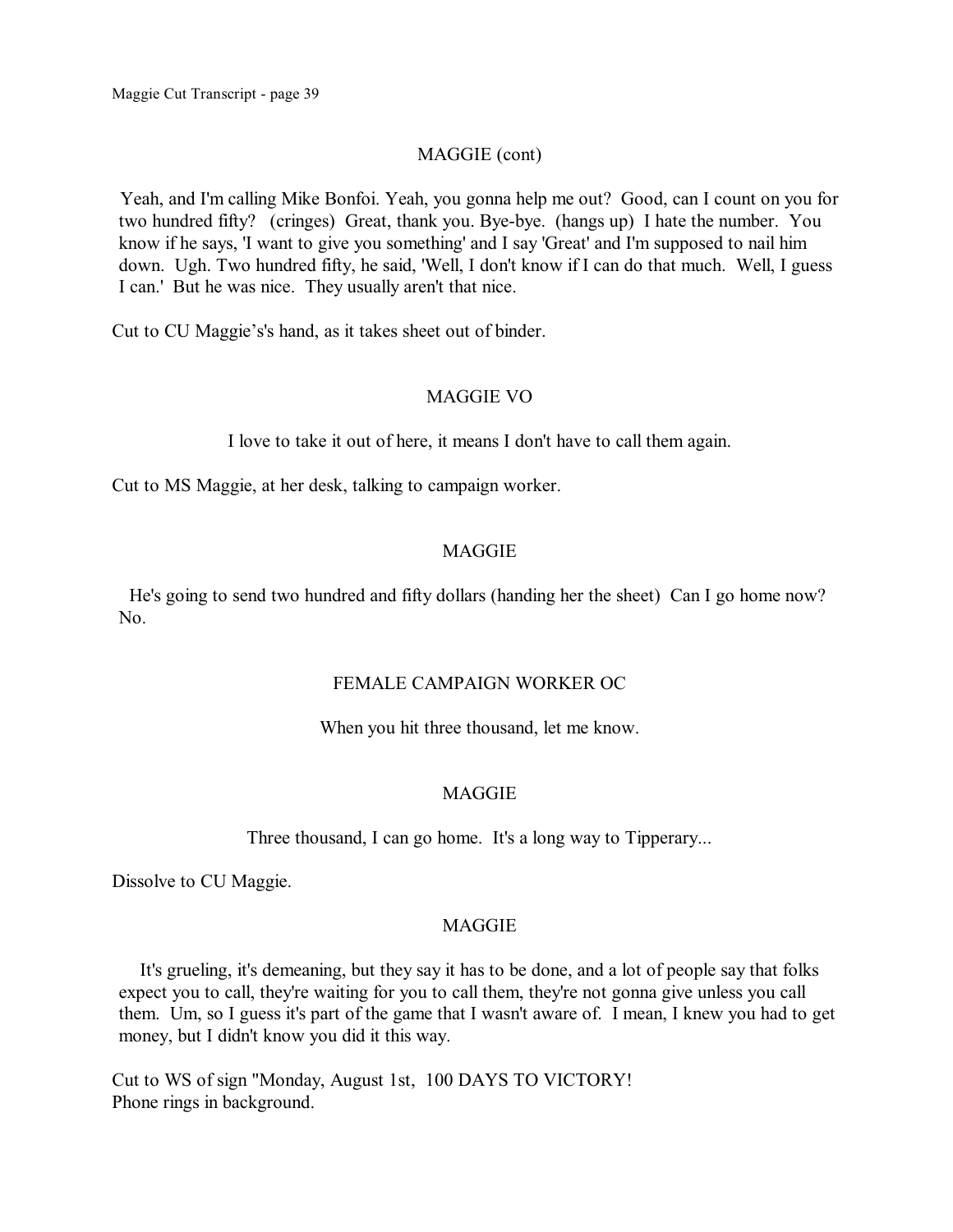MAGGIE (cont)

Yeah, and I'm calling Mike Bonfoi. Yeah, you gonna help me out? Good, can I count on you for two hundred fifty? (cringes) Great, thank you. Bye-bye. (hangs up) I hate the number. You know if he says, 'I want to give you something' and I say 'Great' and I'm supposed to nail him down. Ugh. Two hundred fifty, he said, 'Well, I don't know if I can do that much. Well, I guess I can.' But he was nice. They usually aren't that nice.

Cut to CU Maggie's's hand, as it takes sheet out of binder.

MAGGIE VO

I love to take it out of here, it means I don't have to call them again.

Cut to MS Maggie, at her desk, talking to campaign worker.

MAGGIE

He's going to send two hundred and fifty dollars (handing her the sheet) Can I go home now? No.

FEMALE CAMPAIGN WORKER OC

When you hit three thousand, let me know.

MAGGIE

Three thousand, I can go home. It's a long way to Tipperary...

Dissolve to CU Maggie.

MAGGIE

It's grueling, it's demeaning, but they say it has to be done, and a lot of people say that folks expect you to call, they're waiting for you to call them, they're not gonna give unless you call them. Um, so I guess it's part of the game that I wasn't aware of. I mean, I knew you had to get money, but I didn't know you did it this way.

Cut to WS of sign "Monday, August 1st, 100 DAYS TO VICTORY!
Phone rings in background.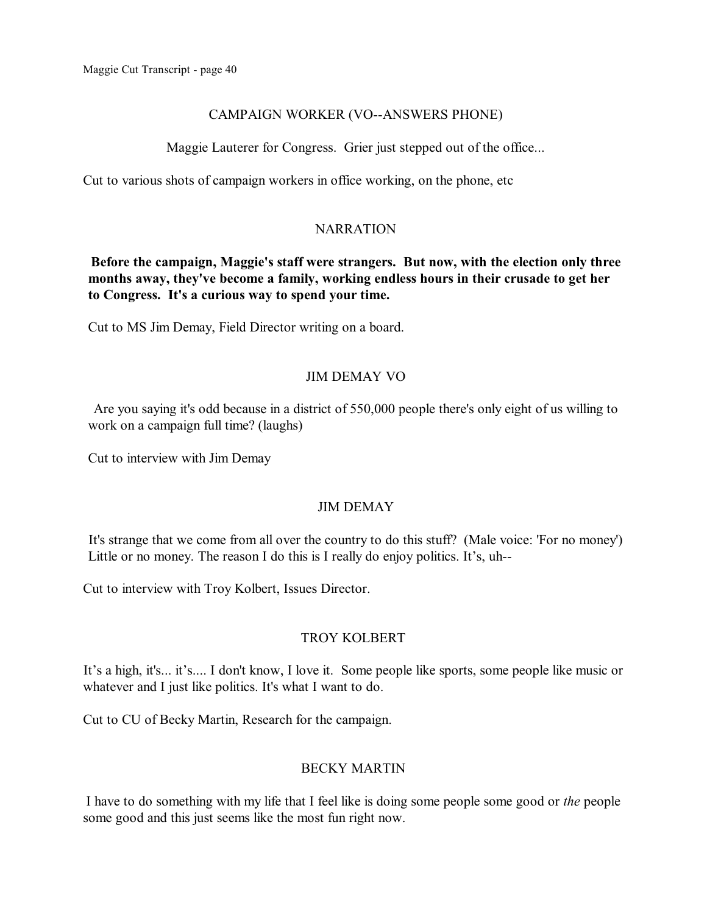CAMPAIGN WORKER (VO--ANSWERS PHONE)

Maggie Lauterer for Congress.  Grier just stepped out of the office...

Cut to various shots of campaign workers in office working, on the phone, etc

NARRATION

**Before the campaign, Maggie's staff were strangers.  But now, with the election only three months away, they've become a family, working endless hours in their crusade to get her to Congress.  It's a curious way to spend your time.**

Cut to MS Jim Demay, Field Director writing on a board.

JIM DEMAY VO

Are you saying it's odd because in a district of 550,000 people there's only eight of us willing to work on a campaign full time? (laughs)

Cut to interview with Jim Demay

JIM DEMAY

It's strange that we come from all over the country to do this stuff?  (Male voice: 'For no money') Little or no money. The reason I do this is I really do enjoy politics. It's, uh--

Cut to interview with Troy Kolbert, Issues Director.

TROY KOLBERT

It's a high, it's... it's.... I don't know, I love it.  Some people like sports, some people like music or whatever and I just like politics. It's what I want to do.

Cut to CU of Becky Martin, Research for the campaign.

BECKY MARTIN

I have to do something with my life that I feel like is doing some people some good or *the* people some good and this just seems like the most fun right now.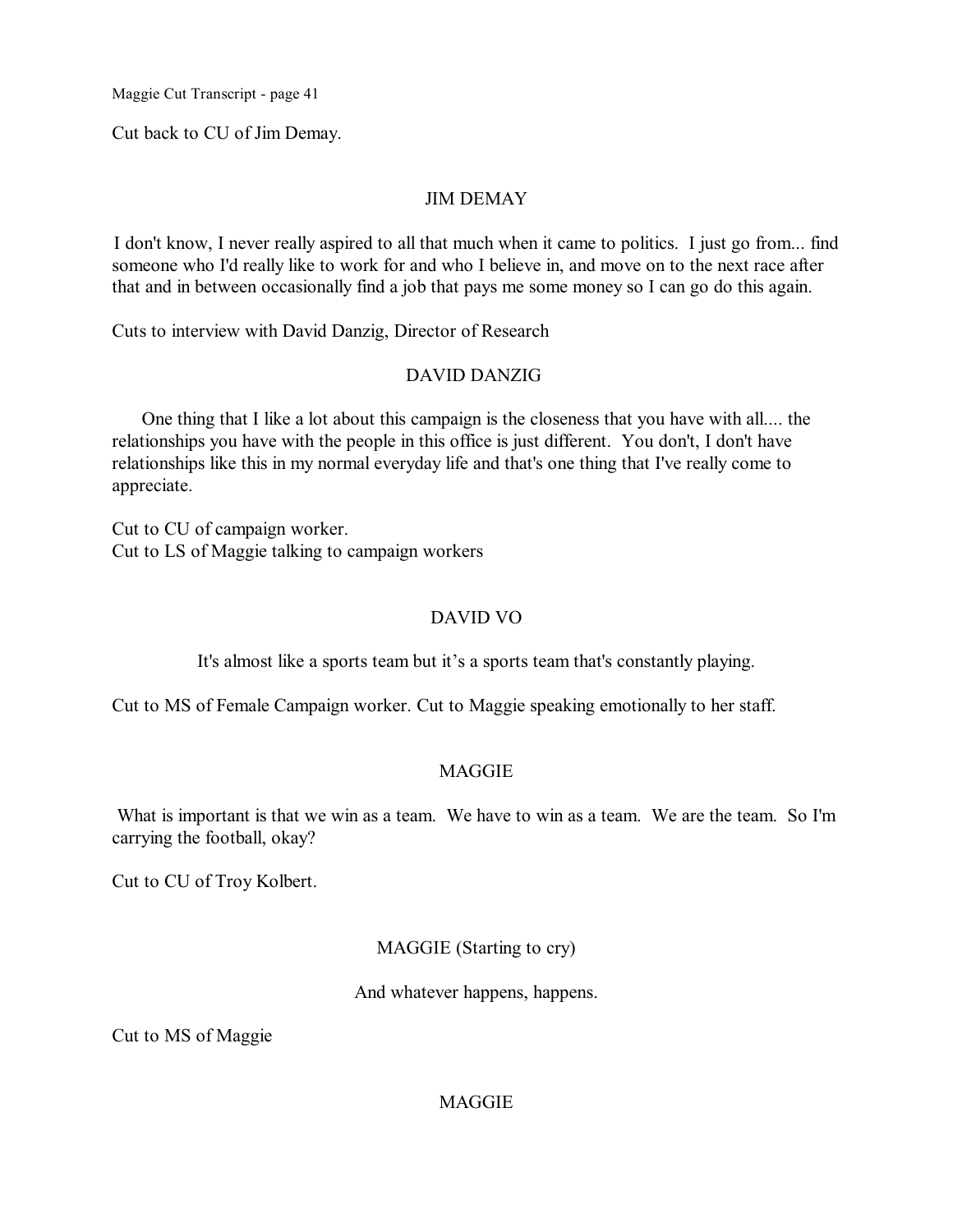Cut back to CU of Jim Demay.

JIM DEMAY

I don't know, I never really aspired to all that much when it came to politics. I just go from... find someone who I'd really like to work for and who I believe in, and move on to the next race after that and in between occasionally find a job that pays me some money so I can go do this again.

Cuts to interview with David Danzig, Director of Research

DAVID DANZIG

One thing that I like a lot about this campaign is the closeness that you have with all.... the relationships you have with the people in this office is just different. You don't, I don't have relationships like this in my normal everyday life and that's one thing that I've really come to appreciate.

Cut to CU of campaign worker.
Cut to LS of Maggie talking to campaign workers

DAVID VO

It's almost like a sports team but it's a sports team that's constantly playing.

Cut to MS of Female Campaign worker. Cut to Maggie speaking emotionally to her staff.

MAGGIE

What is important is that we win as a team. We have to win as a team. We are the team. So I'm carrying the football, okay?

Cut to CU of Troy Kolbert.

MAGGIE (Starting to cry)

And whatever happens, happens.

Cut to MS of Maggie

MAGGIE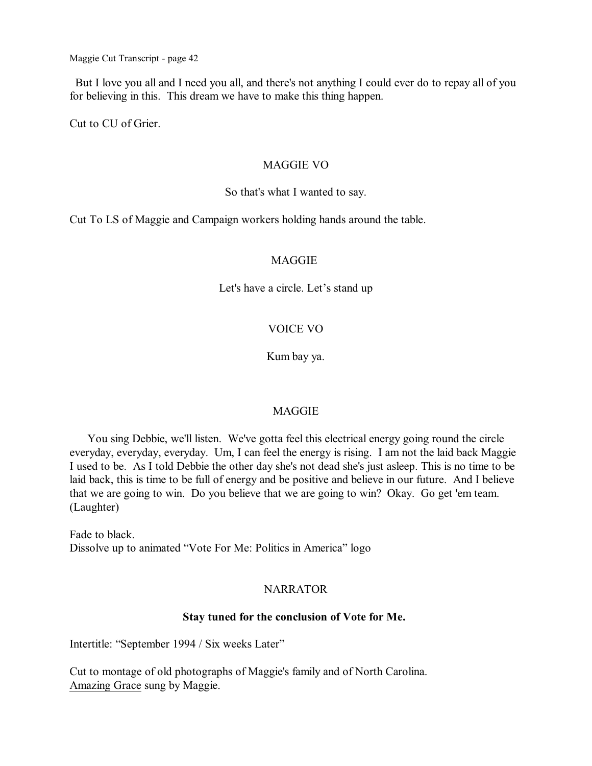But I love you all and I need you all, and there's not anything I could ever do to repay all of you for believing in this. This dream we have to make this thing happen.

Cut to CU of Grier.

MAGGIE VO

So that's what I wanted to say.

Cut To LS of Maggie and Campaign workers holding hands around the table.

MAGGIE

Let's have a circle. Let's stand up

VOICE VO

Kum bay ya.

MAGGIE

You sing Debbie, we'll listen. We've gotta feel this electrical energy going round the circle everyday, everyday, everyday. Um, I can feel the energy is rising. I am not the laid back Maggie I used to be. As I told Debbie the other day she's not dead she's just asleep. This is no time to be laid back, this is time to be full of energy and be positive and believe in our future. And I believe that we are going to win. Do you believe that we are going to win? Okay. Go get 'em team. (Laughter)

Fade to black.
Dissolve up to animated "Vote For Me: Politics in America" logo

NARRATOR

**Stay tuned for the conclusion of Vote for Me.**

Intertitle: "September 1994 / Six weeks Later"

Cut to montage of old photographs of Maggie's family and of North Carolina.
<u>Amazing Grace</u> sung by Maggie.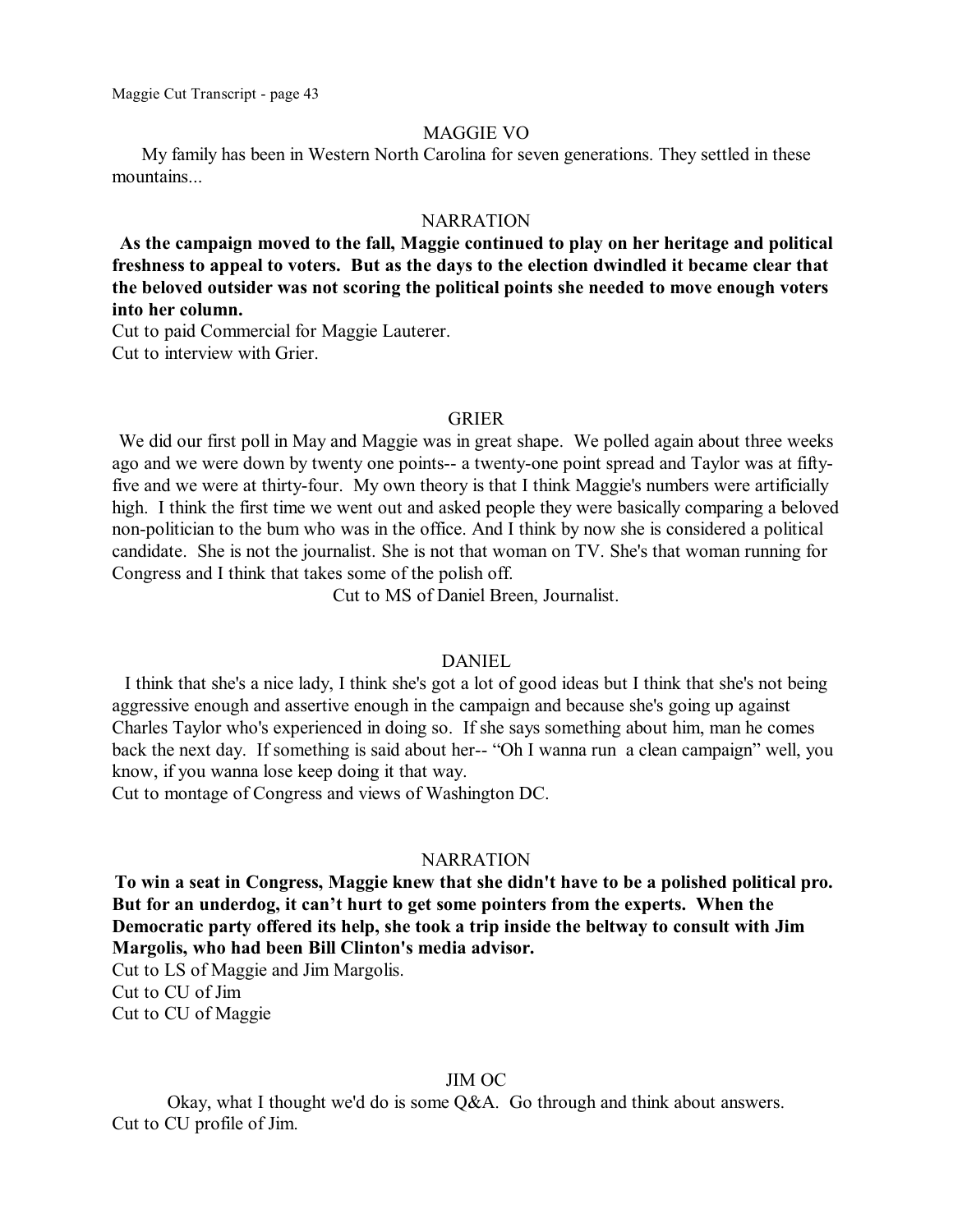MAGGIE VO

My family has been in Western North Carolina for seven generations. They settled in these mountains...

NARRATION

**As the campaign moved to the fall, Maggie continued to play on her heritage and political freshness to appeal to voters. But as the days to the election dwindled it became clear that the beloved outsider was not scoring the political points she needed to move enough voters into her column.**

Cut to paid Commercial for Maggie Lauterer.
Cut to interview with Grier.

GRIER

We did our first poll in May and Maggie was in great shape. We polled again about three weeks ago and we were down by twenty one points-- a twenty-one point spread and Taylor was at fifty-five and we were at thirty-four. My own theory is that I think Maggie's numbers were artificially high. I think the first time we went out and asked people they were basically comparing a beloved non-politician to the bum who was in the office. And I think by now she is considered a political candidate. She is not the journalist. She is not that woman on TV. She's that woman running for Congress and I think that takes some of the polish off.

Cut to MS of Daniel Breen, Journalist.

DANIEL

I think that she's a nice lady, I think she's got a lot of good ideas but I think that she's not being aggressive enough and assertive enough in the campaign and because she's going up against Charles Taylor who's experienced in doing so. If she says something about him, man he comes back the next day. If something is said about her-- "Oh I wanna run a clean campaign" well, you know, if you wanna lose keep doing it that way.

Cut to montage of Congress and views of Washington DC.

NARRATION

**To win a seat in Congress, Maggie knew that she didn't have to be a polished political pro. But for an underdog, it can't hurt to get some pointers from the experts. When the Democratic party offered its help, she took a trip inside the beltway to consult with Jim Margolis, who had been Bill Clinton's media advisor.**

Cut to LS of Maggie and Jim Margolis.
Cut to CU of Jim
Cut to CU of Maggie

JIM OC

Okay, what I thought we'd do is some Q&A. Go through and think about answers.

Cut to CU profile of Jim.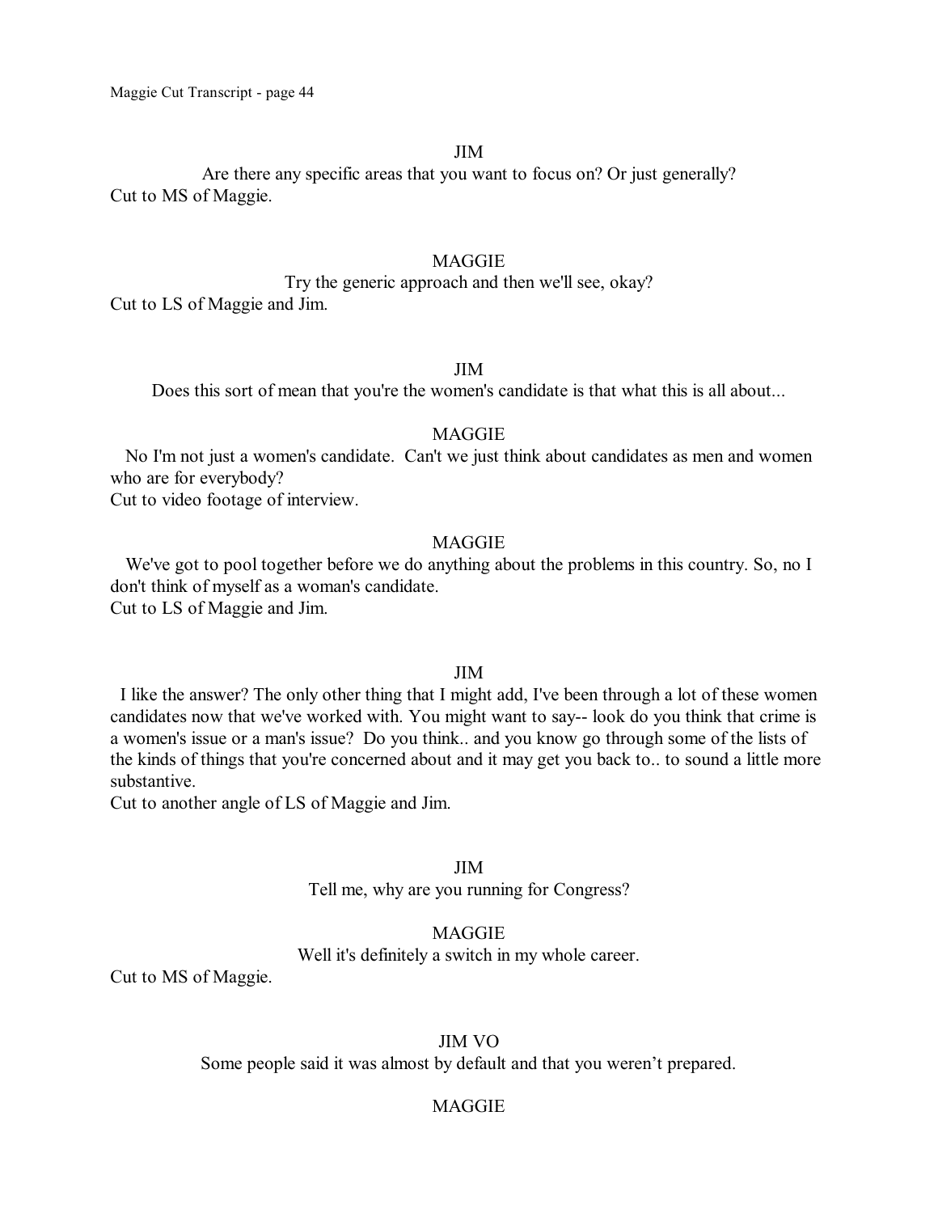JIM

Are there any specific areas that you want to focus on? Or just generally?

Cut to MS of Maggie.

MAGGIE

Try the generic approach and then we'll see, okay?

Cut to LS of Maggie and Jim.

JIM

Does this sort of mean that you're the women's candidate is that what this is all about...

MAGGIE

No I'm not just a women's candidate. Can't we just think about candidates as men and women who are for everybody?

Cut to video footage of interview.

MAGGIE

We've got to pool together before we do anything about the problems in this country. So, no I don't think of myself as a woman's candidate.

Cut to LS of Maggie and Jim.

JIM

I like the answer? The only other thing that I might add, I've been through a lot of these women candidates now that we've worked with. You might want to say-- look do you think that crime is a women's issue or a man's issue? Do you think.. and you know go through some of the lists of the kinds of things that you're concerned about and it may get you back to.. to sound a little more substantive.

Cut to another angle of LS of Maggie and Jim.

JIM

Tell me, why are you running for Congress?

MAGGIE

Well it's definitely a switch in my whole career.

Cut to MS of Maggie.

JIM VO

Some people said it was almost by default and that you weren't prepared.

MAGGIE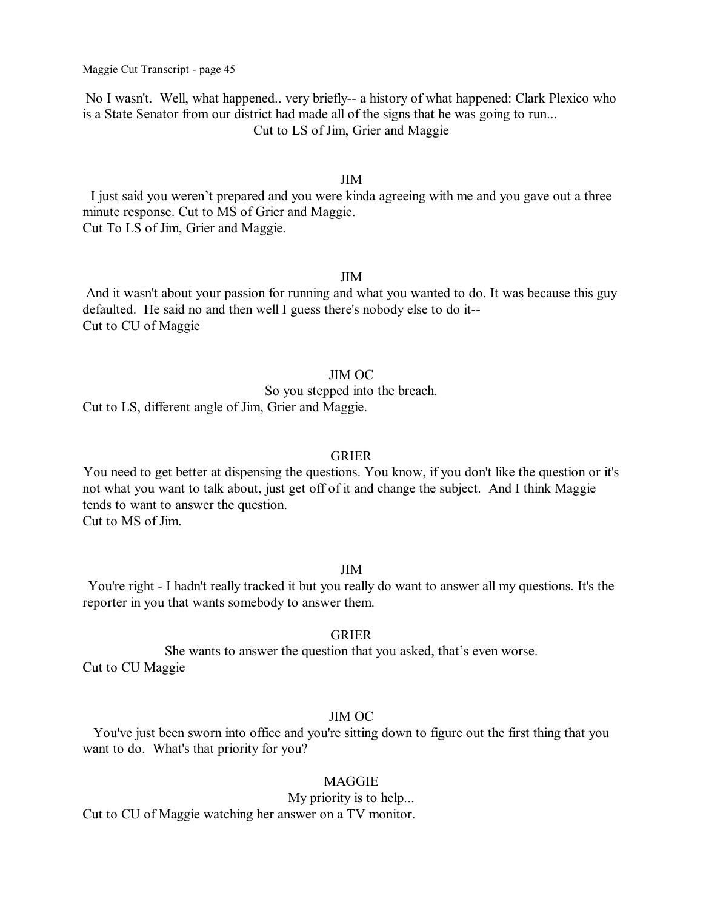No I wasn't.  Well, what happened.. very briefly-- a history of what happened: Clark Plexico who is a State Senator from our district had made all of the signs that he was going to run...

Cut to LS of Jim, Grier and Maggie

JIM

I just said you weren't prepared and you were kinda agreeing with me and you gave out a three minute response. Cut to MS of Grier and Maggie.
Cut To LS of Jim, Grier and Maggie.

JIM

And it wasn't about your passion for running and what you wanted to do. It was because this guy defaulted.  He said no and then well I guess there's nobody else to do it--
Cut to CU of Maggie

JIM OC

So you stepped into the breach.

Cut to LS, different angle of Jim, Grier and Maggie.

GRIER

You need to get better at dispensing the questions. You know, if you don't like the question or it's not what you want to talk about, just get off of it and change the subject.  And I think Maggie tends to want to answer the question.
Cut to MS of Jim.

JIM

You're right - I hadn't really tracked it but you really do want to answer all my questions. It's the reporter in you that wants somebody to answer them.

GRIER

She wants to answer the question that you asked, that's even worse.

Cut to CU Maggie

JIM OC

You've just been sworn into office and you're sitting down to figure out the first thing that you want to do.  What's that priority for you?

MAGGIE

My priority is to help...

Cut to CU of Maggie watching her answer on a TV monitor.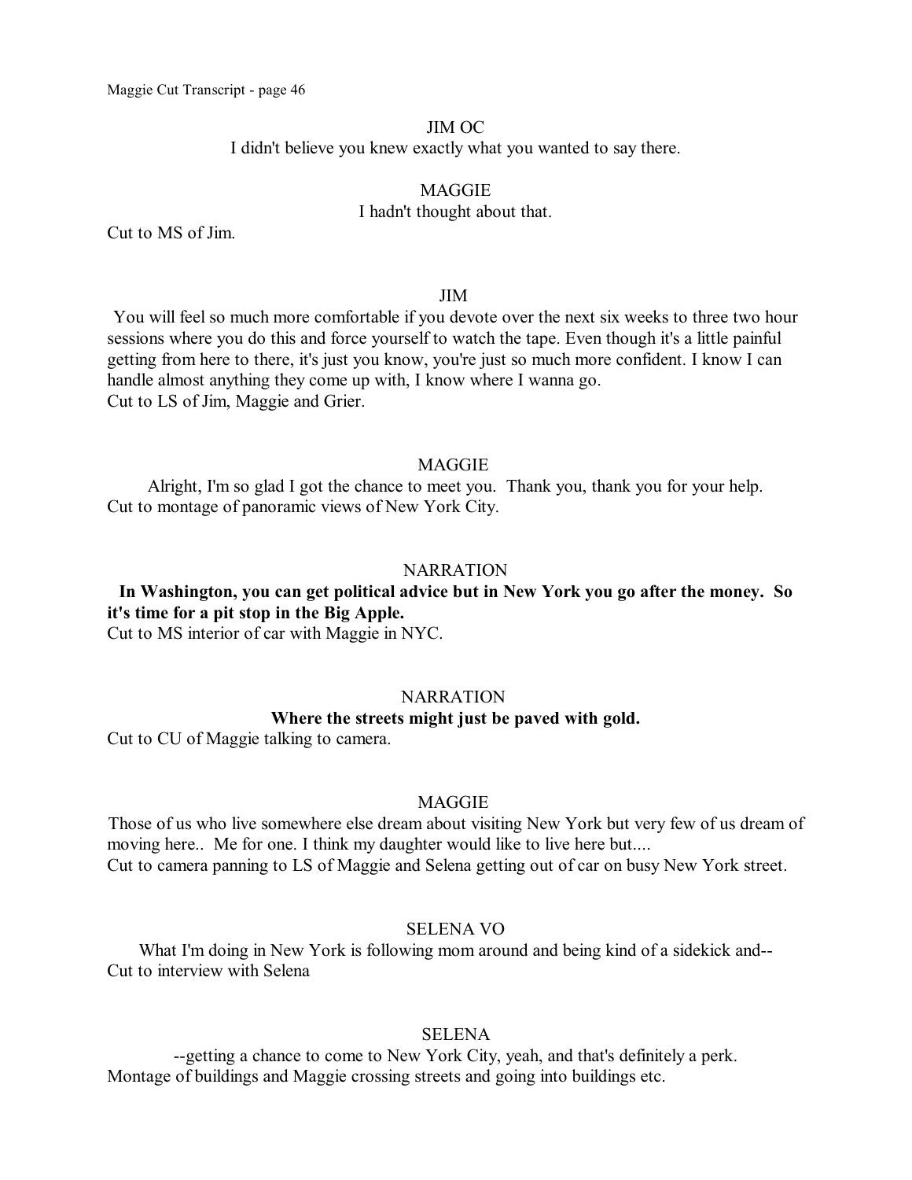JIM OC

I didn't believe you knew exactly what you wanted to say there.

MAGGIE

I hadn't thought about that.

Cut to MS of Jim.

JIM

You will feel so much more comfortable if you devote over the next six weeks to three two hour sessions where you do this and force yourself to watch the tape. Even though it's a little painful getting from here to there, it's just you know, you're just so much more confident. I know I can handle almost anything they come up with, I know where I wanna go.
Cut to LS of Jim, Maggie and Grier.

MAGGIE

Alright, I'm so glad I got the chance to meet you. Thank you, thank you for your help.
Cut to montage of panoramic views of New York City.

NARRATION

**In Washington, you can get political advice but in New York you go after the money. So it's time for a pit stop in the Big Apple.**
Cut to MS interior of car with Maggie in NYC.

NARRATION

**Where the streets might just be paved with gold.**

Cut to CU of Maggie talking to camera.

MAGGIE

Those of us who live somewhere else dream about visiting New York but very few of us dream of moving here.. Me for one. I think my daughter would like to live here but....
Cut to camera panning to LS of Maggie and Selena getting out of car on busy New York street.

SELENA VO

What I'm doing in New York is following mom around and being kind of a sidekick and--
Cut to interview with Selena

SELENA

--getting a chance to come to New York City, yeah, and that's definitely a perk.
Montage of buildings and Maggie crossing streets and going into buildings etc.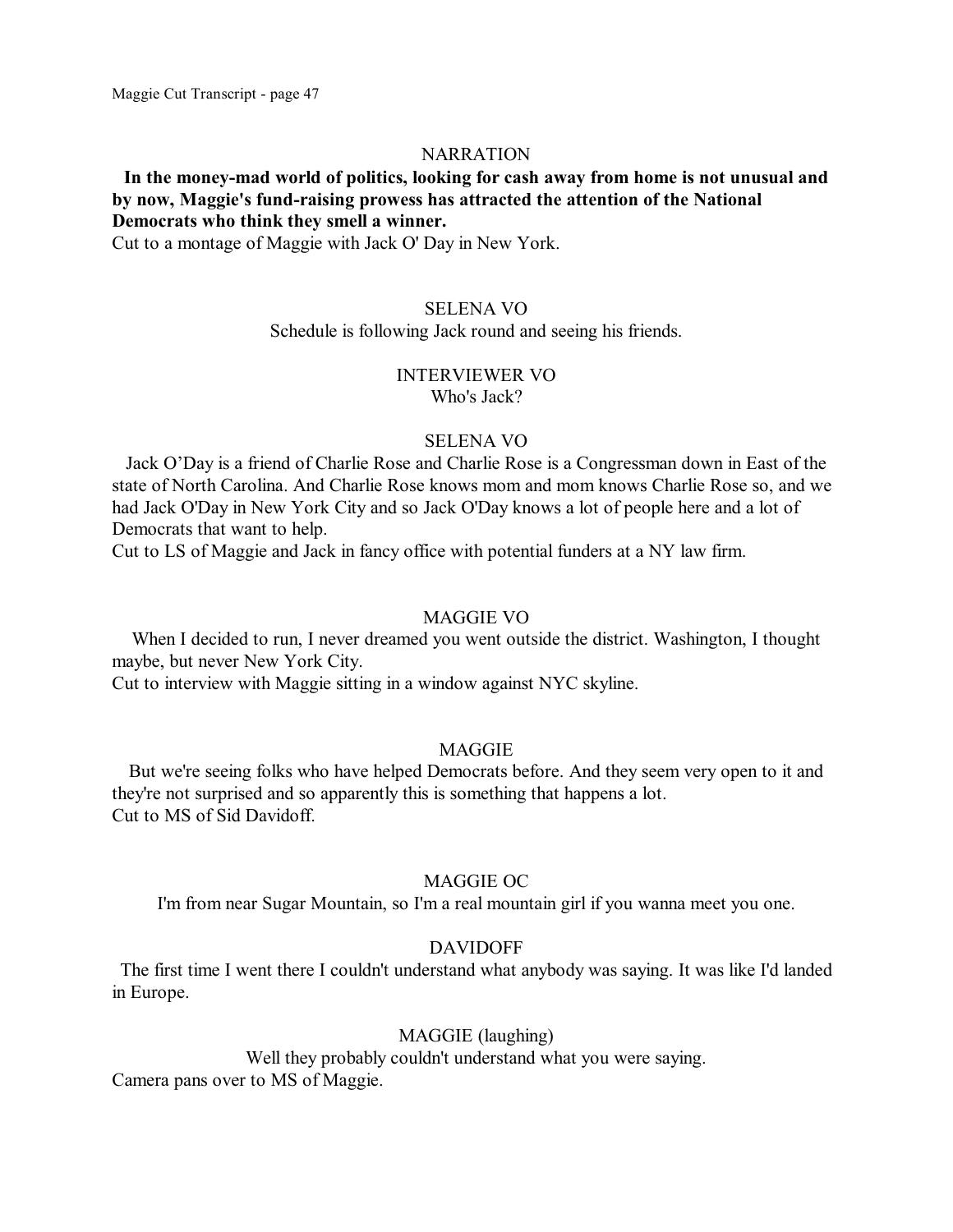NARRATION

**In the money-mad world of politics, looking for cash away from home is not unusual and by now, Maggie's fund-raising prowess has attracted the attention of the National Democrats who think they smell a winner.**

Cut to a montage of Maggie with Jack O' Day in New York.

SELENA VO

Schedule is following Jack round and seeing his friends.

INTERVIEWER VO

Who's Jack?

SELENA VO

Jack O'Day is a friend of Charlie Rose and Charlie Rose is a Congressman down in East of the state of North Carolina. And Charlie Rose knows mom and mom knows Charlie Rose so, and we had Jack O'Day in New York City and so Jack O'Day knows a lot of people here and a lot of Democrats that want to help.

Cut to LS of Maggie and Jack in fancy office with potential funders at a NY law firm.

MAGGIE VO

When I decided to run, I never dreamed you went outside the district. Washington, I thought maybe, but never New York City.

Cut to interview with Maggie sitting in a window against NYC skyline.

MAGGIE

But we're seeing folks who have helped Democrats before. And they seem very open to it and they're not surprised and so apparently this is something that happens a lot.

Cut to MS of Sid Davidoff.

MAGGIE OC

I'm from near Sugar Mountain, so I'm a real mountain girl if you wanna meet you one.

DAVIDOFF

The first time I went there I couldn't understand what anybody was saying. It was like I'd landed in Europe.

MAGGIE (laughing)

Well they probably couldn't understand what you were saying.

Camera pans over to MS of Maggie.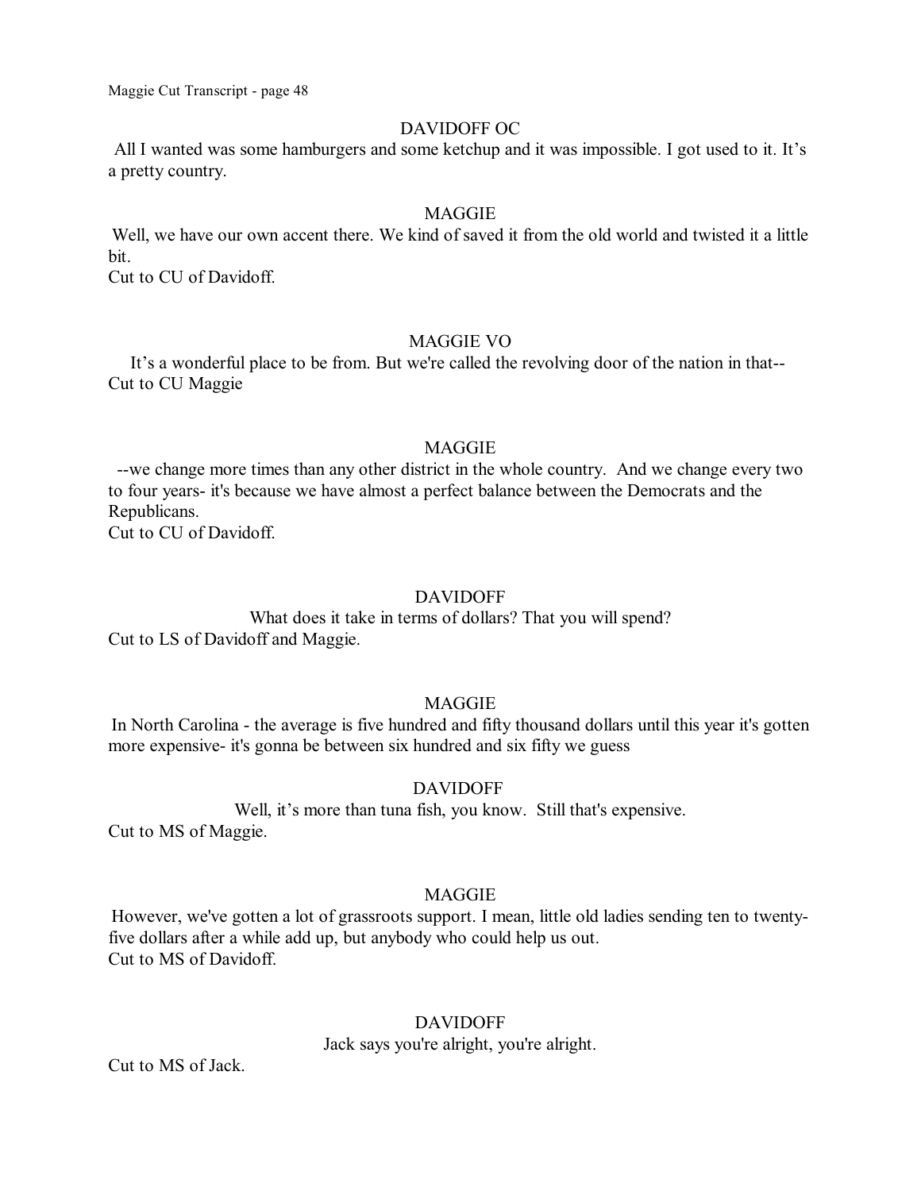DAVIDOFF OC

All I wanted was some hamburgers and some ketchup and it was impossible. I got used to it. It's a pretty country.

MAGGIE

Well, we have our own accent there. We kind of saved it from the old world and twisted it a little bit.

Cut to CU of Davidoff.

MAGGIE VO

It's a wonderful place to be from. But we're called the revolving door of the nation in that--

Cut to CU Maggie

MAGGIE

--we change more times than any other district in the whole country. And we change every two to four years- it's because we have almost a perfect balance between the Democrats and the Republicans.

Cut to CU of Davidoff.

DAVIDOFF

What does it take in terms of dollars? That you will spend?

Cut to LS of Davidoff and Maggie.

MAGGIE

In North Carolina - the average is five hundred and fifty thousand dollars until this year it's gotten more expensive- it's gonna be between six hundred and six fifty we guess

DAVIDOFF

Well, it's more than tuna fish, you know. Still that's expensive.

Cut to MS of Maggie.

MAGGIE

However, we've gotten a lot of grassroots support. I mean, little old ladies sending ten to twenty-five dollars after a while add up, but anybody who could help us out.

Cut to MS of Davidoff.

DAVIDOFF

Jack says you're alright, you're alright.

Cut to MS of Jack.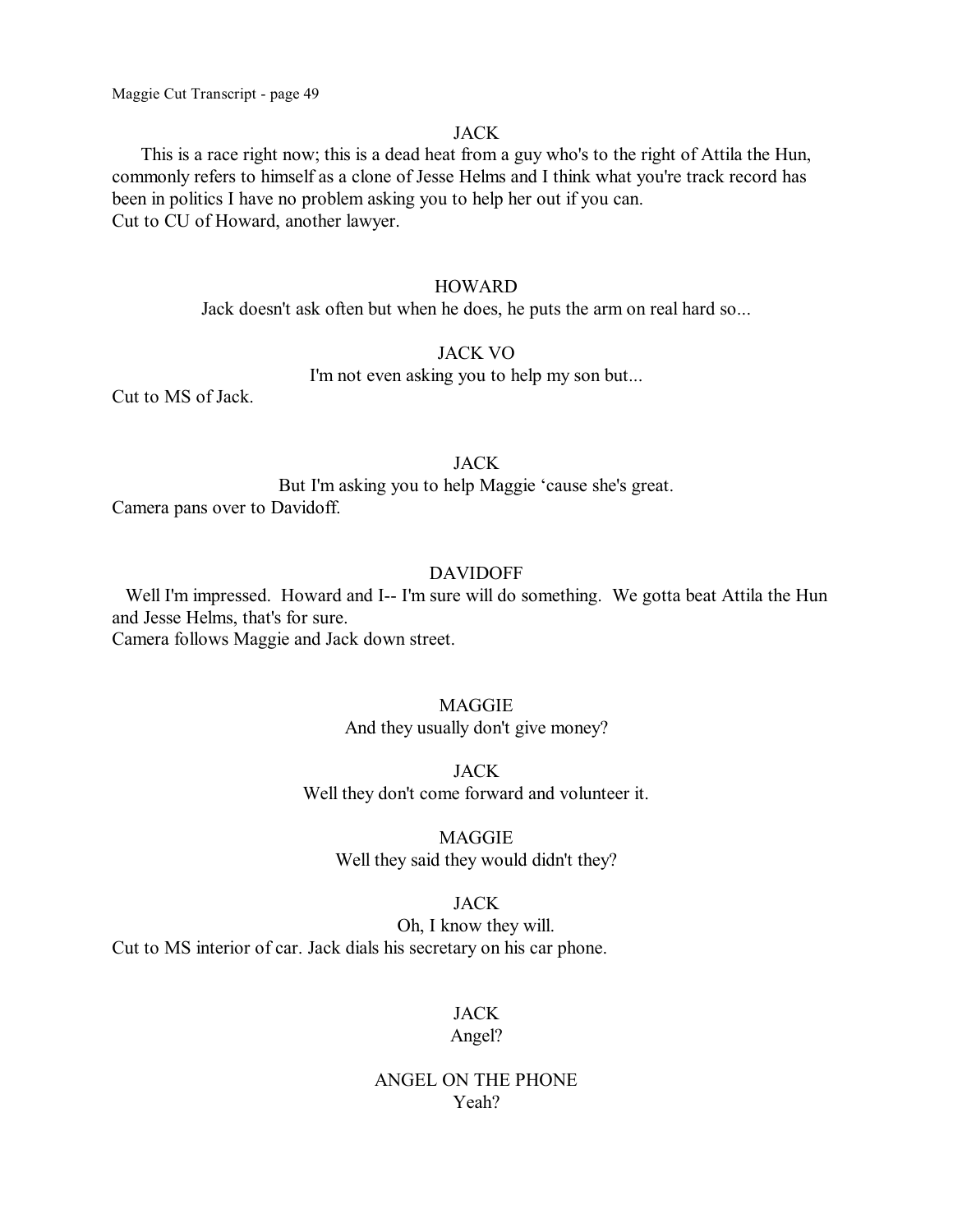JACK

This is a race right now; this is a dead heat from a guy who's to the right of Attila the Hun, commonly refers to himself as a clone of Jesse Helms and I think what you're track record has been in politics I have no problem asking you to help her out if you can.
Cut to CU of Howard, another lawyer.

HOWARD

Jack doesn't ask often but when he does, he puts the arm on real hard so...

JACK VO

I'm not even asking you to help my son but...

Cut to MS of Jack.

JACK

But I'm asking you to help Maggie 'cause she's great.

Camera pans over to Davidoff.

DAVIDOFF

Well I'm impressed. Howard and I-- I'm sure will do something. We gotta beat Attila the Hun and Jesse Helms, that's for sure.
Camera follows Maggie and Jack down street.

MAGGIE

And they usually don't give money?

JACK

Well they don't come forward and volunteer it.

MAGGIE

Well they said they would didn't they?

JACK

Oh, I know they will.

Cut to MS interior of car. Jack dials his secretary on his car phone.

JACK

Angel?

ANGEL ON THE PHONE

Yeah?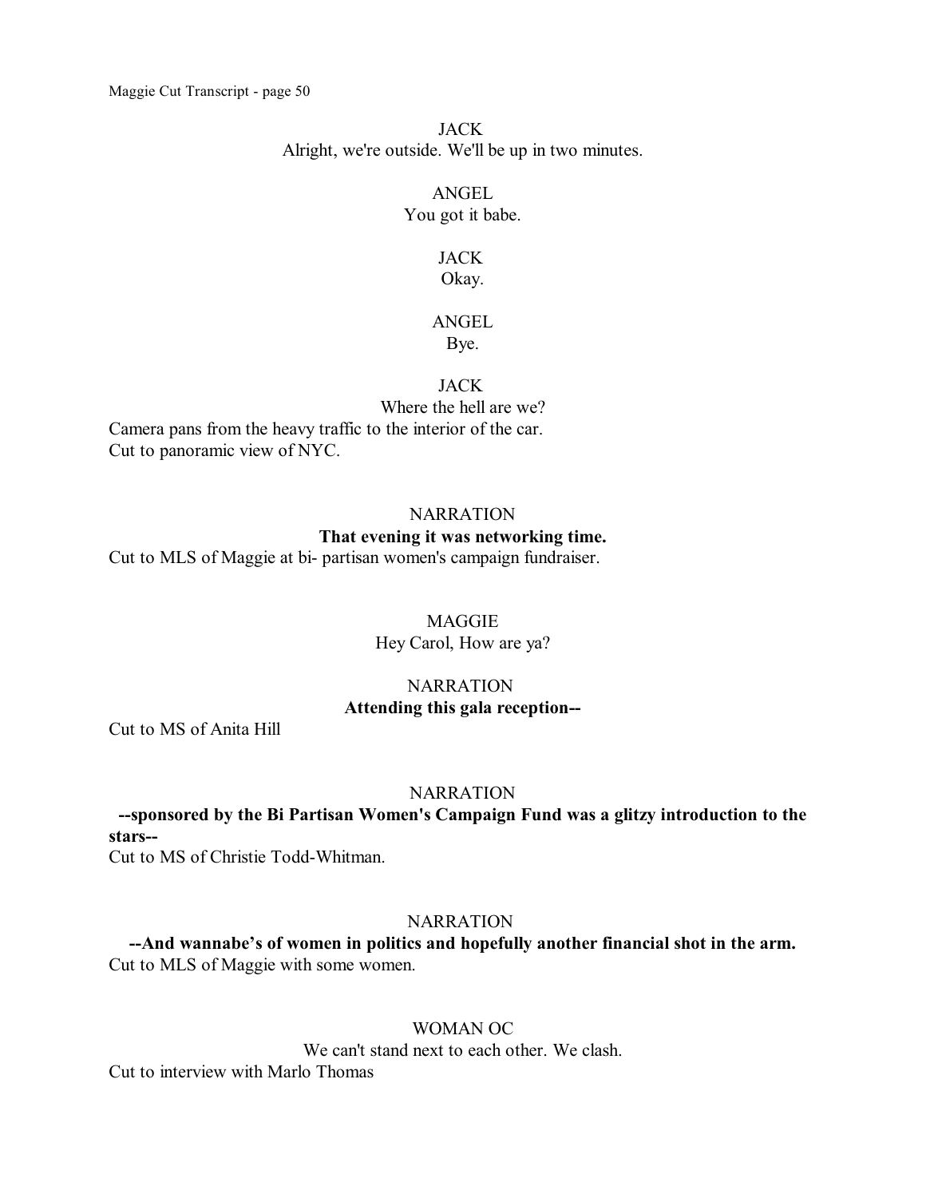JACK
Alright, we're outside. We'll be up in two minutes.

ANGEL
You got it babe.

JACK
Okay.

ANGEL
Bye.

JACK
Where the hell are we?

Camera pans from the heavy traffic to the interior of the car.
Cut to panoramic view of NYC.

NARRATION
**That evening it was networking time.**

Cut to MLS of Maggie at bi- partisan women's campaign fundraiser.

MAGGIE
Hey Carol, How are ya?

NARRATION
**Attending this gala reception--**

Cut to MS of Anita Hill

NARRATION
**--sponsored by the Bi Partisan Women's Campaign Fund was a glitzy introduction to the stars--**

Cut to MS of Christie Todd-Whitman.

NARRATION
**--And wannabe's of women in politics and hopefully another financial shot in the arm.**

Cut to MLS of Maggie with some women.

WOMAN OC
We can't stand next to each other. We clash.

Cut to interview with Marlo Thomas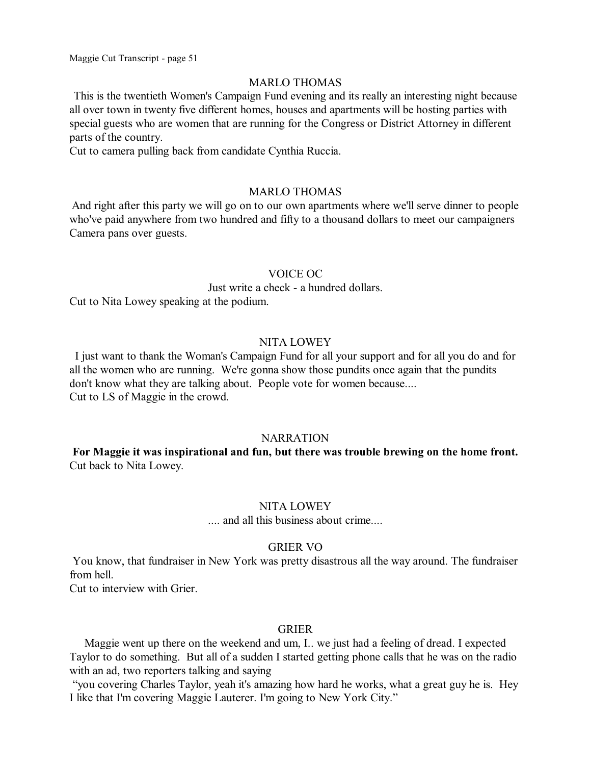MARLO THOMAS

This is the twentieth Women's Campaign Fund evening and its really an interesting night because all over town in twenty five different homes, houses and apartments will be hosting parties with special guests who are women that are running for the Congress or District Attorney in different parts of the country.
Cut to camera pulling back from candidate Cynthia Ruccia.

MARLO THOMAS

And right after this party we will go on to our own apartments where we'll serve dinner to people who've paid anywhere from two hundred and fifty to a thousand dollars to meet our campaigners
Camera pans over guests.

VOICE OC

Just write a check - a hundred dollars.
Cut to Nita Lowey speaking at the podium.

NITA LOWEY

I just want to thank the Woman's Campaign Fund for all your support and for all you do and for all the women who are running. We're gonna show those pundits once again that the pundits don't know what they are talking about. People vote for women because....
Cut to LS of Maggie in the crowd.

NARRATION

**For Maggie it was inspirational and fun, but there was trouble brewing on the home front.**
Cut back to Nita Lowey.

NITA LOWEY

.... and all this business about crime....

GRIER VO

You know, that fundraiser in New York was pretty disastrous all the way around. The fundraiser from hell.
Cut to interview with Grier.

GRIER

Maggie went up there on the weekend and um, I.. we just had a feeling of dread. I expected Taylor to do something. But all of a sudden I started getting phone calls that he was on the radio with an ad, two reporters talking and saying
"you covering Charles Taylor, yeah it's amazing how hard he works, what a great guy he is. Hey I like that I'm covering Maggie Lauterer. I'm going to New York City."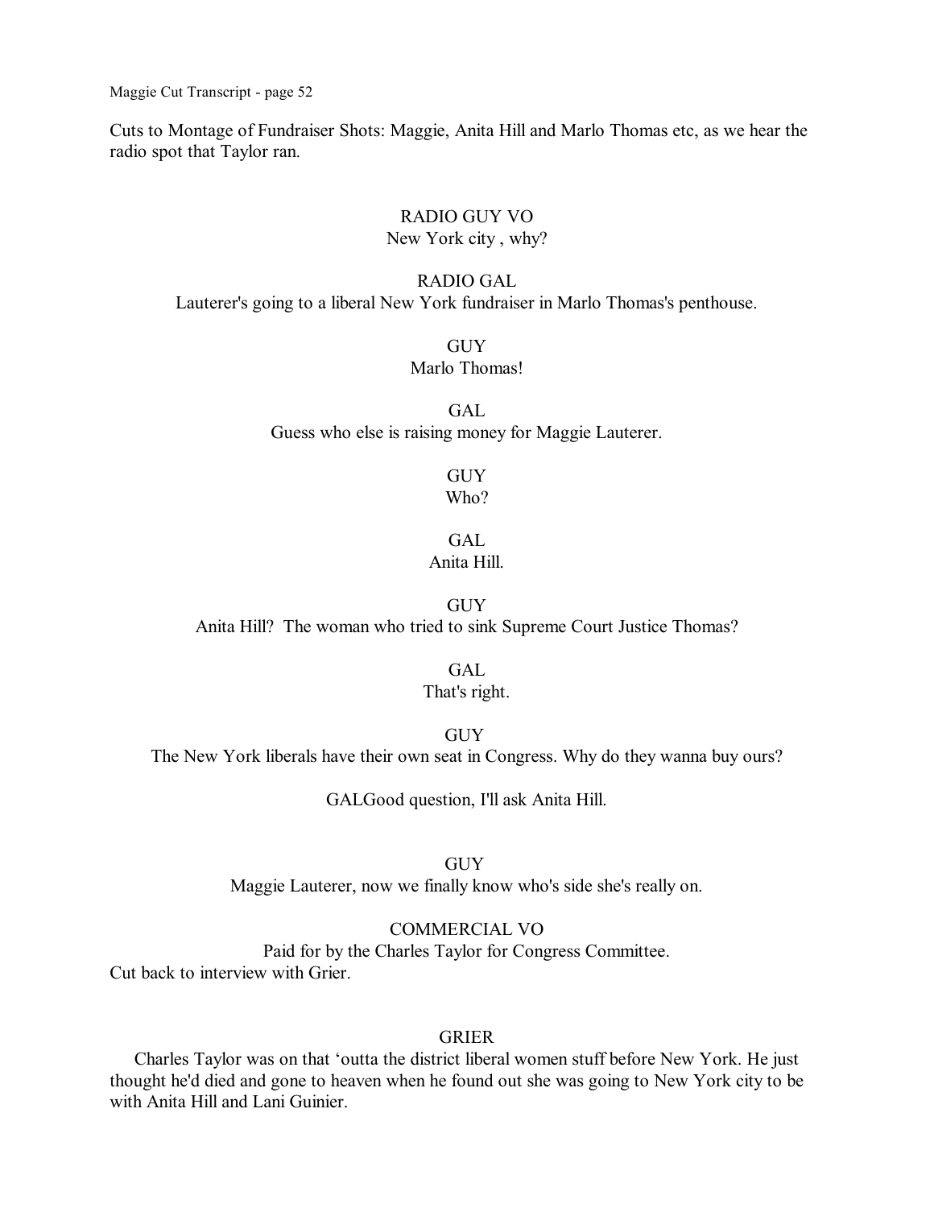Cuts to Montage of Fundraiser Shots: Maggie, Anita Hill and Marlo Thomas etc, as we hear the radio spot that Taylor ran.

RADIO GUY VO
New York city , why?

RADIO GAL
Lauterer's going to a liberal New York fundraiser in Marlo Thomas's penthouse.

GUY
Marlo Thomas!

GAL
Guess who else is raising money for Maggie Lauterer.

GUY
Who?

GAL
Anita Hill.

GUY
Anita Hill? The woman who tried to sink Supreme Court Justice Thomas?

GAL
That's right.

GUY
The New York liberals have their own seat in Congress. Why do they wanna buy ours?

GALGood question, I'll ask Anita Hill.

GUY
Maggie Lauterer, now we finally know who's side she's really on.

COMMERCIAL VO
Paid for by the Charles Taylor for Congress Committee.

Cut back to interview with Grier.

GRIER
Charles Taylor was on that 'outta the district liberal women stuff before New York. He just thought he'd died and gone to heaven when he found out she was going to New York city to be with Anita Hill and Lani Guinier.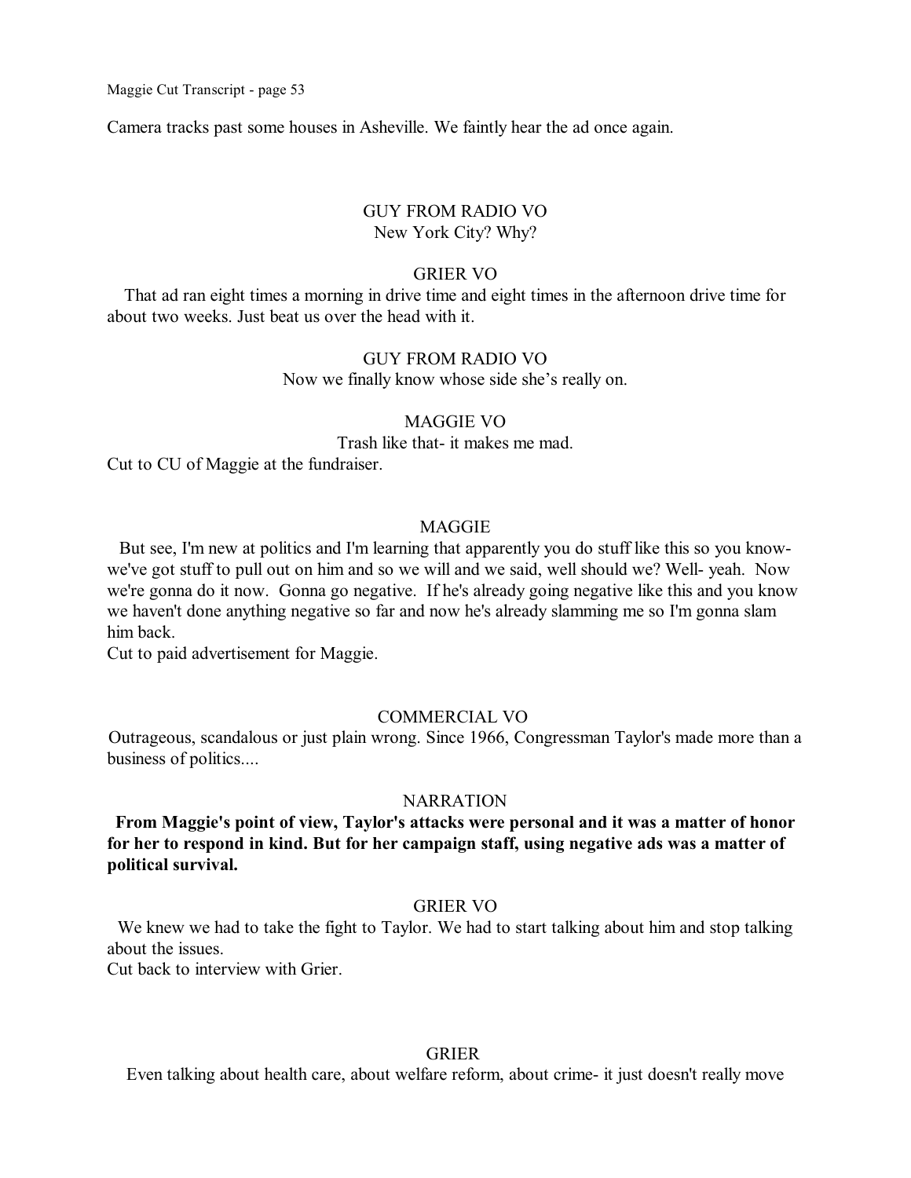Camera tracks past some houses in Asheville. We faintly hear the ad once again.

GUY FROM RADIO VO

New York City? Why?

GRIER VO

That ad ran eight times a morning in drive time and eight times in the afternoon drive time for about two weeks. Just beat us over the head with it.

GUY FROM RADIO VO

Now we finally know whose side she's really on.

MAGGIE VO

Trash like that- it makes me mad.

Cut to CU of Maggie at the fundraiser.

MAGGIE

But see, I'm new at politics and I'm learning that apparently you do stuff like this so you know- we've got stuff to pull out on him and so we will and we said, well should we? Well- yeah. Now we're gonna do it now. Gonna go negative. If he's already going negative like this and you know we haven't done anything negative so far and now he's already slamming me so I'm gonna slam him back.

Cut to paid advertisement for Maggie.

COMMERCIAL VO

Outrageous, scandalous or just plain wrong. Since 1966, Congressman Taylor's made more than a business of politics....

NARRATION

**From Maggie's point of view, Taylor's attacks were personal and it was a matter of honor for her to respond in kind. But for her campaign staff, using negative ads was a matter of political survival.**

GRIER VO

We knew we had to take the fight to Taylor. We had to start talking about him and stop talking about the issues.

Cut back to interview with Grier.

GRIER

Even talking about health care, about welfare reform, about crime- it just doesn't really move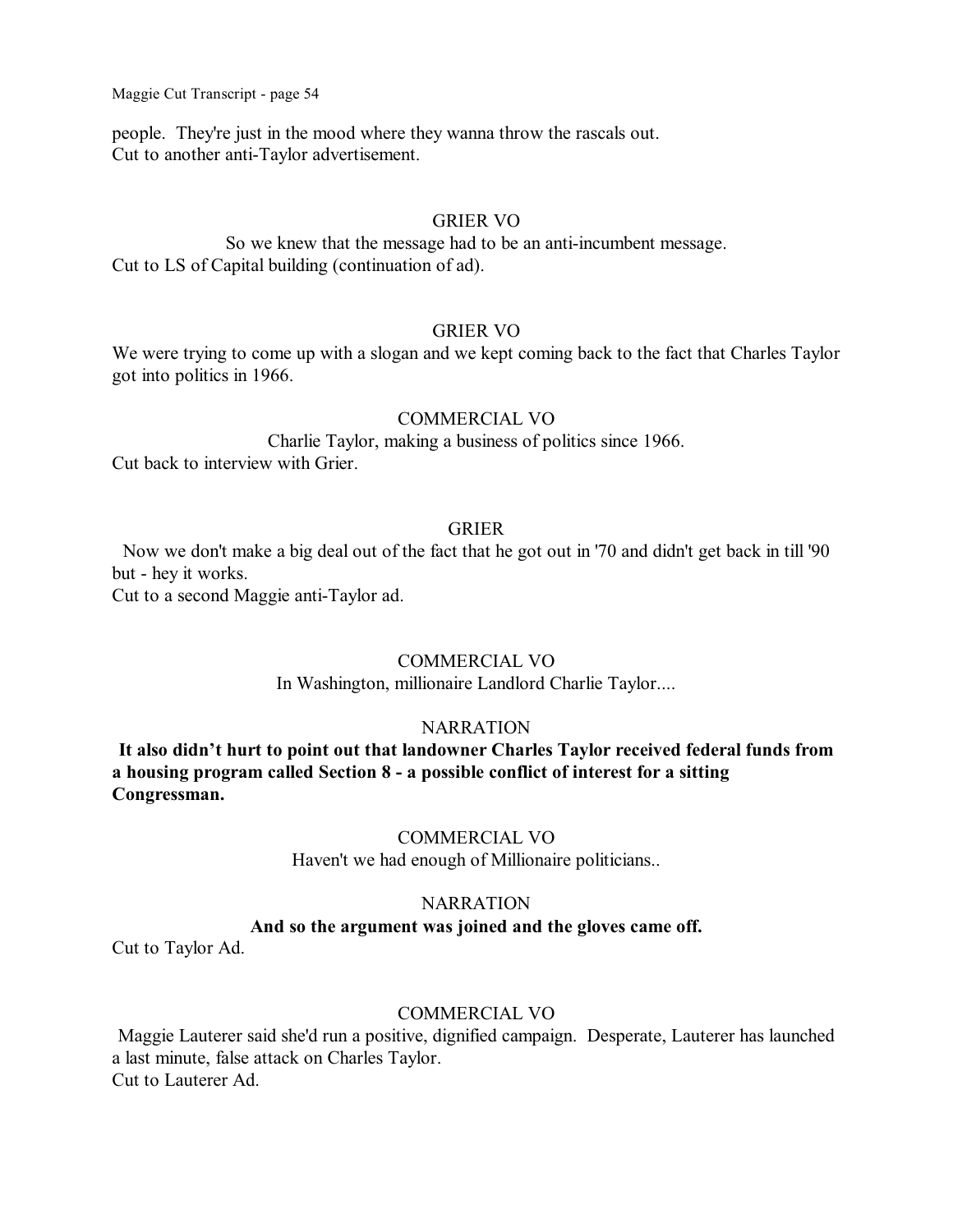people. They're just in the mood where they wanna throw the rascals out.
Cut to another anti-Taylor advertisement.

GRIER VO

So we knew that the message had to be an anti-incumbent message.
Cut to LS of Capital building (continuation of ad).

GRIER VO

We were trying to come up with a slogan and we kept coming back to the fact that Charles Taylor got into politics in 1966.

COMMERCIAL VO

Charlie Taylor, making a business of politics since 1966.
Cut back to interview with Grier.

GRIER

Now we don't make a big deal out of the fact that he got out in '70 and didn't get back in till '90 but - hey it works.
Cut to a second Maggie anti-Taylor ad.

COMMERCIAL VO

In Washington, millionaire Landlord Charlie Taylor....

NARRATION

**It also didn't hurt to point out that landowner Charles Taylor received federal funds from a housing program called Section 8 - a possible conflict of interest for a sitting Congressman.**

COMMERCIAL VO

Haven't we had enough of Millionaire politicians..

NARRATION

**And so the argument was joined and the gloves came off.**

Cut to Taylor Ad.

COMMERCIAL VO

Maggie Lauterer said she'd run a positive, dignified campaign. Desperate, Lauterer has launched a last minute, false attack on Charles Taylor.
Cut to Lauterer Ad.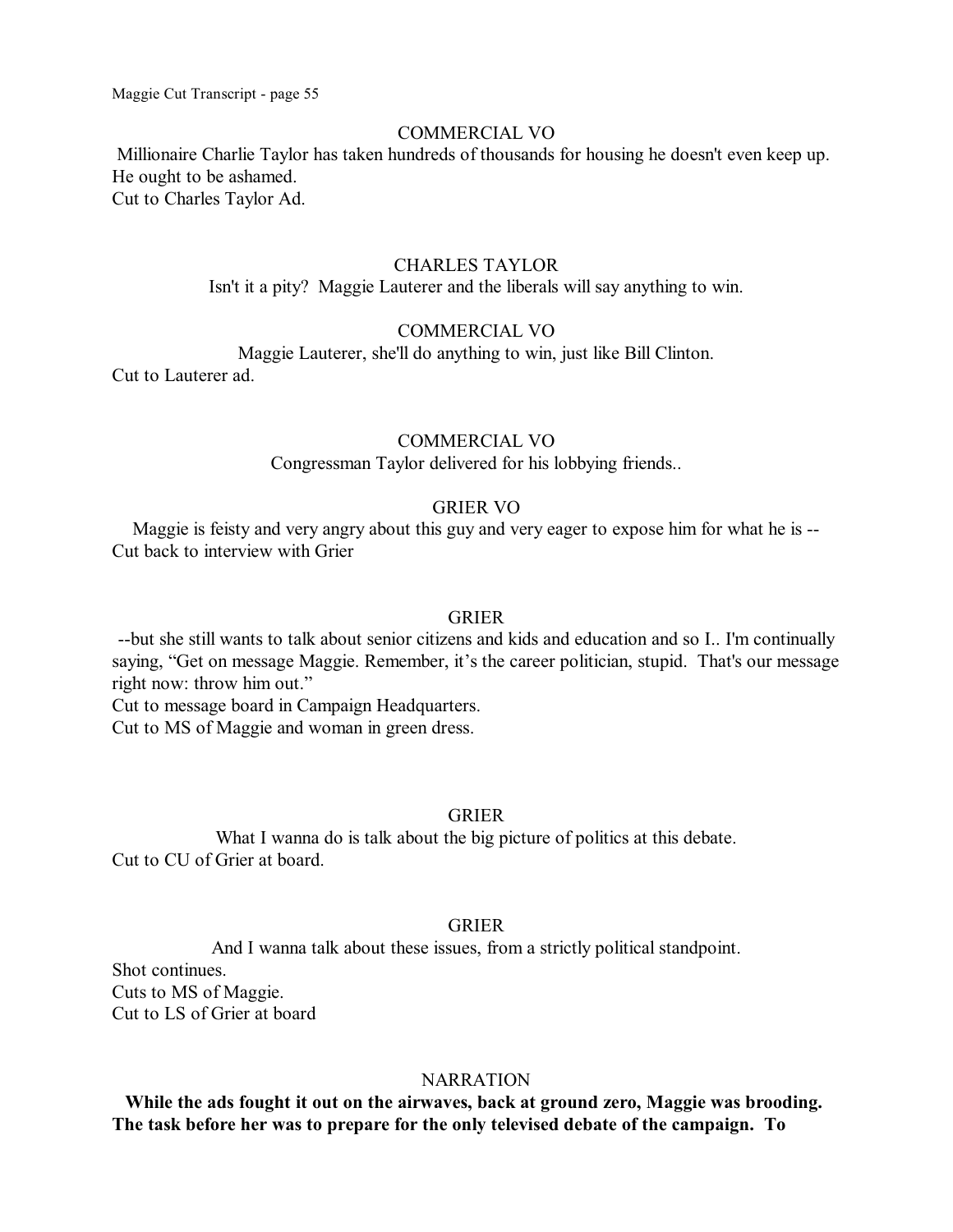COMMERCIAL VO

Millionaire Charlie Taylor has taken hundreds of thousands for housing he doesn't even keep up. He ought to be ashamed.
Cut to Charles Taylor Ad.

CHARLES TAYLOR

Isn't it a pity? Maggie Lauterer and the liberals will say anything to win.

COMMERCIAL VO

Maggie Lauterer, she'll do anything to win, just like Bill Clinton.
Cut to Lauterer ad.

COMMERCIAL VO

Congressman Taylor delivered for his lobbying friends..

GRIER VO

Maggie is feisty and very angry about this guy and very eager to expose him for what he is --
Cut back to interview with Grier

GRIER

--but she still wants to talk about senior citizens and kids and education and so I.. I'm continually saying, "Get on message Maggie. Remember, it's the career politician, stupid. That's our message right now: throw him out."
Cut to message board in Campaign Headquarters.
Cut to MS of Maggie and woman in green dress.

GRIER

What I wanna do is talk about the big picture of politics at this debate.
Cut to CU of Grier at board.

GRIER

And I wanna talk about these issues, from a strictly political standpoint.
Shot continues.
Cuts to MS of Maggie.
Cut to LS of Grier at board

NARRATION

**While the ads fought it out on the airwaves, back at ground zero, Maggie was brooding. The task before her was to prepare for the only televised debate of the campaign. To**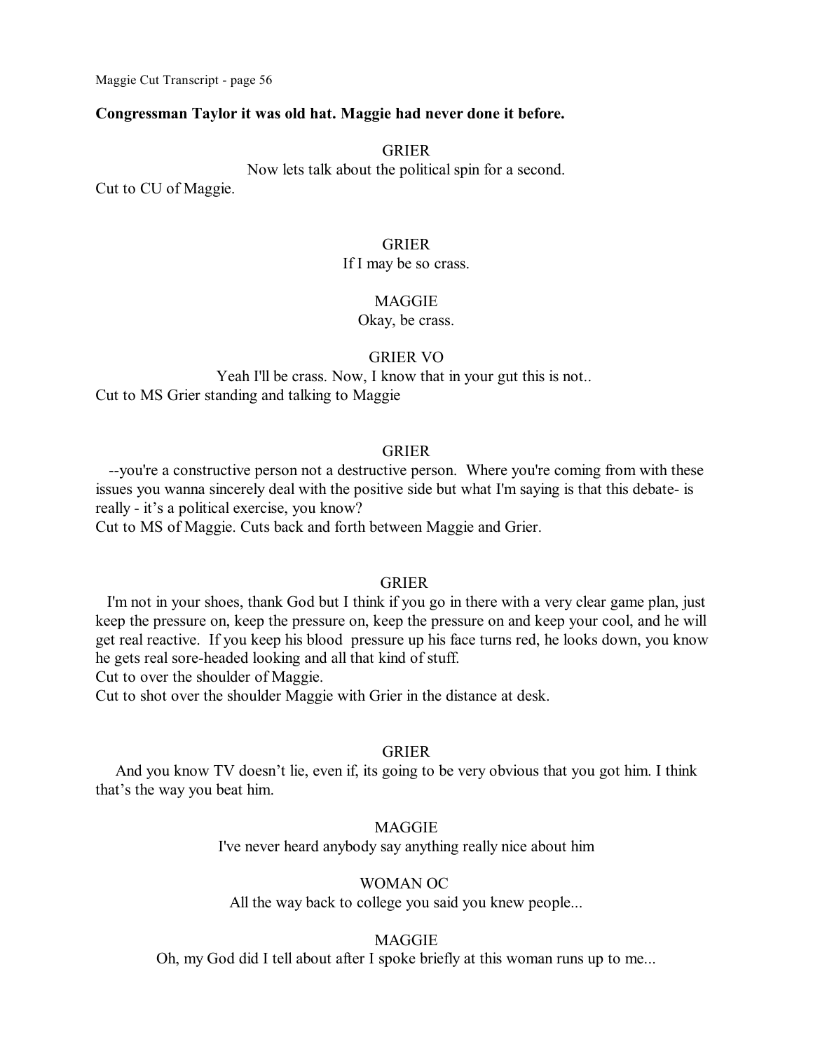**Congressman Taylor it was old hat. Maggie had never done it before.**

GRIER

Now lets talk about the political spin for a second.

Cut to CU of Maggie.

GRIER

If I may be so crass.

MAGGIE

Okay, be crass.

GRIER VO

Yeah I'll be crass. Now, I know that in your gut this is not..

Cut to MS Grier standing and talking to Maggie

GRIER

--you're a constructive person not a destructive person. Where you're coming from with these issues you wanna sincerely deal with the positive side but what I'm saying is that this debate- is really - it's a political exercise, you know?

Cut to MS of Maggie. Cuts back and forth between Maggie and Grier.

GRIER

I'm not in your shoes, thank God but I think if you go in there with a very clear game plan, just keep the pressure on, keep the pressure on, keep the pressure on and keep your cool, and he will get real reactive. If you keep his blood pressure up his face turns red, he looks down, you know he gets real sore-headed looking and all that kind of stuff.

Cut to over the shoulder of Maggie.

Cut to shot over the shoulder Maggie with Grier in the distance at desk.

GRIER

And you know TV doesn't lie, even if, its going to be very obvious that you got him. I think that's the way you beat him.

MAGGIE

I've never heard anybody say anything really nice about him

WOMAN OC

All the way back to college you said you knew people...

MAGGIE

Oh, my God did I tell about after I spoke briefly at this woman runs up to me...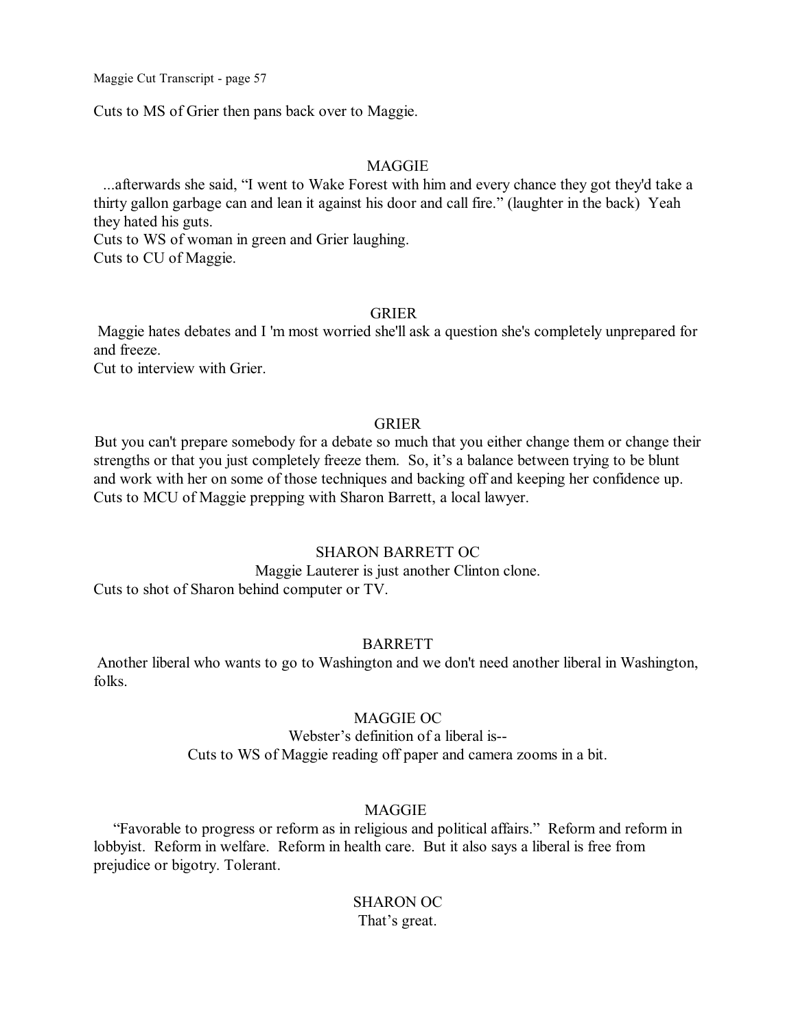Cuts to MS of Grier then pans back over to Maggie.

MAGGIE

...afterwards she said, “I went to Wake Forest with him and every chance they got they'd take a thirty gallon garbage can and lean it against his door and call fire.” (laughter in the back) Yeah they hated his guts.
Cuts to WS of woman in green and Grier laughing.
Cuts to CU of Maggie.

GRIER

Maggie hates debates and I 'm most worried she'll ask a question she's completely unprepared for and freeze.
Cut to interview with Grier.

GRIER

But you can't prepare somebody for a debate so much that you either change them or change their strengths or that you just completely freeze them. So, it’s a balance between trying to be blunt and work with her on some of those techniques and backing off and keeping her confidence up.
Cuts to MCU of Maggie prepping with Sharon Barrett, a local lawyer.

SHARON BARRETT OC

Maggie Lauterer is just another Clinton clone.
Cuts to shot of Sharon behind computer or TV.

BARRETT

Another liberal who wants to go to Washington and we don't need another liberal in Washington, folks.

MAGGIE OC

Webster’s definition of a liberal is--
Cuts to WS of Maggie reading off paper and camera zooms in a bit.

MAGGIE

“Favorable to progress or reform as in religious and political affairs.” Reform and reform in lobbyist. Reform in welfare. Reform in health care. But it also says a liberal is free from prejudice or bigotry. Tolerant.

SHARON OC

That’s great.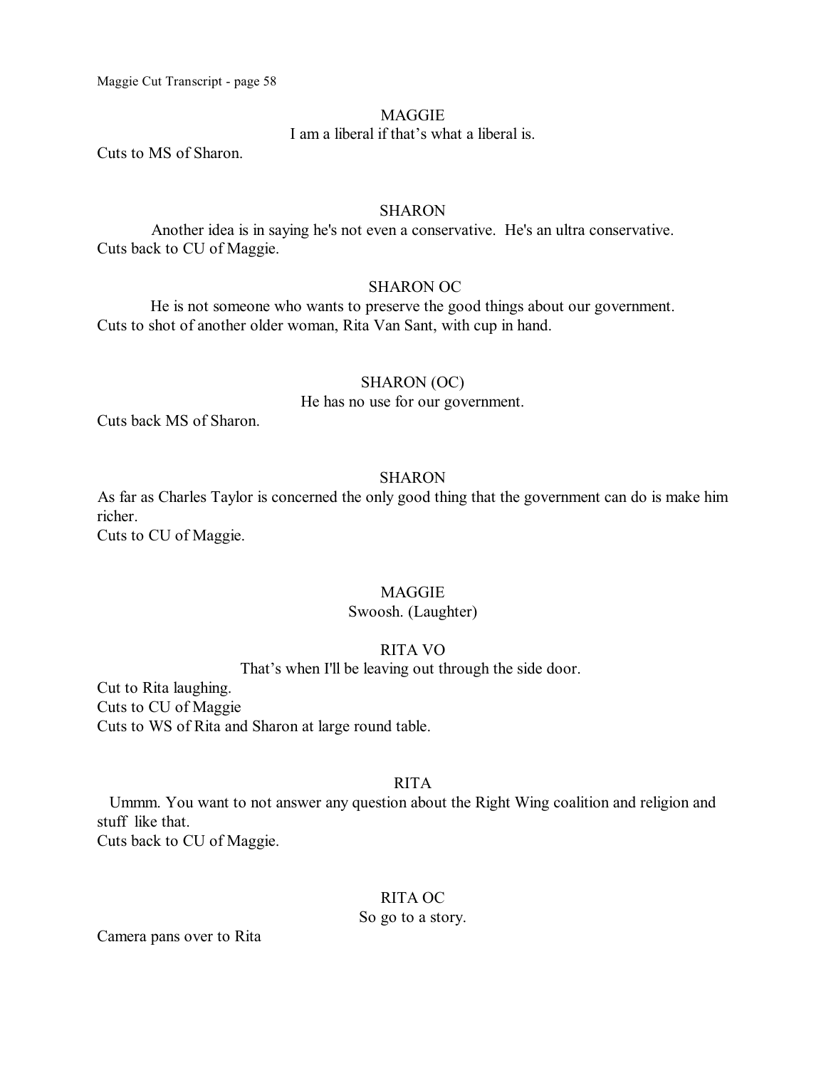MAGGIE

I am a liberal if that's what a liberal is.

Cuts to MS of Sharon.

SHARON

Another idea is in saying he's not even a conservative. He's an ultra conservative.

Cuts back to CU of Maggie.

SHARON OC

He is not someone who wants to preserve the good things about our government.

Cuts to shot of another older woman, Rita Van Sant, with cup in hand.

SHARON (OC)

He has no use for our government.

Cuts back MS of Sharon.

SHARON

As far as Charles Taylor is concerned the only good thing that the government can do is make him richer.

Cuts to CU of Maggie.

MAGGIE

Swoosh. (Laughter)

RITA VO

That's when I'll be leaving out through the side door.

Cut to Rita laughing.
Cuts to CU of Maggie
Cuts to WS of Rita and Sharon at large round table.

RITA

Ummm. You want to not answer any question about the Right Wing coalition and religion and stuff like that.

Cuts back to CU of Maggie.

RITA OC

So go to a story.

Camera pans over to Rita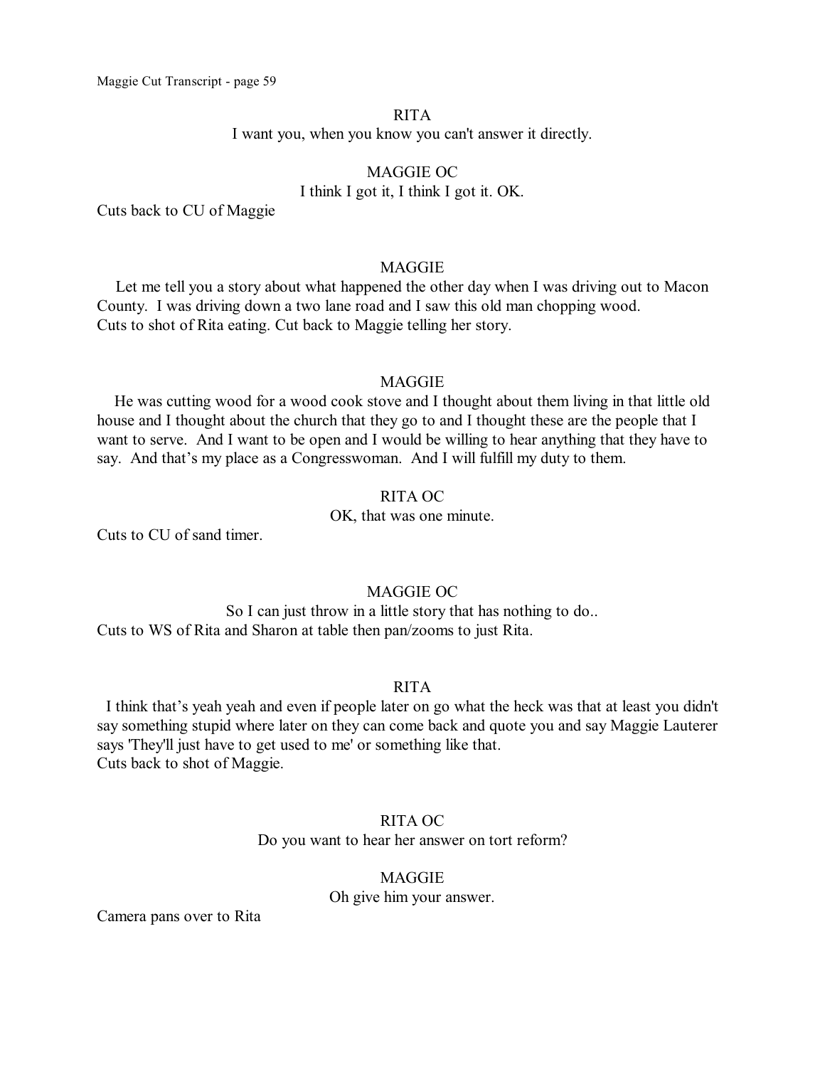RITA

I want you, when you know you can't answer it directly.

MAGGIE OC

I think I got it, I think I got it. OK.

Cuts back to CU of Maggie

MAGGIE

Let me tell you a story about what happened the other day when I was driving out to Macon County. I was driving down a two lane road and I saw this old man chopping wood.
Cuts to shot of Rita eating. Cut back to Maggie telling her story.

MAGGIE

He was cutting wood for a wood cook stove and I thought about them living in that little old house and I thought about the church that they go to and I thought these are the people that I want to serve. And I want to be open and I would be willing to hear anything that they have to say. And that's my place as a Congresswoman. And I will fulfill my duty to them.

RITA OC

OK, that was one minute.

Cuts to CU of sand timer.

MAGGIE OC

So I can just throw in a little story that has nothing to do..

Cuts to WS of Rita and Sharon at table then pan/zooms to just Rita.

RITA

I think that's yeah yeah and even if people later on go what the heck was that at least you didn't say something stupid where later on they can come back and quote you and say Maggie Lauterer says 'They'll just have to get used to me' or something like that.
Cuts back to shot of Maggie.

RITA OC

Do you want to hear her answer on tort reform?

MAGGIE

Oh give him your answer.

Camera pans over to Rita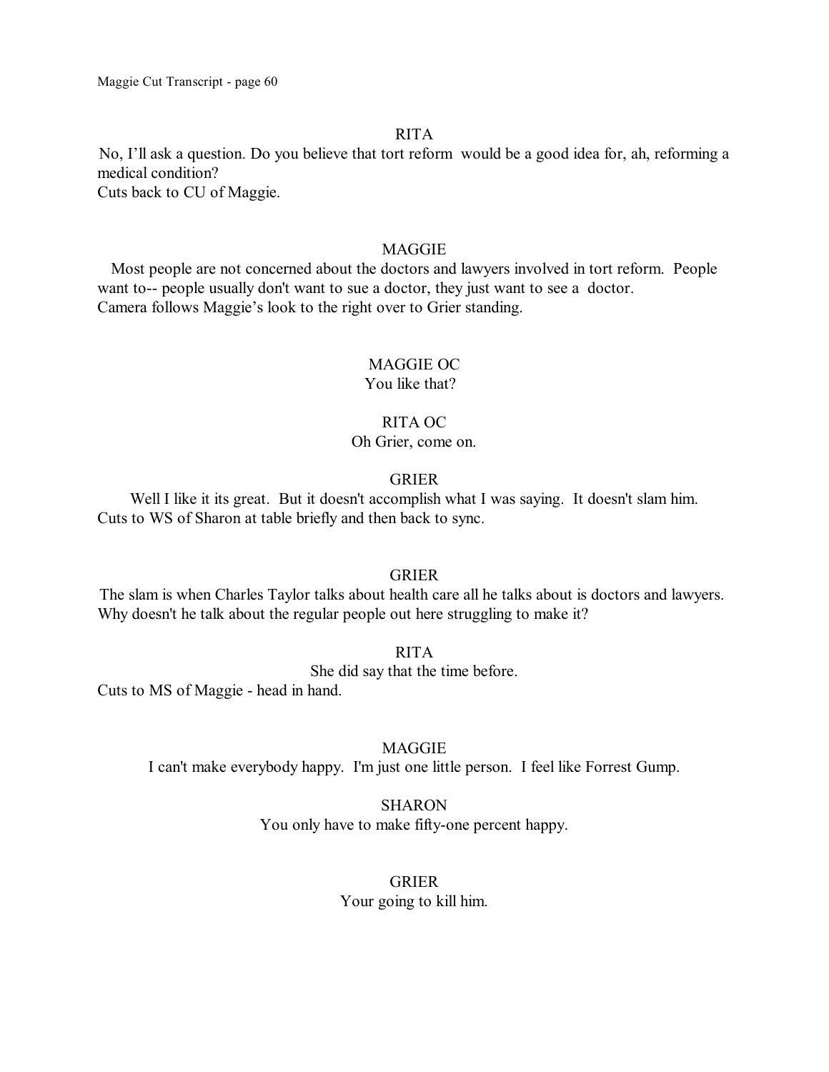RITA

No, I'll ask a question. Do you believe that tort reform would be a good idea for, ah, reforming a medical condition?
Cuts back to CU of Maggie.

MAGGIE

Most people are not concerned about the doctors and lawyers involved in tort reform. People want to-- people usually don't want to sue a doctor, they just want to see a doctor.
Camera follows Maggie's look to the right over to Grier standing.

MAGGIE OC
You like that?

RITA OC
Oh Grier, come on.

GRIER

Well I like it its great. But it doesn't accomplish what I was saying. It doesn't slam him.
Cuts to WS of Sharon at table briefly and then back to sync.

GRIER

The slam is when Charles Taylor talks about health care all he talks about is doctors and lawyers. Why doesn't he talk about the regular people out here struggling to make it?

RITA
She did say that the time before.

Cuts to MS of Maggie - head in hand.

MAGGIE
I can't make everybody happy. I'm just one little person. I feel like Forrest Gump.

SHARON
You only have to make fifty-one percent happy.

GRIER
Your going to kill him.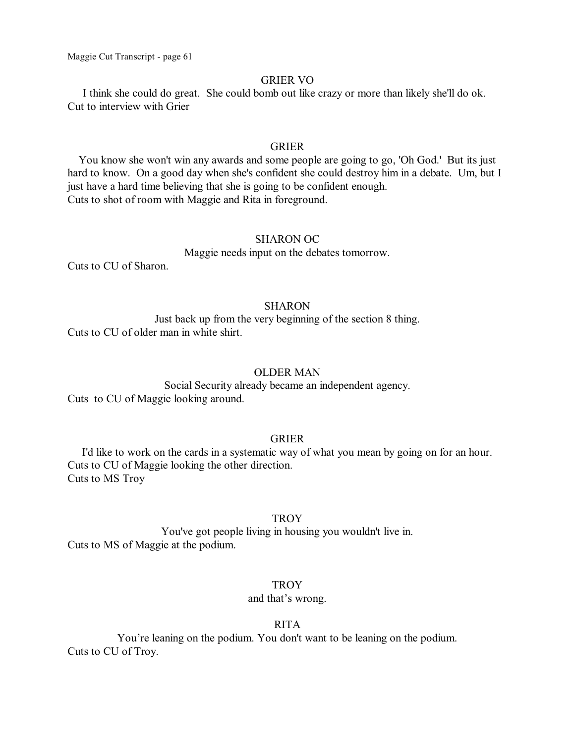GRIER VO

I think she could do great. She could bomb out like crazy or more than likely she'll do ok.
Cut to interview with Grier

GRIER

You know she won't win any awards and some people are going to go, 'Oh God.' But its just hard to know. On a good day when she's confident she could destroy him in a debate. Um, but I just have a hard time believing that she is going to be confident enough.
Cuts to shot of room with Maggie and Rita in foreground.

SHARON OC

Maggie needs input on the debates tomorrow.

Cuts to CU of Sharon.

SHARON

Just back up from the very beginning of the section 8 thing.
Cuts to CU of older man in white shirt.

OLDER MAN

Social Security already became an independent agency.
Cuts to CU of Maggie looking around.

GRIER

I'd like to work on the cards in a systematic way of what you mean by going on for an hour.
Cuts to CU of Maggie looking the other direction.
Cuts to MS Troy

TROY

You've got people living in housing you wouldn't live in.
Cuts to MS of Maggie at the podium.

TROY

and that’s wrong.

RITA

You’re leaning on the podium. You don't want to be leaning on the podium.
Cuts to CU of Troy.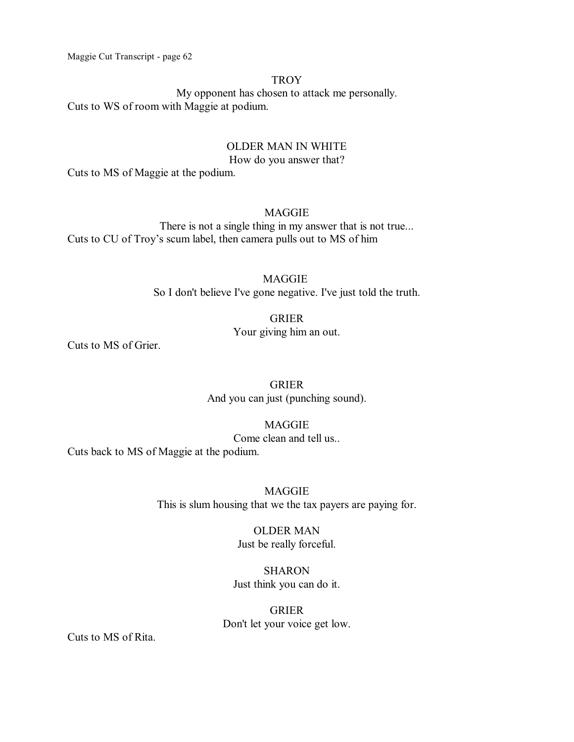TROY

My opponent has chosen to attack me personally.

Cuts to WS of room with Maggie at podium.

OLDER MAN IN WHITE

How do you answer that?

Cuts to MS of Maggie at the podium.

MAGGIE

There is not a single thing in my answer that is not true...

Cuts to CU of Troy's scum label, then camera pulls out to MS of him

MAGGIE

So I don't believe I've gone negative. I've just told the truth.

GRIER

Your giving him an out.

Cuts to MS of Grier.

GRIER

And you can just (punching sound).

MAGGIE

Come clean and tell us..

Cuts back to MS of Maggie at the podium.

MAGGIE

This is slum housing that we the tax payers are paying for.

OLDER MAN

Just be really forceful.

SHARON

Just think you can do it.

GRIER

Don't let your voice get low.

Cuts to MS of Rita.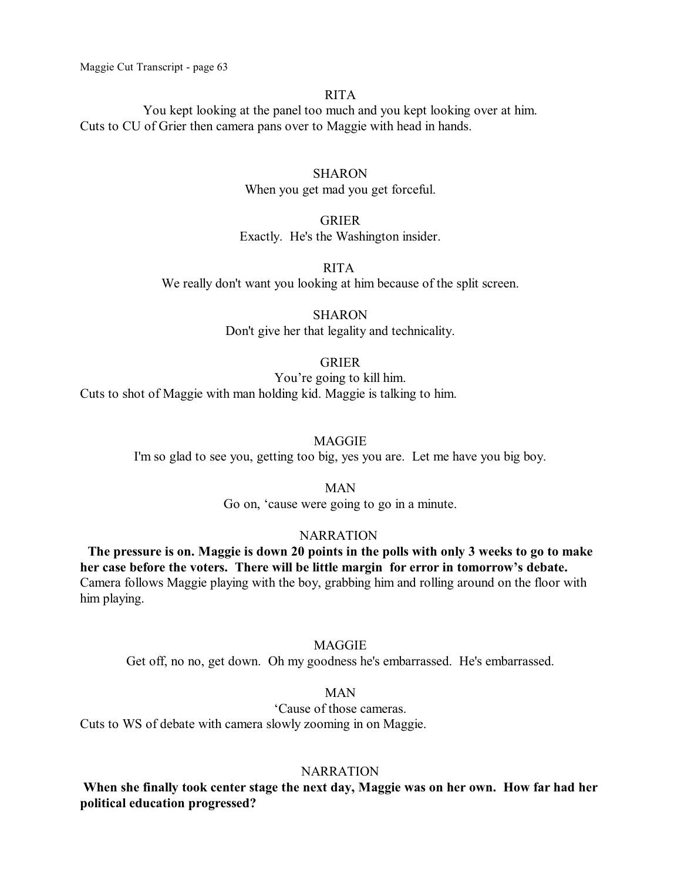RITA

You kept looking at the panel too much and you kept looking over at him.

Cuts to CU of Grier then camera pans over to Maggie with head in hands.

SHARON

When you get mad you get forceful.

GRIER

Exactly. He's the Washington insider.

RITA

We really don't want you looking at him because of the split screen.

SHARON

Don't give her that legality and technicality.

GRIER

You're going to kill him.

Cuts to shot of Maggie with man holding kid. Maggie is talking to him.

MAGGIE

I'm so glad to see you, getting too big, yes you are. Let me have you big boy.

MAN

Go on, 'cause were going to go in a minute.

NARRATION

**The pressure is on. Maggie is down 20 points in the polls with only 3 weeks to go to make her case before the voters. There will be little margin for error in tomorrow's debate.**

Camera follows Maggie playing with the boy, grabbing him and rolling around on the floor with him playing.

MAGGIE

Get off, no no, get down. Oh my goodness he's embarrassed. He's embarrassed.

MAN

'Cause of those cameras.

Cuts to WS of debate with camera slowly zooming in on Maggie.

NARRATION

**When she finally took center stage the next day, Maggie was on her own. How far had her political education progressed?**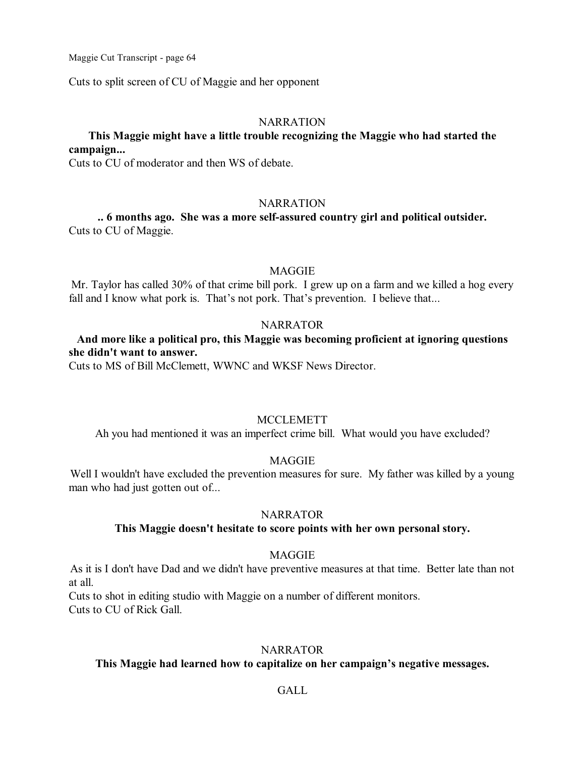Cuts to split screen of CU of Maggie and her opponent

NARRATION

**This Maggie might have a little trouble recognizing the Maggie who had started the campaign...**

Cuts to CU of moderator and then WS of debate.

NARRATION

**.. 6 months ago. She was a more self-assured country girl and political outsider.**

Cuts to CU of Maggie.

MAGGIE

Mr. Taylor has called 30% of that crime bill pork. I grew up on a farm and we killed a hog every fall and I know what pork is. That's not pork. That's prevention. I believe that...

NARRATOR

**And more like a political pro, this Maggie was becoming proficient at ignoring questions she didn't want to answer.**

Cuts to MS of Bill McClemett, WWNC and WKSF News Director.

MCCLEMETT

Ah you had mentioned it was an imperfect crime bill. What would you have excluded?

MAGGIE

Well I wouldn't have excluded the prevention measures for sure. My father was killed by a young man who had just gotten out of...

NARRATOR

**This Maggie doesn't hesitate to score points with her own personal story.**

MAGGIE

As it is I don't have Dad and we didn't have preventive measures at that time. Better late than not at all.

Cuts to shot in editing studio with Maggie on a number of different monitors.

Cuts to CU of Rick Gall.

NARRATOR

**This Maggie had learned how to capitalize on her campaign's negative messages.**

GALL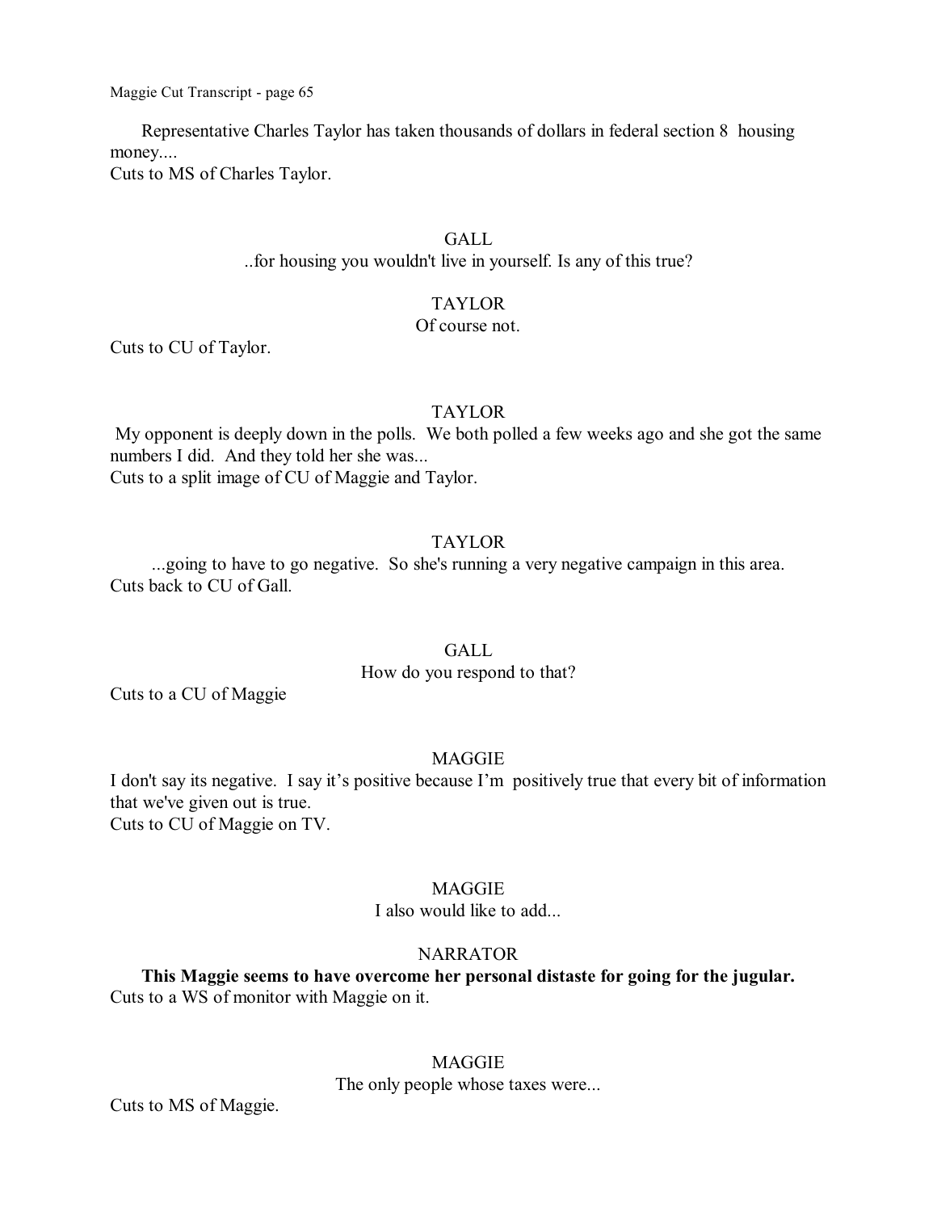Representative Charles Taylor has taken thousands of dollars in federal section 8 housing money....
Cuts to MS of Charles Taylor.

GALL

..for housing you wouldn't live in yourself. Is any of this true?

TAYLOR

Of course not.

Cuts to CU of Taylor.

TAYLOR

My opponent is deeply down in the polls. We both polled a few weeks ago and she got the same numbers I did. And they told her she was...
Cuts to a split image of CU of Maggie and Taylor.

TAYLOR

...going to have to go negative. So she's running a very negative campaign in this area.
Cuts back to CU of Gall.

GALL

How do you respond to that?

Cuts to a CU of Maggie

MAGGIE

I don't say its negative. I say it's positive because I'm positively true that every bit of information that we've given out is true.
Cuts to CU of Maggie on TV.

MAGGIE

I also would like to add...

NARRATOR

**This Maggie seems to have overcome her personal distaste for going for the jugular.**
Cuts to a WS of monitor with Maggie on it.

MAGGIE

The only people whose taxes were...

Cuts to MS of Maggie.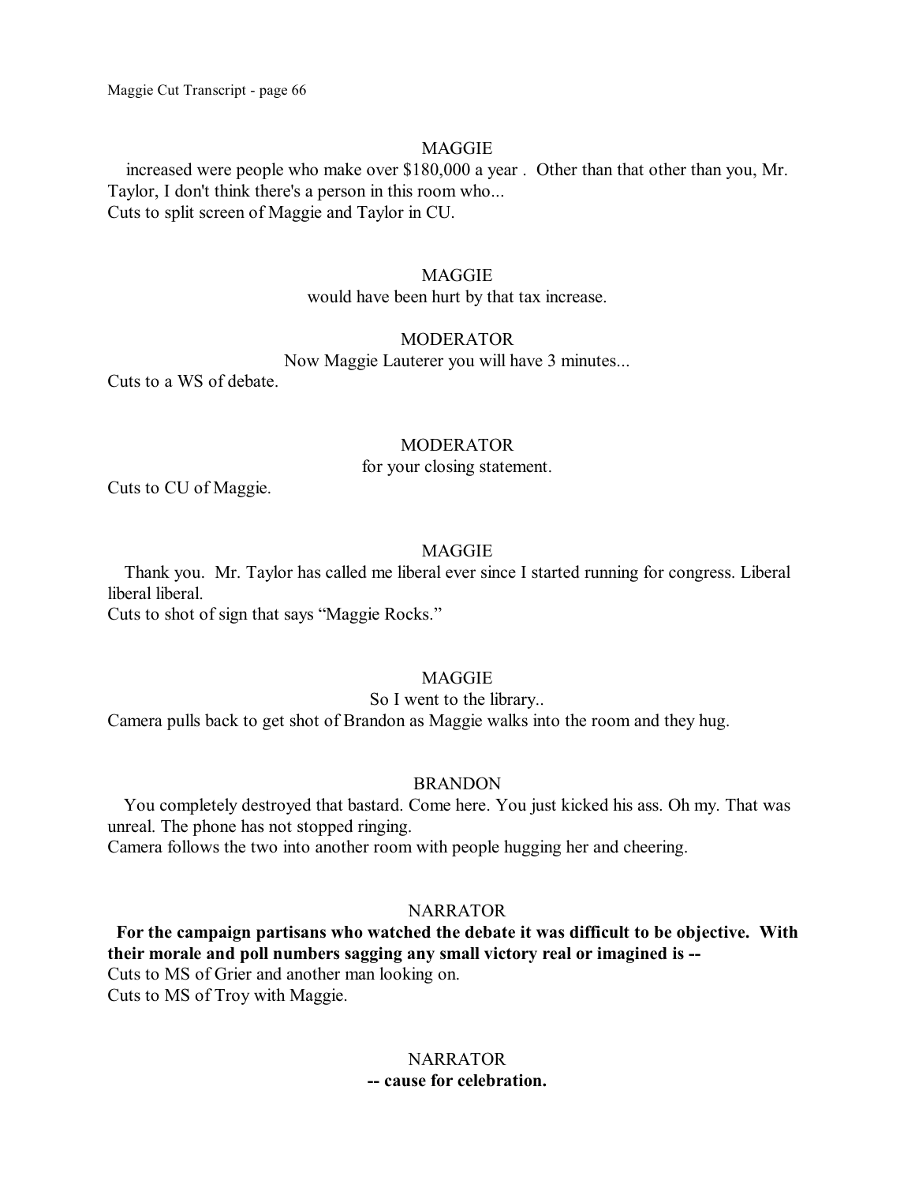MAGGIE

increased were people who make over $180,000 a year . Other than that other than you, Mr. Taylor, I don't think there's a person in this room who...
Cuts to split screen of Maggie and Taylor in CU.

MAGGIE

would have been hurt by that tax increase.

MODERATOR

Now Maggie Lauterer you will have 3 minutes...
Cuts to a WS of debate.

MODERATOR

for your closing statement.
Cuts to CU of Maggie.

MAGGIE

Thank you. Mr. Taylor has called me liberal ever since I started running for congress. Liberal liberal liberal.
Cuts to shot of sign that says "Maggie Rocks."

MAGGIE

So I went to the library..
Camera pulls back to get shot of Brandon as Maggie walks into the room and they hug.

BRANDON

You completely destroyed that bastard. Come here. You just kicked his ass. Oh my. That was unreal. The phone has not stopped ringing.
Camera follows the two into another room with people hugging her and cheering.

NARRATOR

**For the campaign partisans who watched the debate it was difficult to be objective. With their morale and poll numbers sagging any small victory real or imagined is --**
Cuts to MS of Grier and another man looking on.
Cuts to MS of Troy with Maggie.

NARRATOR

**-- cause for celebration.**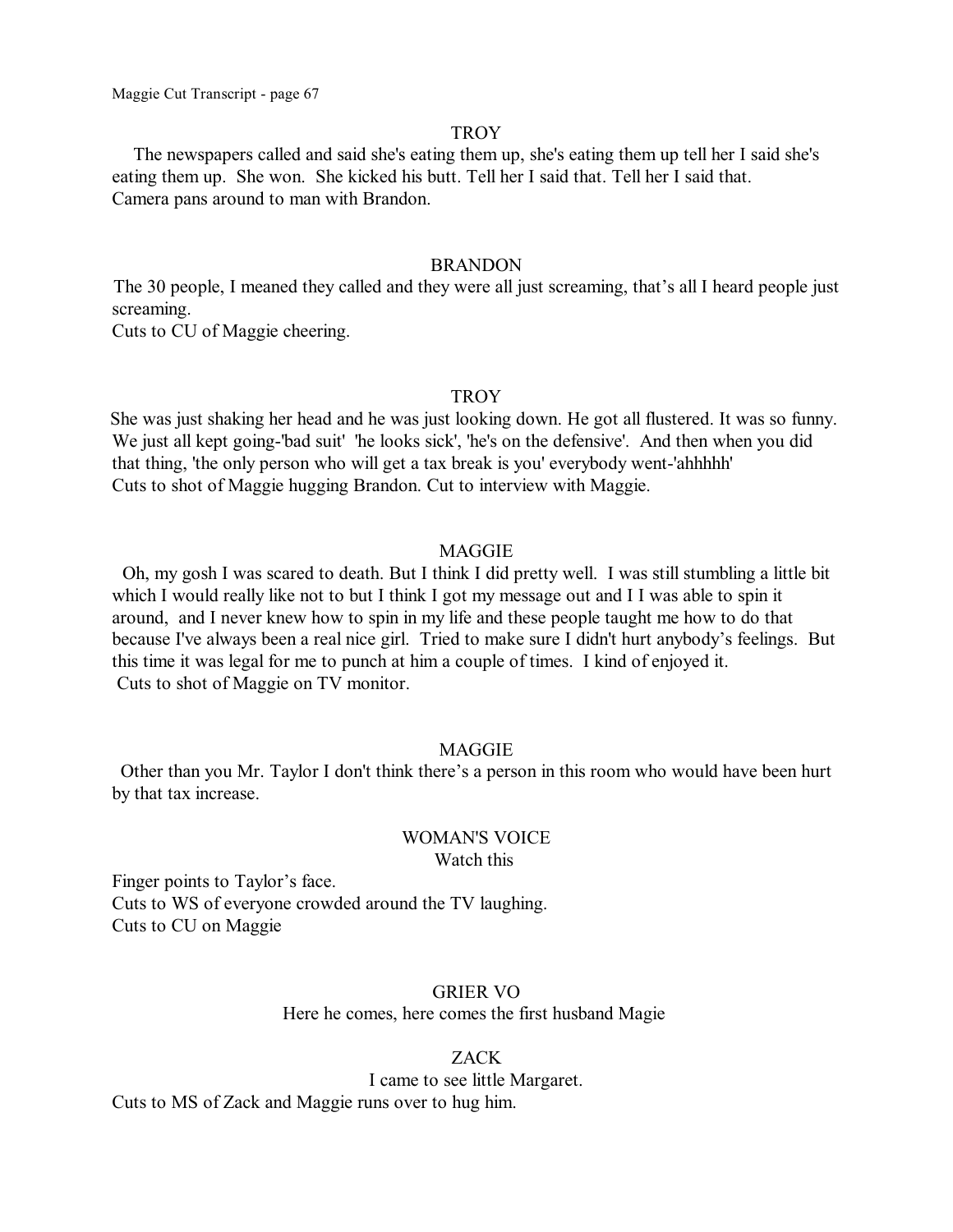TROY

The newspapers called and said she's eating them up, she's eating them up tell her I said she's eating them up. She won. She kicked his butt. Tell her I said that. Tell her I said that.
Camera pans around to man with Brandon.

BRANDON

The 30 people, I meaned they called and they were all just screaming, that's all I heard people just screaming.
Cuts to CU of Maggie cheering.

TROY

She was just shaking her head and he was just looking down. He got all flustered. It was so funny. We just all kept going-'bad suit' 'he looks sick', 'he's on the defensive'. And then when you did that thing, 'the only person who will get a tax break is you' everybody went-'ahhhhh'
Cuts to shot of Maggie hugging Brandon. Cut to interview with Maggie.

MAGGIE

Oh, my gosh I was scared to death. But I think I did pretty well. I was still stumbling a little bit which I would really like not to but I think I got my message out and I I was able to spin it around, and I never knew how to spin in my life and these people taught me how to do that because I've always been a real nice girl. Tried to make sure I didn't hurt anybody's feelings. But this time it was legal for me to punch at him a couple of times. I kind of enjoyed it.
Cuts to shot of Maggie on TV monitor.

MAGGIE

Other than you Mr. Taylor I don't think there's a person in this room who would have been hurt by that tax increase.

WOMAN'S VOICE

Watch this

Finger points to Taylor's face.
Cuts to WS of everyone crowded around the TV laughing.
Cuts to CU on Maggie

GRIER VO

Here he comes, here comes the first husband Magie

ZACK

I came to see little Margaret.

Cuts to MS of Zack and Maggie runs over to hug him.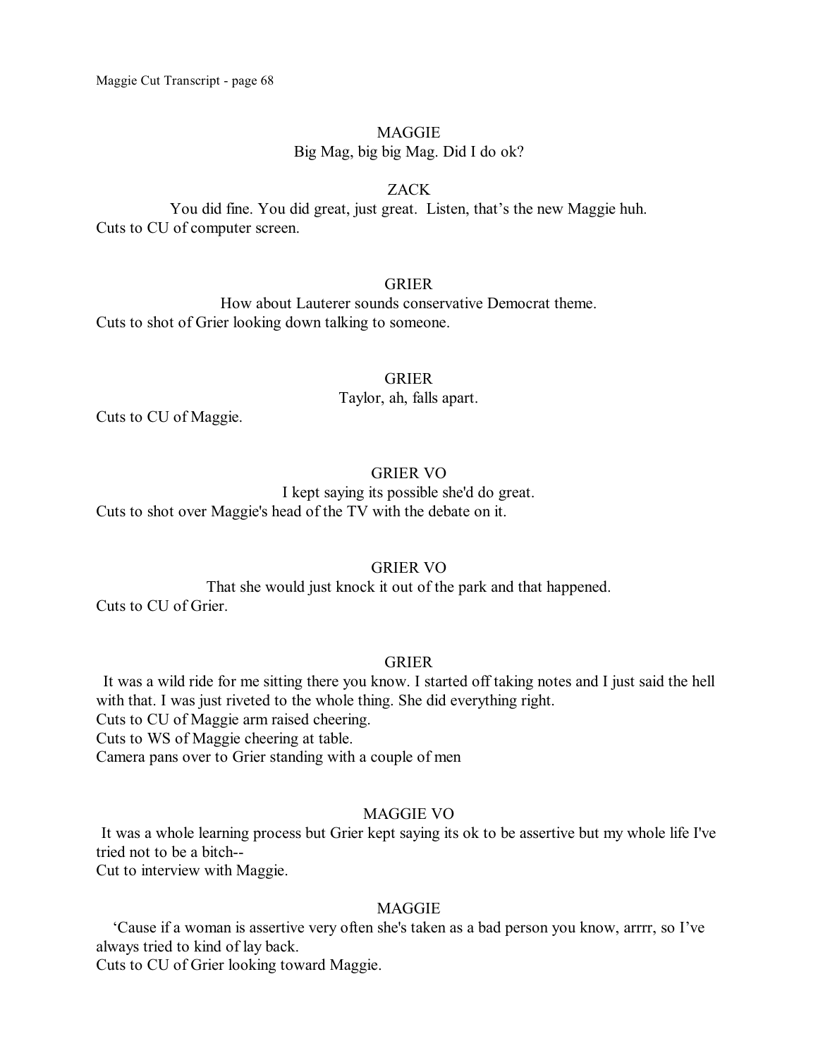MAGGIE

Big Mag, big big Mag. Did I do ok?

ZACK

You did fine. You did great, just great.  Listen, that's the new Maggie huh.

Cuts to CU of computer screen.

GRIER

How about Lauterer sounds conservative Democrat theme.

Cuts to shot of Grier looking down talking to someone.

GRIER

Taylor, ah, falls apart.

Cuts to CU of Maggie.

GRIER VO

I kept saying its possible she'd do great.

Cuts to shot over Maggie's head of the TV with the debate on it.

GRIER VO

That she would just knock it out of the park and that happened.

Cuts to CU of Grier.

GRIER

It was a wild ride for me sitting there you know. I started off taking notes and I just said the hell with that. I was just riveted to the whole thing. She did everything right.

Cuts to CU of Maggie arm raised cheering.

Cuts to WS of Maggie cheering at table.

Camera pans over to Grier standing with a couple of men

MAGGIE VO

It was a whole learning process but Grier kept saying its ok to be assertive but my whole life I've tried not to be a bitch--

Cut to interview with Maggie.

MAGGIE

'Cause if a woman is assertive very often she's taken as a bad person you know, arrrr, so I've always tried to kind of lay back.

Cuts to CU of Grier looking toward Maggie.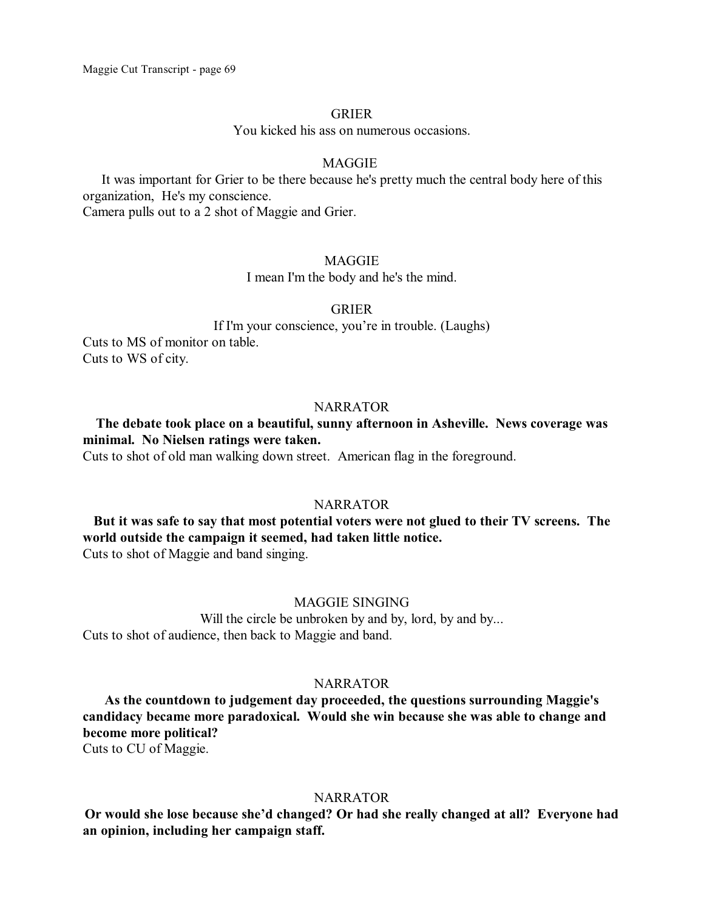GRIER

You kicked his ass on numerous occasions.

MAGGIE

It was important for Grier to be there because he's pretty much the central body here of this organization,  He's my conscience.

Camera pulls out to a 2 shot of Maggie and Grier.

MAGGIE

I mean I'm the body and he's the mind.

GRIER

If I'm your conscience, you're in trouble. (Laughs)

Cuts to MS of monitor on table.

Cuts to WS of city.

NARRATOR

**The debate took place on a beautiful, sunny afternoon in Asheville.  News coverage was minimal.  No Nielsen ratings were taken.**

Cuts to shot of old man walking down street.  American flag in the foreground.

NARRATOR

**But it was safe to say that most potential voters were not glued to their TV screens.  The world outside the campaign it seemed, had taken little notice.**

Cuts to shot of Maggie and band singing.

MAGGIE SINGING

Will the circle be unbroken by and by, lord, by and by...

Cuts to shot of audience, then back to Maggie and band.

NARRATOR

**As the countdown to judgement day proceeded, the questions surrounding Maggie's candidacy became more paradoxical.  Would she win because she was able to change and become more political?**

Cuts to CU of Maggie.

NARRATOR

**Or would she lose because she'd changed? Or had she really changed at all?  Everyone had an opinion, including her campaign staff.**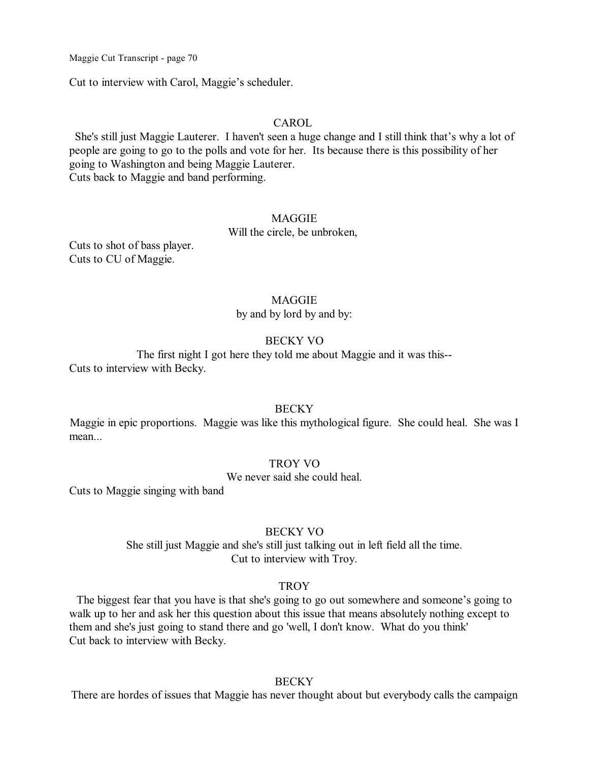Cut to interview with Carol, Maggie's scheduler.

CAROL

She's still just Maggie Lauterer. I haven't seen a huge change and I still think that's why a lot of people are going to go to the polls and vote for her. Its because there is this possibility of her going to Washington and being Maggie Lauterer.

Cuts back to Maggie and band performing.

MAGGIE

Will the circle, be unbroken,

Cuts to shot of bass player.

Cuts to CU of Maggie.

MAGGIE

by and by lord by and by:

BECKY VO

The first night I got here they told me about Maggie and it was this--

Cuts to interview with Becky.

BECKY

Maggie in epic proportions. Maggie was like this mythological figure. She could heal. She was I mean...

TROY VO

We never said she could heal.

Cuts to Maggie singing with band

BECKY VO

She still just Maggie and she's still just talking out in left field all the time.

Cut to interview with Troy.

TROY

The biggest fear that you have is that she's going to go out somewhere and someone's going to walk up to her and ask her this question about this issue that means absolutely nothing except to them and she's just going to stand there and go 'well, I don't know. What do you think'

Cut back to interview with Becky.

BECKY

There are hordes of issues that Maggie has never thought about but everybody calls the campaign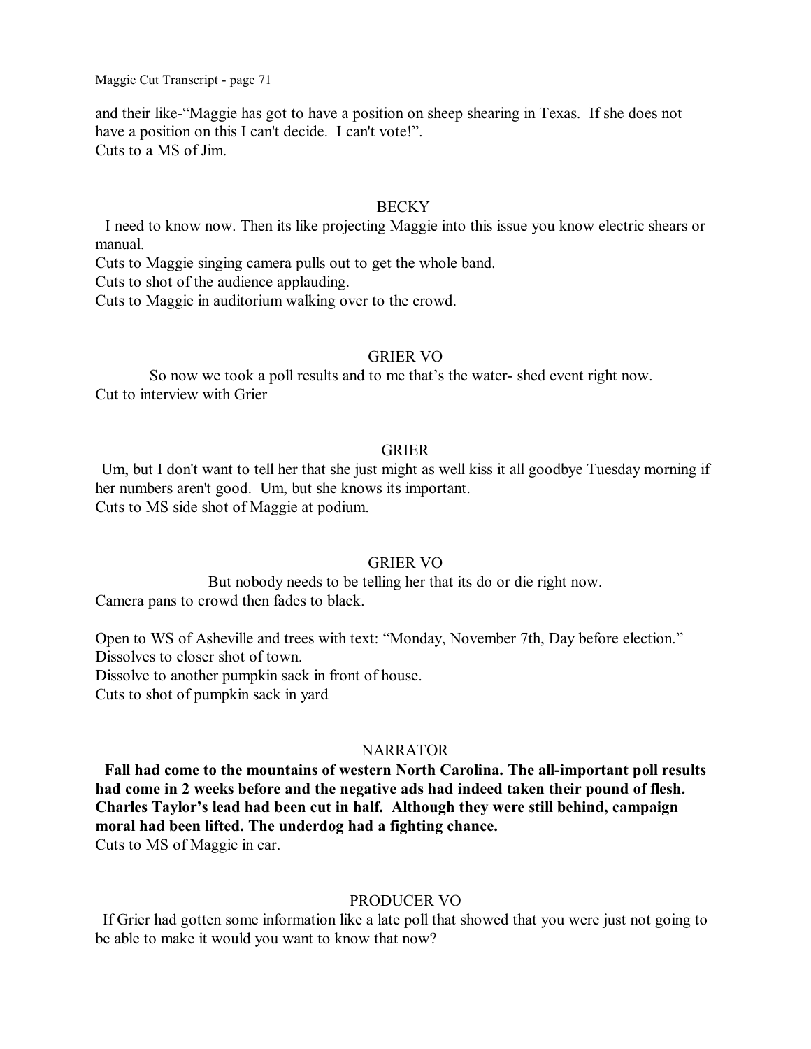and their like-"Maggie has got to have a position on sheep shearing in Texas. If she does not have a position on this I can't decide. I can't vote!".
Cuts to a MS of Jim.

BECKY

I need to know now. Then its like projecting Maggie into this issue you know electric shears or manual.
Cuts to Maggie singing camera pulls out to get the whole band.
Cuts to shot of the audience applauding.
Cuts to Maggie in auditorium walking over to the crowd.

GRIER VO

So now we took a poll results and to me that's the water- shed event right now.
Cut to interview with Grier

GRIER

Um, but I don't want to tell her that she just might as well kiss it all goodbye Tuesday morning if her numbers aren't good. Um, but she knows its important.
Cuts to MS side shot of Maggie at podium.

GRIER VO

But nobody needs to be telling her that its do or die right now.
Camera pans to crowd then fades to black.

Open to WS of Asheville and trees with text: "Monday, November 7th, Day before election."
Dissolves to closer shot of town.
Dissolve to another pumpkin sack in front of house.
Cuts to shot of pumpkin sack in yard

NARRATOR

**Fall had come to the mountains of western North Carolina. The all-important poll results had come in 2 weeks before and the negative ads had indeed taken their pound of flesh. Charles Taylor's lead had been cut in half. Although they were still behind, campaign moral had been lifted. The underdog had a fighting chance.**
Cuts to MS of Maggie in car.

PRODUCER VO

If Grier had gotten some information like a late poll that showed that you were just not going to be able to make it would you want to know that now?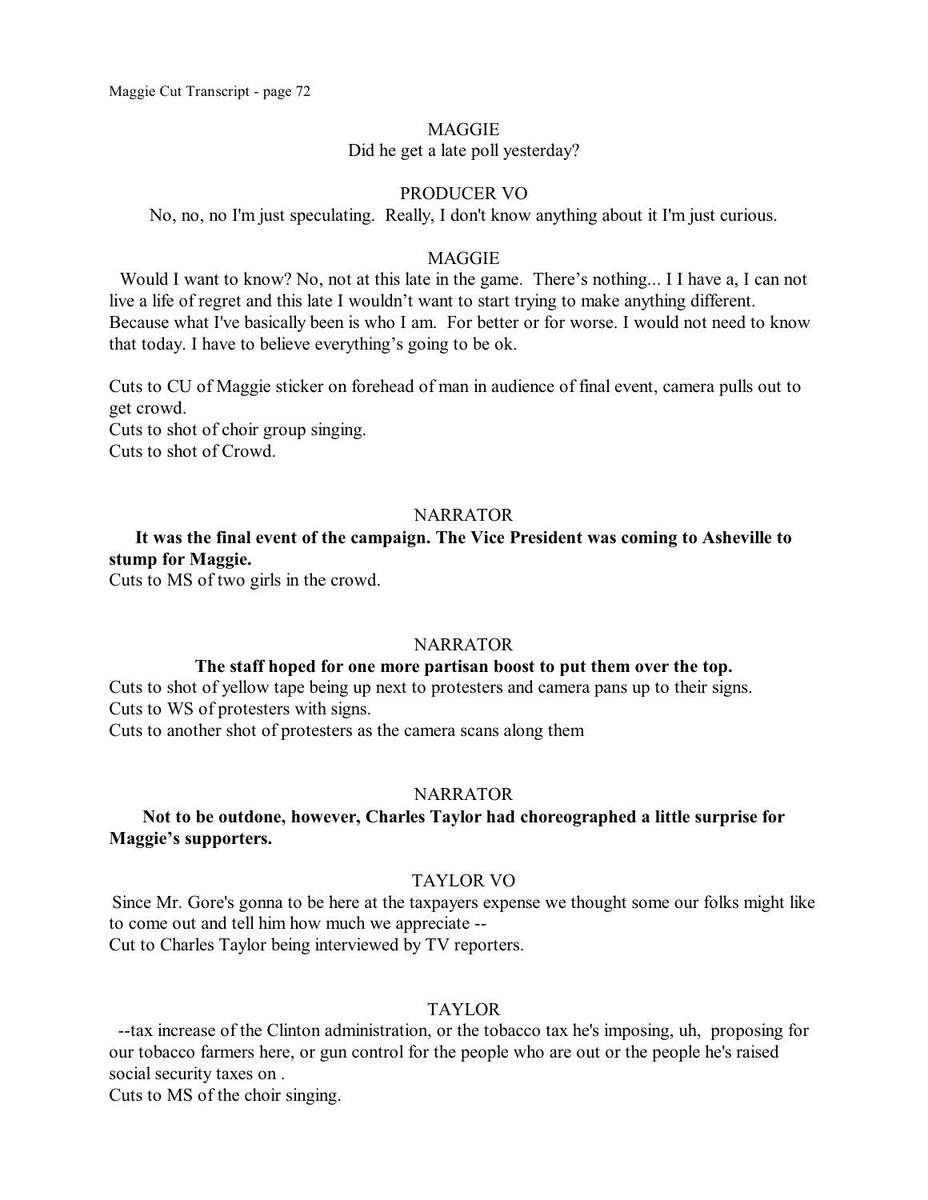MAGGIE

Did he get a late poll yesterday?

PRODUCER VO

No, no, no I'm just speculating. Really, I don't know anything about it I'm just curious.

MAGGIE

Would I want to know? No, not at this late in the game. There's nothing... I I have a, I can not live a life of regret and this late I wouldn't want to start trying to make anything different. Because what I've basically been is who I am. For better or for worse. I would not need to know that today. I have to believe everything's going to be ok.

Cuts to CU of Maggie sticker on forehead of man in audience of final event, camera pulls out to get crowd.
Cuts to shot of choir group singing.
Cuts to shot of Crowd.

NARRATOR

**It was the final event of the campaign. The Vice President was coming to Asheville to stump for Maggie.**

Cuts to MS of two girls in the crowd.

NARRATOR

**The staff hoped for one more partisan boost to put them over the top.**

Cuts to shot of yellow tape being up next to protesters and camera pans up to their signs.
Cuts to WS of protesters with signs.
Cuts to another shot of protesters as the camera scans along them

NARRATOR

**Not to be outdone, however, Charles Taylor had choreographed a little surprise for Maggie's supporters.**

TAYLOR VO

Since Mr. Gore's gonna to be here at the taxpayers expense we thought some our folks might like to come out and tell him how much we appreciate --

Cut to Charles Taylor being interviewed by TV reporters.

TAYLOR

--tax increase of the Clinton administration, or the tobacco tax he's imposing, uh, proposing for our tobacco farmers here, or gun control for the people who are out or the people he's raised social security taxes on .

Cuts to MS of the choir singing.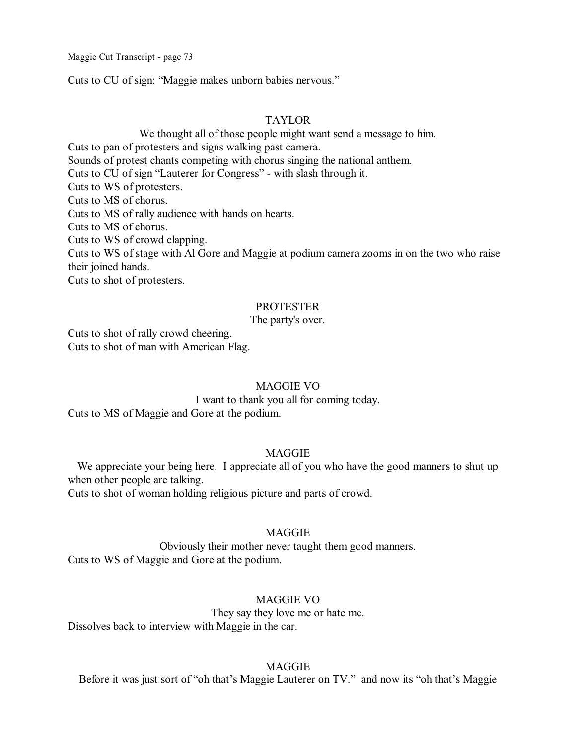Cuts to CU of sign: "Maggie makes unborn babies nervous."

TAYLOR

We thought all of those people might want send a message to him.

Cuts to pan of protesters and signs walking past camera.
Sounds of protest chants competing with chorus singing the national anthem.
Cuts to CU of sign "Lauterer for Congress" - with slash through it.
Cuts to WS of protesters.
Cuts to MS of chorus.
Cuts to MS of rally audience with hands on hearts.
Cuts to MS of chorus.
Cuts to WS of crowd clapping.
Cuts to WS of stage with Al Gore and Maggie at podium camera zooms in on the two who raise their joined hands.
Cuts to shot of protesters.

PROTESTER

The party's over.

Cuts to shot of rally crowd cheering.
Cuts to shot of man with American Flag.

MAGGIE VO

I want to thank you all for coming today.

Cuts to MS of Maggie and Gore at the podium.

MAGGIE

We appreciate your being here. I appreciate all of you who have the good manners to shut up when other people are talking.

Cuts to shot of woman holding religious picture and parts of crowd.

MAGGIE

Obviously their mother never taught them good manners.

Cuts to WS of Maggie and Gore at the podium.

MAGGIE VO

They say they love me or hate me.

Dissolves back to interview with Maggie in the car.

MAGGIE

Before it was just sort of "oh that's Maggie Lauterer on TV." and now its "oh that's Maggie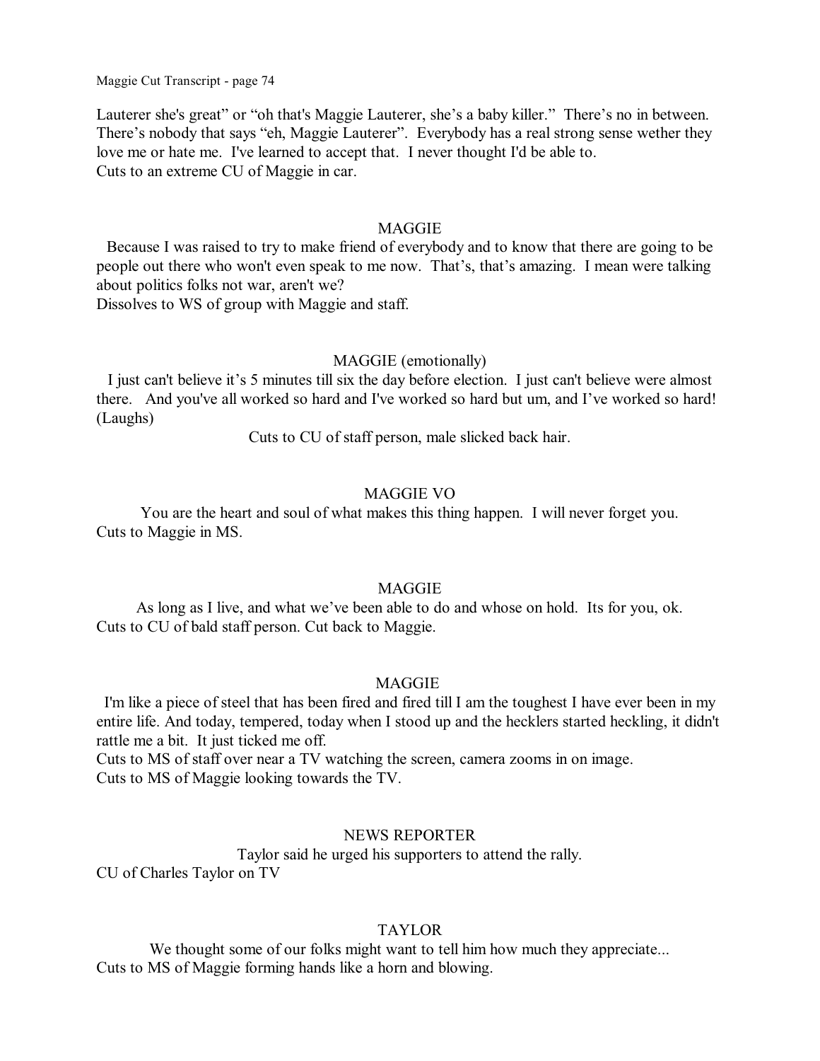Lauterer she's great" or "oh that's Maggie Lauterer, she's a baby killer." There's no in between. There's nobody that says "eh, Maggie Lauterer". Everybody has a real strong sense wether they love me or hate me. I've learned to accept that. I never thought I'd be able to.
Cuts to an extreme CU of Maggie in car.

MAGGIE

Because I was raised to try to make friend of everybody and to know that there are going to be people out there who won't even speak to me now. That's, that's amazing. I mean were talking about politics folks not war, aren't we?
Dissolves to WS of group with Maggie and staff.

MAGGIE (emotionally)

I just can't believe it's 5 minutes till six the day before election. I just can't believe were almost there. And you've all worked so hard and I've worked so hard but um, and I've worked so hard! (Laughs)

Cuts to CU of staff person, male slicked back hair.

MAGGIE VO

You are the heart and soul of what makes this thing happen. I will never forget you.
Cuts to Maggie in MS.

MAGGIE

As long as I live, and what we've been able to do and whose on hold. Its for you, ok.
Cuts to CU of bald staff person. Cut back to Maggie.

MAGGIE

I'm like a piece of steel that has been fired and fired till I am the toughest I have ever been in my entire life. And today, tempered, today when I stood up and the hecklers started heckling, it didn't rattle me a bit. It just ticked me off.
Cuts to MS of staff over near a TV watching the screen, camera zooms in on image.
Cuts to MS of Maggie looking towards the TV.

NEWS REPORTER

Taylor said he urged his supporters to attend the rally.
CU of Charles Taylor on TV

TAYLOR

We thought some of our folks might want to tell him how much they appreciate...
Cuts to MS of Maggie forming hands like a horn and blowing.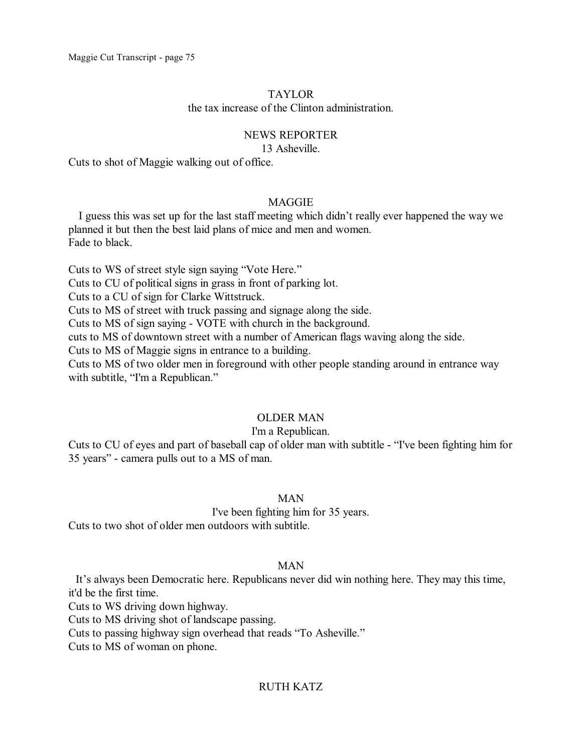TAYLOR

the tax increase of the Clinton administration.

NEWS REPORTER

13 Asheville.

Cuts to shot of Maggie walking out of office.

MAGGIE

I guess this was set up for the last staff meeting which didn't really ever happened the way we planned it but then the best laid plans of mice and men and women.
Fade to black.

Cuts to WS of street style sign saying "Vote Here."
Cuts to CU of political signs in grass in front of parking lot.
Cuts to a CU of sign for Clarke Wittstruck.
Cuts to MS of street with truck passing and signage along the side.
Cuts to MS of sign saying - VOTE with church in the background.
cuts to MS of downtown street with a number of American flags waving along the side.
Cuts to MS of Maggie signs in entrance to a building.
Cuts to MS of two older men in foreground with other people standing around in entrance way with subtitle, "I'm a Republican."

OLDER MAN

I'm a Republican.

Cuts to CU of eyes and part of baseball cap of older man with subtitle - "I've been fighting him for 35 years" - camera pulls out to a MS of man.

MAN

I've been fighting him for 35 years.

Cuts to two shot of older men outdoors with subtitle.

MAN

It's always been Democratic here. Republicans never did win nothing here. They may this time, it'd be the first time.
Cuts to WS driving down highway.
Cuts to MS driving shot of landscape passing.
Cuts to passing highway sign overhead that reads "To Asheville."
Cuts to MS of woman on phone.

RUTH KATZ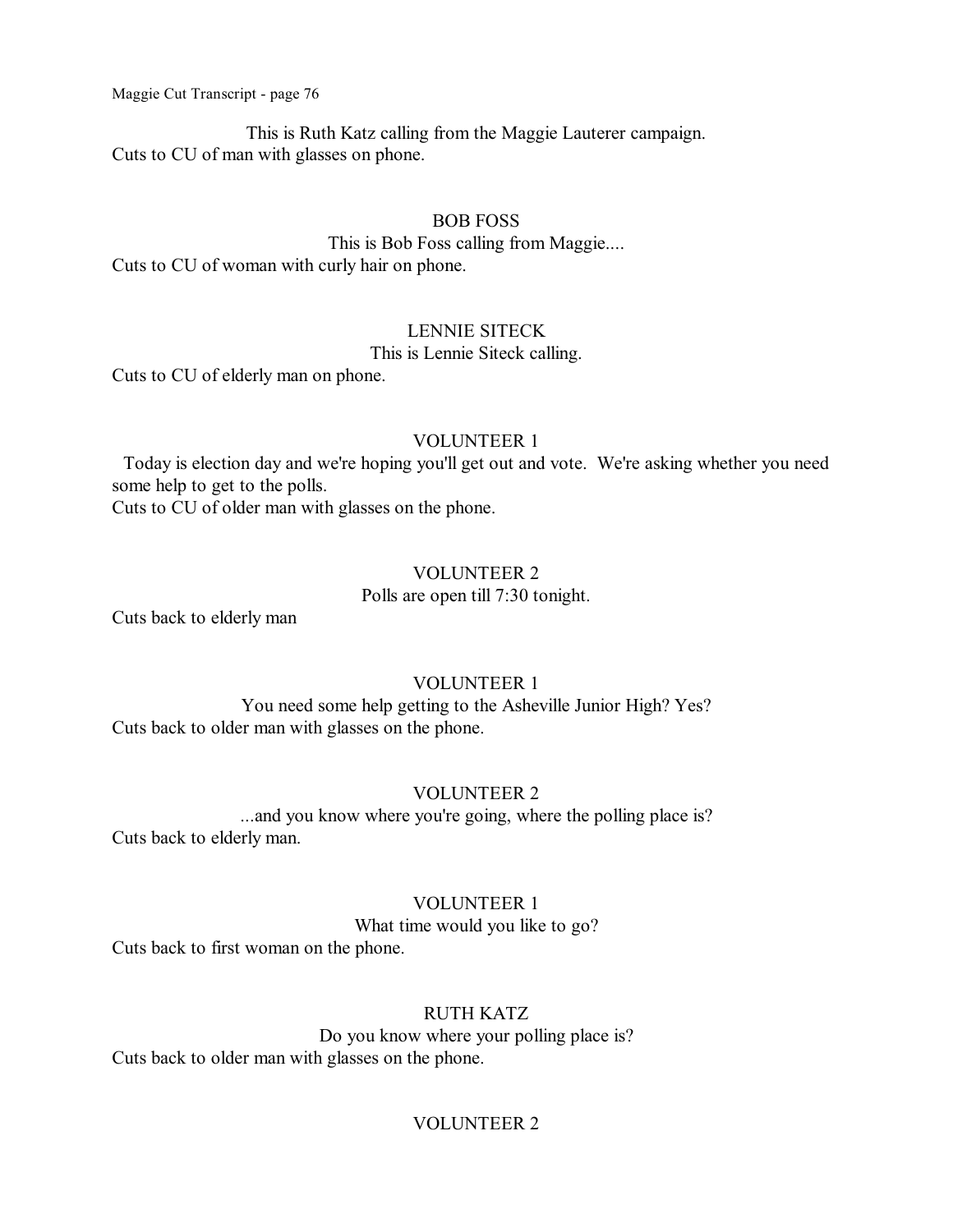This is Ruth Katz calling from the Maggie Lauterer campaign.

Cuts to CU of man with glasses on phone.

BOB FOSS

This is Bob Foss calling from Maggie....

Cuts to CU of woman with curly hair on phone.

LENNIE SITECK

This is Lennie Siteck calling.

Cuts to CU of elderly man on phone.

VOLUNTEER 1

Today is election day and we're hoping you'll get out and vote. We're asking whether you need some help to get to the polls.

Cuts to CU of older man with glasses on the phone.

VOLUNTEER 2

Polls are open till 7:30 tonight.

Cuts back to elderly man

VOLUNTEER 1

You need some help getting to the Asheville Junior High? Yes?

Cuts back to older man with glasses on the phone.

VOLUNTEER 2

...and you know where you're going, where the polling place is?

Cuts back to elderly man.

VOLUNTEER 1

What time would you like to go?

Cuts back to first woman on the phone.

RUTH KATZ

Do you know where your polling place is?

Cuts back to older man with glasses on the phone.

VOLUNTEER 2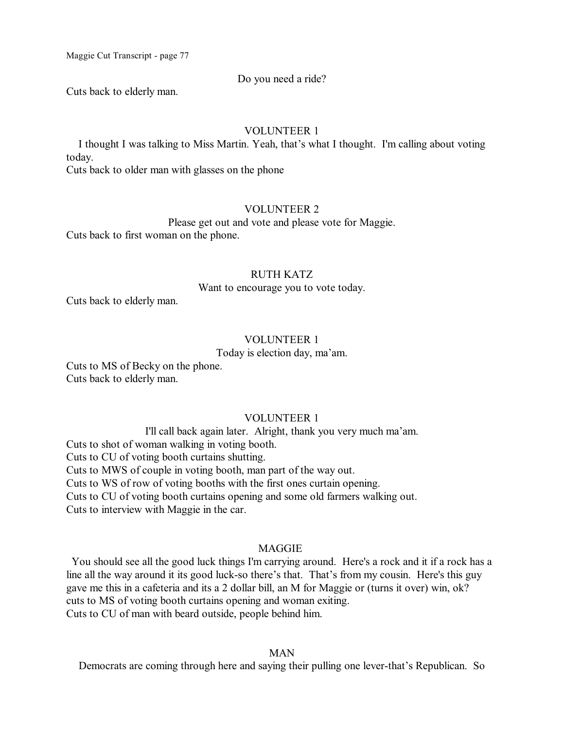Do you need a ride?

Cuts back to elderly man.

VOLUNTEER 1

I thought I was talking to Miss Martin. Yeah, that's what I thought. I'm calling about voting today.

Cuts back to older man with glasses on the phone

VOLUNTEER 2

Please get out and vote and please vote for Maggie.

Cuts back to first woman on the phone.

RUTH KATZ

Want to encourage you to vote today.

Cuts back to elderly man.

VOLUNTEER 1

Today is election day, ma'am.

Cuts to MS of Becky on the phone.
Cuts back to elderly man.

VOLUNTEER 1

I'll call back again later. Alright, thank you very much ma'am.

Cuts to shot of woman walking in voting booth.
Cuts to CU of voting booth curtains shutting.
Cuts to MWS of couple in voting booth, man part of the way out.
Cuts to WS of row of voting booths with the first ones curtain opening.
Cuts to CU of voting booth curtains opening and some old farmers walking out.
Cuts to interview with Maggie in the car.

MAGGIE

You should see all the good luck things I'm carrying around. Here's a rock and it if a rock has a line all the way around it its good luck-so there's that. That's from my cousin. Here's this guy gave me this in a cafeteria and its a 2 dollar bill, an M for Maggie or (turns it over) win, ok?

cuts to MS of voting booth curtains opening and woman exiting.
Cuts to CU of man with beard outside, people behind him.

MAN

Democrats are coming through here and saying their pulling one lever-that's Republican. So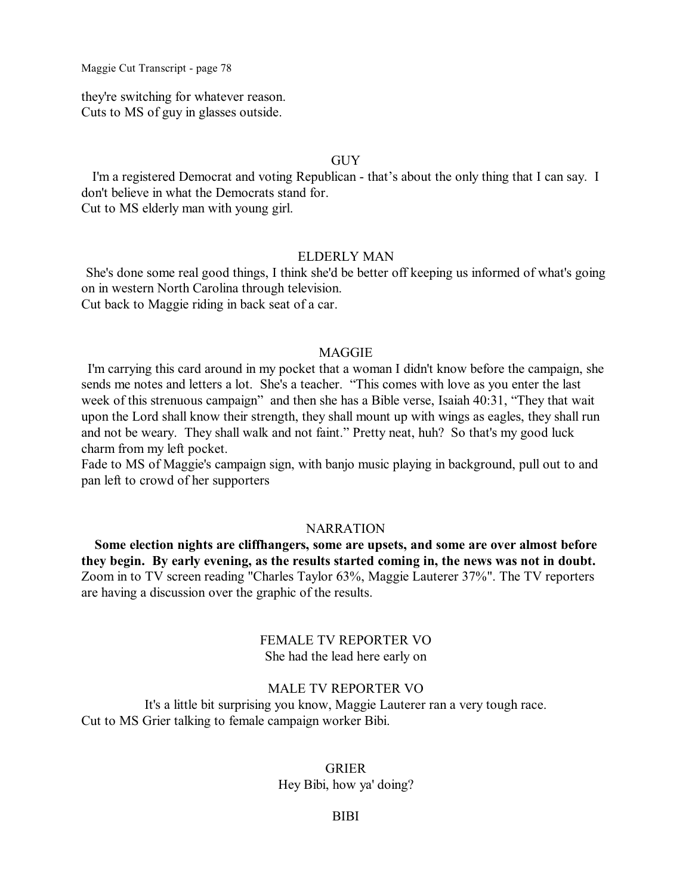they're switching for whatever reason.
Cuts to MS of guy in glasses outside.

GUY

I'm a registered Democrat and voting Republican - that's about the only thing that I can say. I don't believe in what the Democrats stand for.
Cut to MS elderly man with young girl.

ELDERLY MAN

She's done some real good things, I think she'd be better off keeping us informed of what's going on in western North Carolina through television.
Cut back to Maggie riding in back seat of a car.

MAGGIE

I'm carrying this card around in my pocket that a woman I didn't know before the campaign, she sends me notes and letters a lot. She's a teacher. "This comes with love as you enter the last week of this strenuous campaign" and then she has a Bible verse, Isaiah 40:31, "They that wait upon the Lord shall know their strength, they shall mount up with wings as eagles, they shall run and not be weary. They shall walk and not faint." Pretty neat, huh? So that's my good luck charm from my left pocket.
Fade to MS of Maggie's campaign sign, with banjo music playing in background, pull out to and pan left to crowd of her supporters

NARRATION

**Some election nights are cliffhangers, some are upsets, and some are over almost before they begin. By early evening, as the results started coming in, the news was not in doubt.**
Zoom in to TV screen reading "Charles Taylor 63%, Maggie Lauterer 37%". The TV reporters are having a discussion over the graphic of the results.

FEMALE TV REPORTER VO

She had the lead here early on

MALE TV REPORTER VO

It's a little bit surprising you know, Maggie Lauterer ran a very tough race.
Cut to MS Grier talking to female campaign worker Bibi.

GRIER

Hey Bibi, how ya' doing?

BIBI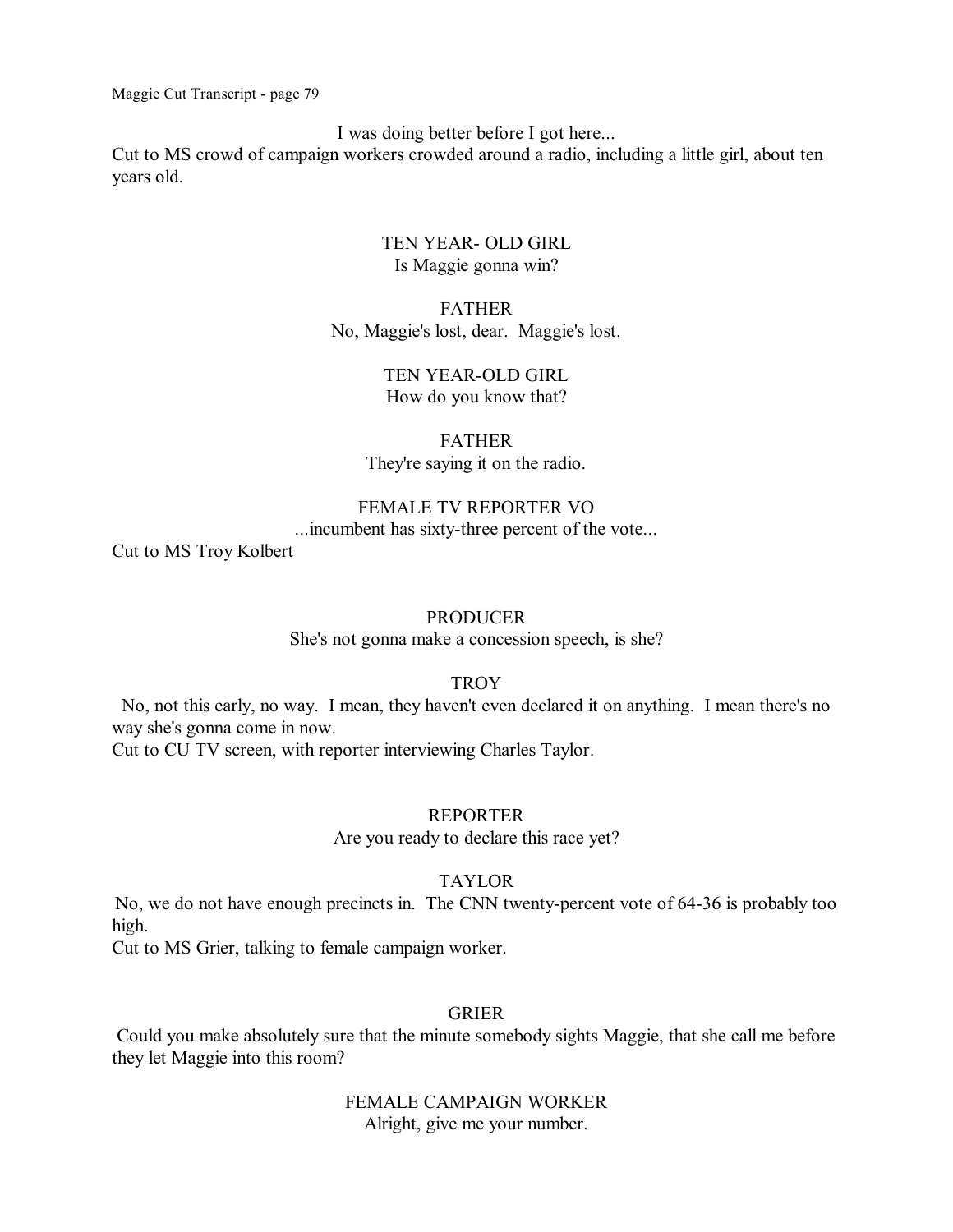I was doing better before I got here...

Cut to MS crowd of campaign workers crowded around a radio, including a little girl, about ten years old.

TEN YEAR- OLD GIRL
Is Maggie gonna win?

FATHER
No, Maggie's lost, dear. Maggie's lost.

TEN YEAR-OLD GIRL
How do you know that?

FATHER
They're saying it on the radio.

FEMALE TV REPORTER VO
...incumbent has sixty-three percent of the vote...

Cut to MS Troy Kolbert

PRODUCER
She's not gonna make a concession speech, is she?

TROY
No, not this early, no way. I mean, they haven't even declared it on anything. I mean there's no way she's gonna come in now.

Cut to CU TV screen, with reporter interviewing Charles Taylor.

REPORTER
Are you ready to declare this race yet?

TAYLOR
No, we do not have enough precincts in. The CNN twenty-percent vote of 64-36 is probably too high.

Cut to MS Grier, talking to female campaign worker.

GRIER
Could you make absolutely sure that the minute somebody sights Maggie, that she call me before they let Maggie into this room?

FEMALE CAMPAIGN WORKER
Alright, give me your number.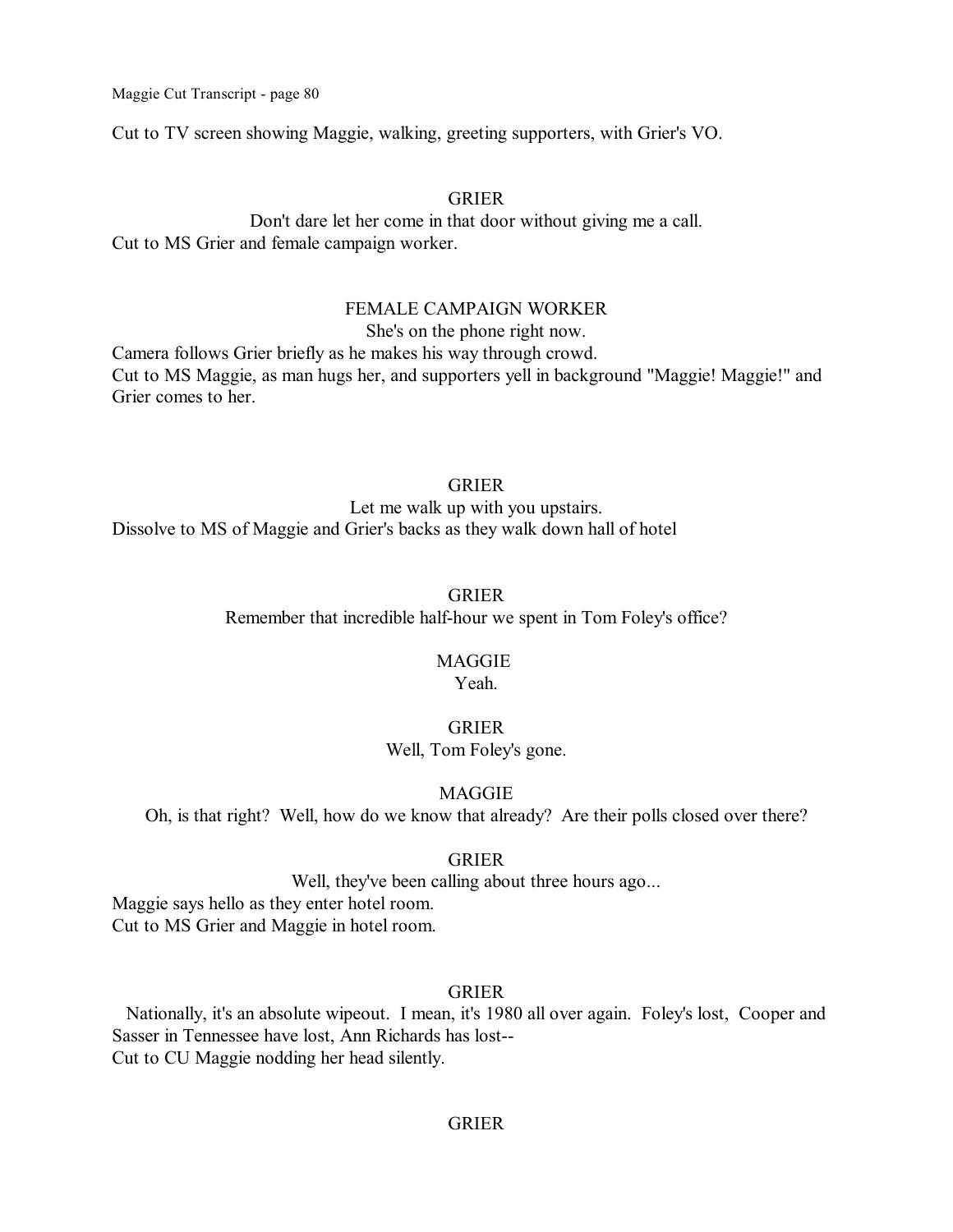Cut to TV screen showing Maggie, walking, greeting supporters, with Grier's VO.

GRIER

Don't dare let her come in that door without giving me a call.

Cut to MS Grier and female campaign worker.

FEMALE CAMPAIGN WORKER

She's on the phone right now.

Camera follows Grier briefly as he makes his way through crowd.

Cut to MS Maggie, as man hugs her, and supporters yell in background "Maggie! Maggie!" and Grier comes to her.

GRIER

Let me walk up with you upstairs.

Dissolve to MS of Maggie and Grier's backs as they walk down hall of hotel

GRIER

Remember that incredible half-hour we spent in Tom Foley's office?

MAGGIE

Yeah.

GRIER

Well, Tom Foley's gone.

MAGGIE

Oh, is that right? Well, how do we know that already? Are their polls closed over there?

GRIER

Well, they've been calling about three hours ago...

Maggie says hello as they enter hotel room.

Cut to MS Grier and Maggie in hotel room.

GRIER

Nationally, it's an absolute wipeout. I mean, it's 1980 all over again. Foley's lost, Cooper and Sasser in Tennessee have lost, Ann Richards has lost--

Cut to CU Maggie nodding her head silently.

GRIER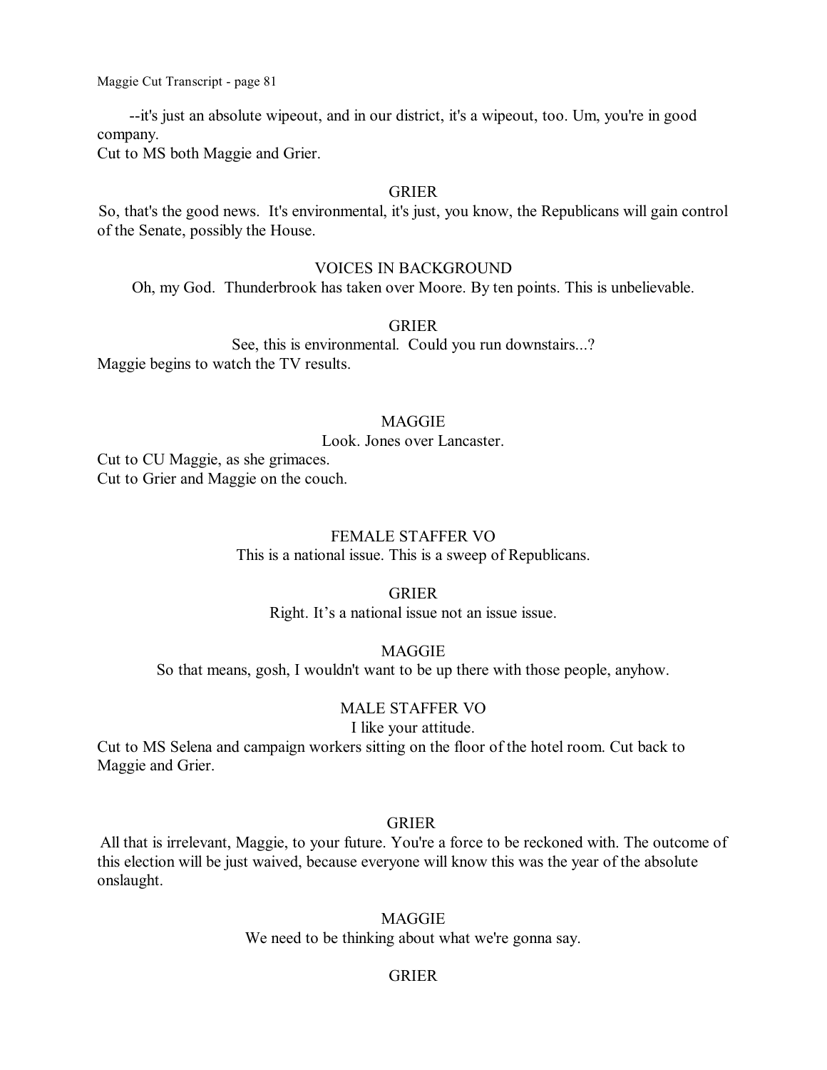--it's just an absolute wipeout, and in our district, it's a wipeout, too. Um, you're in good company.

Cut to MS both Maggie and Grier.

GRIER

So, that's the good news. It's environmental, it's just, you know, the Republicans will gain control of the Senate, possibly the House.

VOICES IN BACKGROUND

Oh, my God. Thunderbrook has taken over Moore. By ten points. This is unbelievable.

GRIER

See, this is environmental. Could you run downstairs...?

Maggie begins to watch the TV results.

MAGGIE

Look. Jones over Lancaster.

Cut to CU Maggie, as she grimaces.

Cut to Grier and Maggie on the couch.

FEMALE STAFFER VO

This is a national issue. This is a sweep of Republicans.

GRIER

Right. It's a national issue not an issue issue.

MAGGIE

So that means, gosh, I wouldn't want to be up there with those people, anyhow.

MALE STAFFER VO

I like your attitude.

Cut to MS Selena and campaign workers sitting on the floor of the hotel room. Cut back to Maggie and Grier.

GRIER

All that is irrelevant, Maggie, to your future. You're a force to be reckoned with. The outcome of this election will be just waived, because everyone will know this was the year of the absolute onslaught.

MAGGIE

We need to be thinking about what we're gonna say.

GRIER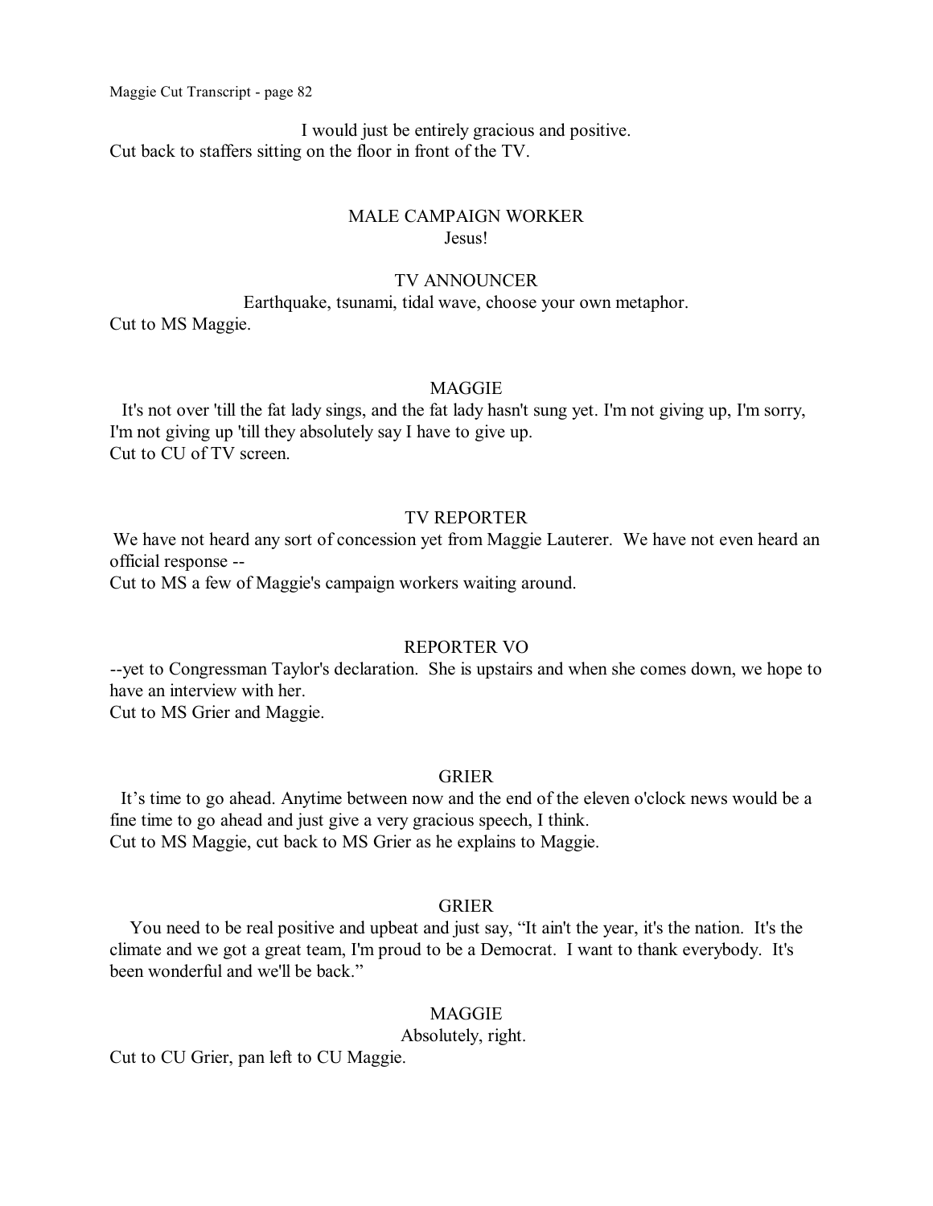I would just be entirely gracious and positive.

Cut back to staffers sitting on the floor in front of the TV.

MALE CAMPAIGN WORKER

Jesus!

TV ANNOUNCER

Earthquake, tsunami, tidal wave, choose your own metaphor.

Cut to MS Maggie.

MAGGIE

It's not over 'till the fat lady sings, and the fat lady hasn't sung yet. I'm not giving up, I'm sorry, I'm not giving up 'till they absolutely say I have to give up.

Cut to CU of TV screen.

TV REPORTER

We have not heard any sort of concession yet from Maggie Lauterer. We have not even heard an official response --

Cut to MS a few of Maggie's campaign workers waiting around.

REPORTER VO

--yet to Congressman Taylor's declaration. She is upstairs and when she comes down, we hope to have an interview with her.

Cut to MS Grier and Maggie.

GRIER

It's time to go ahead. Anytime between now and the end of the eleven o'clock news would be a fine time to go ahead and just give a very gracious speech, I think.

Cut to MS Maggie, cut back to MS Grier as he explains to Maggie.

GRIER

You need to be real positive and upbeat and just say, "It ain't the year, it's the nation. It's the climate and we got a great team, I'm proud to be a Democrat. I want to thank everybody. It's been wonderful and we'll be back."

MAGGIE

Absolutely, right.

Cut to CU Grier, pan left to CU Maggie.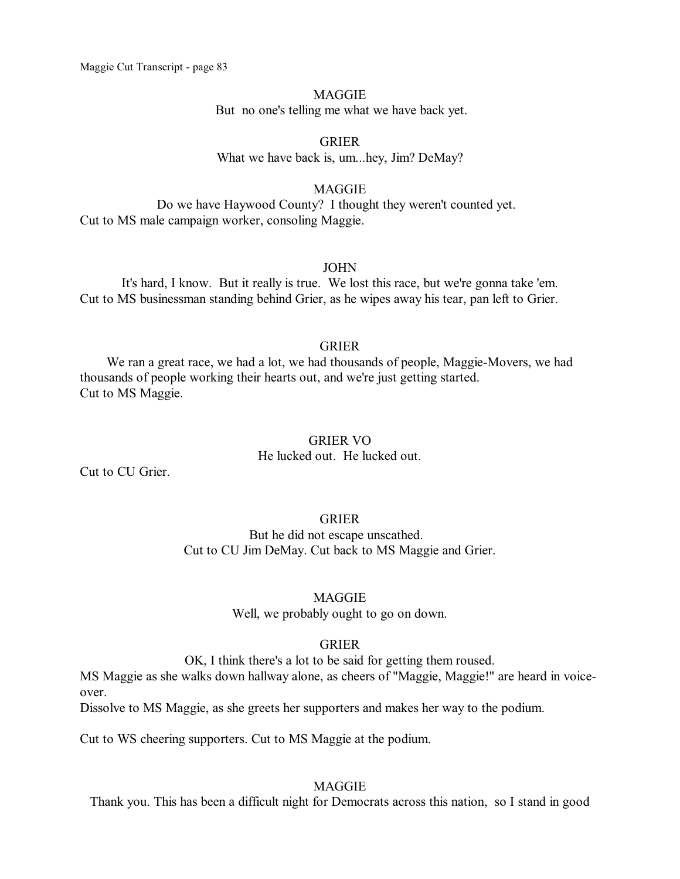MAGGIE

But  no one's telling me what we have back yet.

GRIER

What we have back is, um...hey, Jim? DeMay?

MAGGIE

Do we have Haywood County?  I thought they weren't counted yet.

Cut to MS male campaign worker, consoling Maggie.

JOHN

It's hard, I know.  But it really is true.  We lost this race, but we're gonna take 'em.

Cut to MS businessman standing behind Grier, as he wipes away his tear, pan left to Grier.

GRIER

We ran a great race, we had a lot, we had thousands of people, Maggie-Movers, we had thousands of people working their hearts out, and we're just getting started.

Cut to MS Maggie.

GRIER VO

He lucked out.  He lucked out.

Cut to CU Grier.

GRIER

But he did not escape unscathed.

Cut to CU Jim DeMay. Cut back to MS Maggie and Grier.

MAGGIE

Well, we probably ought to go on down.

GRIER

OK, I think there's a lot to be said for getting them roused.

MS Maggie as she walks down hallway alone, as cheers of "Maggie, Maggie!" are heard in voice-over.

Dissolve to MS Maggie, as she greets her supporters and makes her way to the podium.

Cut to WS cheering supporters. Cut to MS Maggie at the podium.

MAGGIE

Thank you. This has been a difficult night for Democrats across this nation,  so I stand in good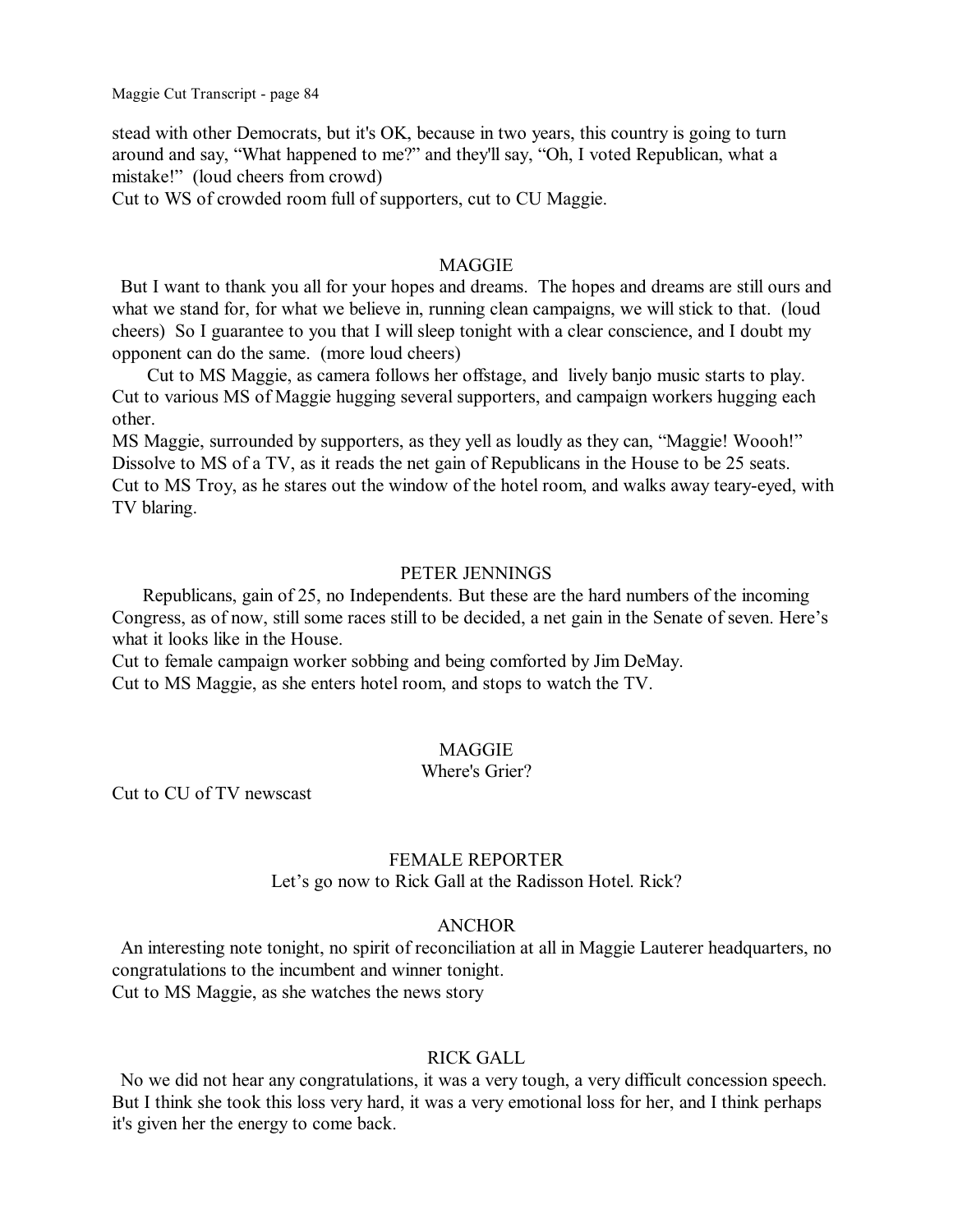stead with other Democrats, but it's OK, because in two years, this country is going to turn around and say, “What happened to me?” and they'll say, “Oh, I voted Republican, what a mistake!” (loud cheers from crowd)
Cut to WS of crowded room full of supporters, cut to CU Maggie.

MAGGIE

But I want to thank you all for your hopes and dreams. The hopes and dreams are still ours and what we stand for, for what we believe in, running clean campaigns, we will stick to that. (loud cheers) So I guarantee to you that I will sleep tonight with a clear conscience, and I doubt my opponent can do the same. (more loud cheers)

Cut to MS Maggie, as camera follows her offstage, and lively banjo music starts to play.
Cut to various MS of Maggie hugging several supporters, and campaign workers hugging each other.
MS Maggie, surrounded by supporters, as they yell as loudly as they can, “Maggie! Woooh!”
Dissolve to MS of a TV, as it reads the net gain of Republicans in the House to be 25 seats.
Cut to MS Troy, as he stares out the window of the hotel room, and walks away teary-eyed, with TV blaring.

PETER JENNINGS

Republicans, gain of 25, no Independents. But these are the hard numbers of the incoming Congress, as of now, still some races still to be decided, a net gain in the Senate of seven. Here’s what it looks like in the House.
Cut to female campaign worker sobbing and being comforted by Jim DeMay.
Cut to MS Maggie, as she enters hotel room, and stops to watch the TV.

MAGGIE

Where's Grier?

Cut to CU of TV newscast

FEMALE REPORTER

Let’s go now to Rick Gall at the Radisson Hotel. Rick?

ANCHOR

An interesting note tonight, no spirit of reconciliation at all in Maggie Lauterer headquarters, no congratulations to the incumbent and winner tonight.
Cut to MS Maggie, as she watches the news story

RICK GALL

No we did not hear any congratulations, it was a very tough, a very difficult concession speech. But I think she took this loss very hard, it was a very emotional loss for her, and I think perhaps it's given her the energy to come back.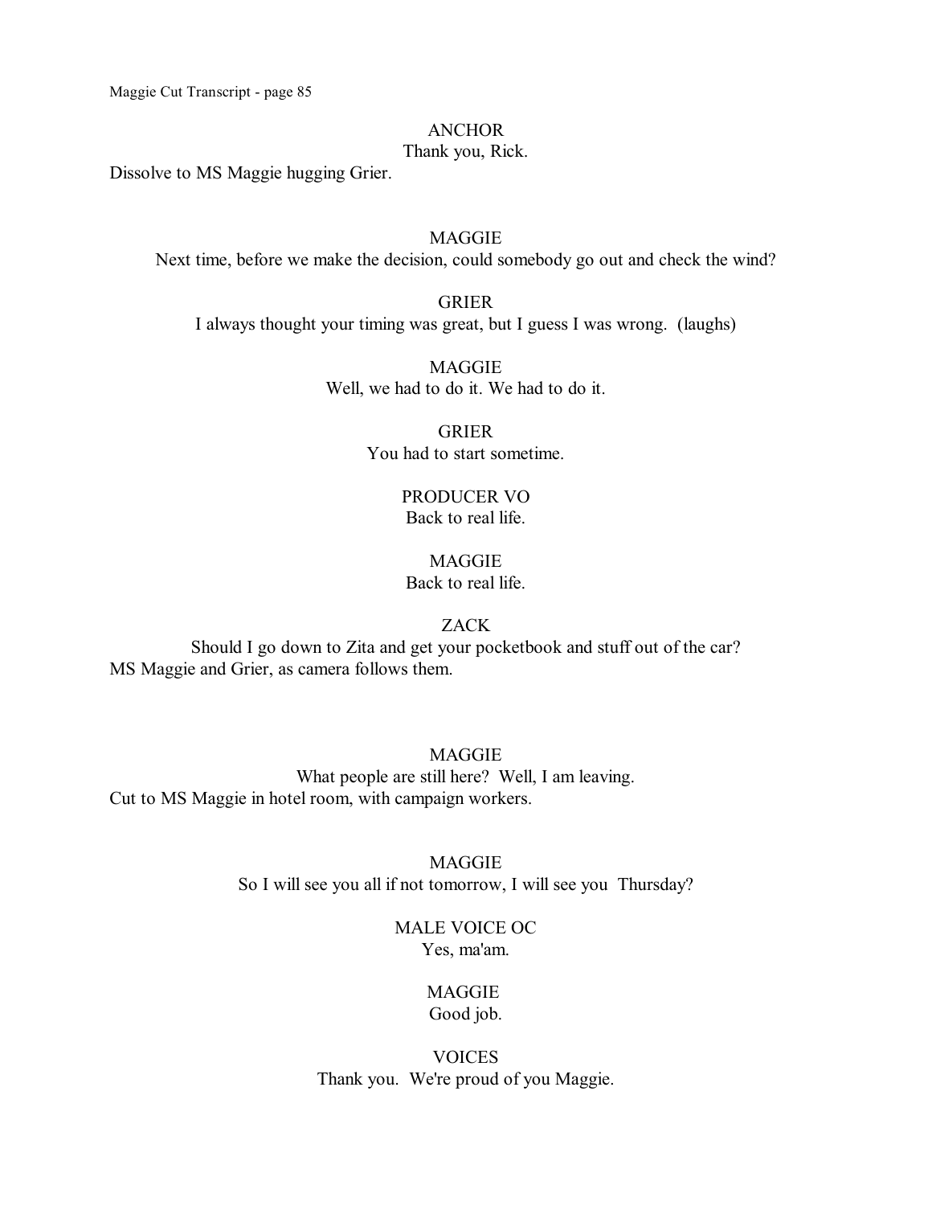ANCHOR
Thank you, Rick.

Dissolve to MS Maggie hugging Grier.

MAGGIE
Next time, before we make the decision, could somebody go out and check the wind?

GRIER
I always thought your timing was great, but I guess I was wrong. (laughs)

MAGGIE
Well, we had to do it. We had to do it.

GRIER
You had to start sometime.

PRODUCER VO
Back to real life.

MAGGIE
Back to real life.

ZACK
Should I go down to Zita and get your pocketbook and stuff out of the car?

MS Maggie and Grier, as camera follows them.

MAGGIE
What people are still here? Well, I am leaving.

Cut to MS Maggie in hotel room, with campaign workers.

MAGGIE
So I will see you all if not tomorrow, I will see you Thursday?

MALE VOICE OC
Yes, ma'am.

MAGGIE
Good job.

VOICES
Thank you. We're proud of you Maggie.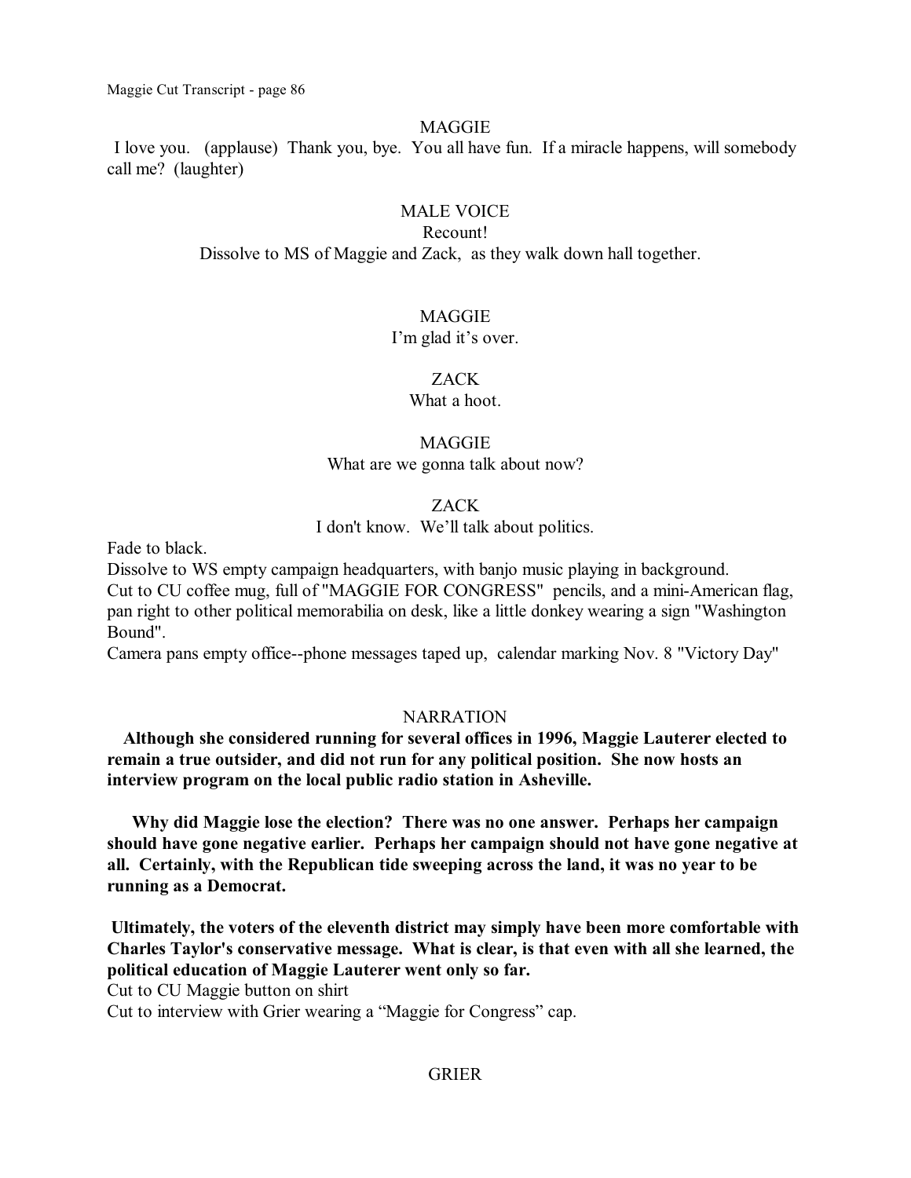MAGGIE

I love you. (applause) Thank you, bye. You all have fun. If a miracle happens, will somebody call me? (laughter)

MALE VOICE

Recount!

Dissolve to MS of Maggie and Zack, as they walk down hall together.

MAGGIE

I'm glad it's over.

ZACK

What a hoot.

MAGGIE

What are we gonna talk about now?

ZACK

I don't know. We'll talk about politics.

Fade to black.
Dissolve to WS empty campaign headquarters, with banjo music playing in background.
Cut to CU coffee mug, full of "MAGGIE FOR CONGRESS" pencils, and a mini-American flag, pan right to other political memorabilia on desk, like a little donkey wearing a sign "Washington Bound".
Camera pans empty office--phone messages taped up, calendar marking Nov. 8 "Victory Day"

NARRATION

**Although she considered running for several offices in 1996, Maggie Lauterer elected to remain a true outsider, and did not run for any political position. She now hosts an interview program on the local public radio station in Asheville.**

**Why did Maggie lose the election? There was no one answer. Perhaps her campaign should have gone negative earlier. Perhaps her campaign should not have gone negative at all. Certainly, with the Republican tide sweeping across the land, it was no year to be running as a Democrat.**

**Ultimately, the voters of the eleventh district may simply have been more comfortable with Charles Taylor's conservative message. What is clear, is that even with all she learned, the political education of Maggie Lauterer went only so far.**

Cut to CU Maggie button on shirt
Cut to interview with Grier wearing a "Maggie for Congress" cap.

GRIER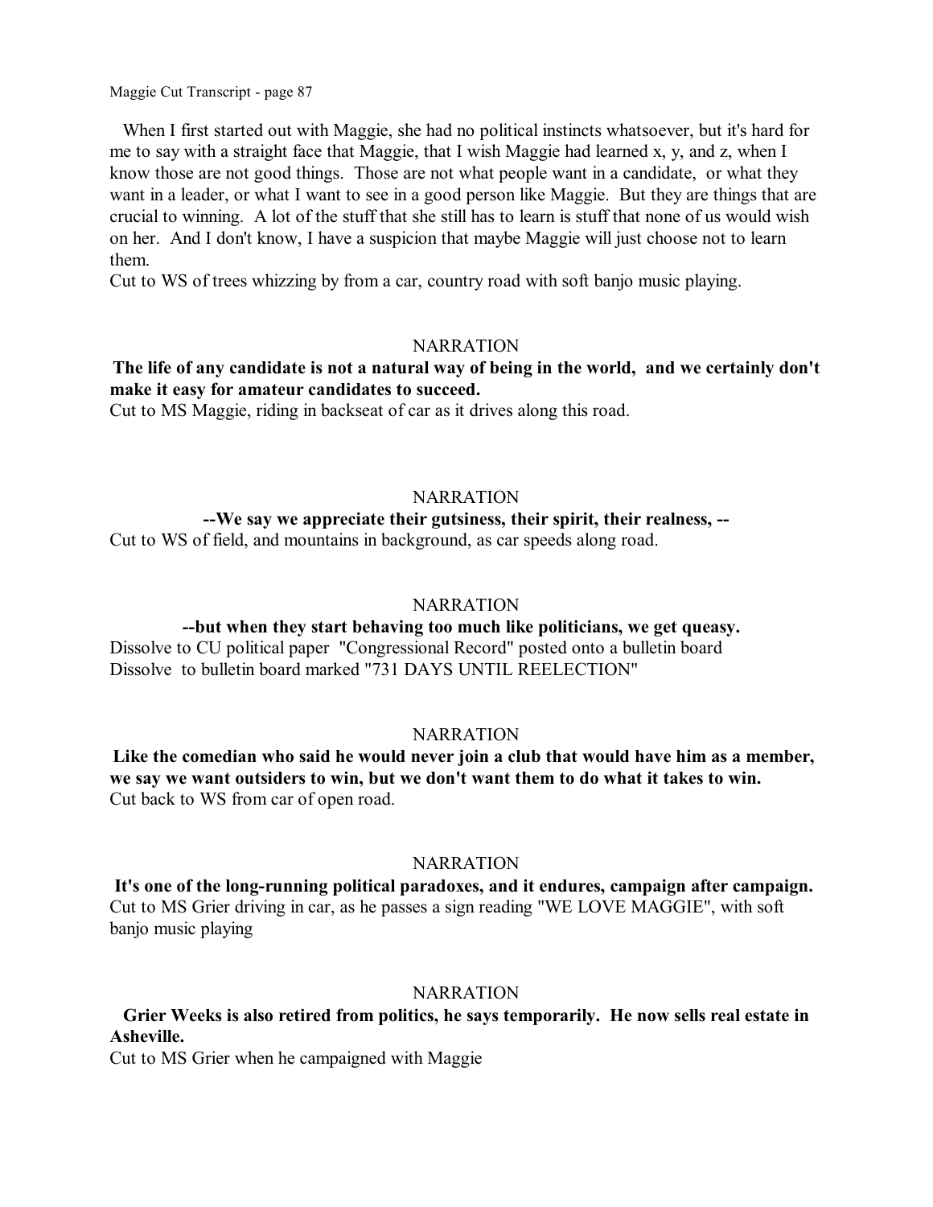When I first started out with Maggie, she had no political instincts whatsoever, but it's hard for me to say with a straight face that Maggie, that I wish Maggie had learned x, y, and z, when I know those are not good things. Those are not what people want in a candidate, or what they want in a leader, or what I want to see in a good person like Maggie. But they are things that are crucial to winning. A lot of the stuff that she still has to learn is stuff that none of us would wish on her. And I don't know, I have a suspicion that maybe Maggie will just choose not to learn them.

Cut to WS of trees whizzing by from a car, country road with soft banjo music playing.

NARRATION

**The life of any candidate is not a natural way of being in the world, and we certainly don't make it easy for amateur candidates to succeed.**

Cut to MS Maggie, riding in backseat of car as it drives along this road.

NARRATION

**--We say we appreciate their gutsiness, their spirit, their realness, --**

Cut to WS of field, and mountains in background, as car speeds along road.

NARRATION

**--but when they start behaving too much like politicians, we get queasy.**

Dissolve to CU political paper "Congressional Record" posted onto a bulletin board

Dissolve to bulletin board marked "731 DAYS UNTIL REELECTION"

NARRATION

**Like the comedian who said he would never join a club that would have him as a member, we say we want outsiders to win, but we don't want them to do what it takes to win.**

Cut back to WS from car of open road.

NARRATION

**It's one of the long-running political paradoxes, and it endures, campaign after campaign.**

Cut to MS Grier driving in car, as he passes a sign reading "WE LOVE MAGGIE", with soft banjo music playing

NARRATION

**Grier Weeks is also retired from politics, he says temporarily. He now sells real estate in Asheville.**

Cut to MS Grier when he campaigned with Maggie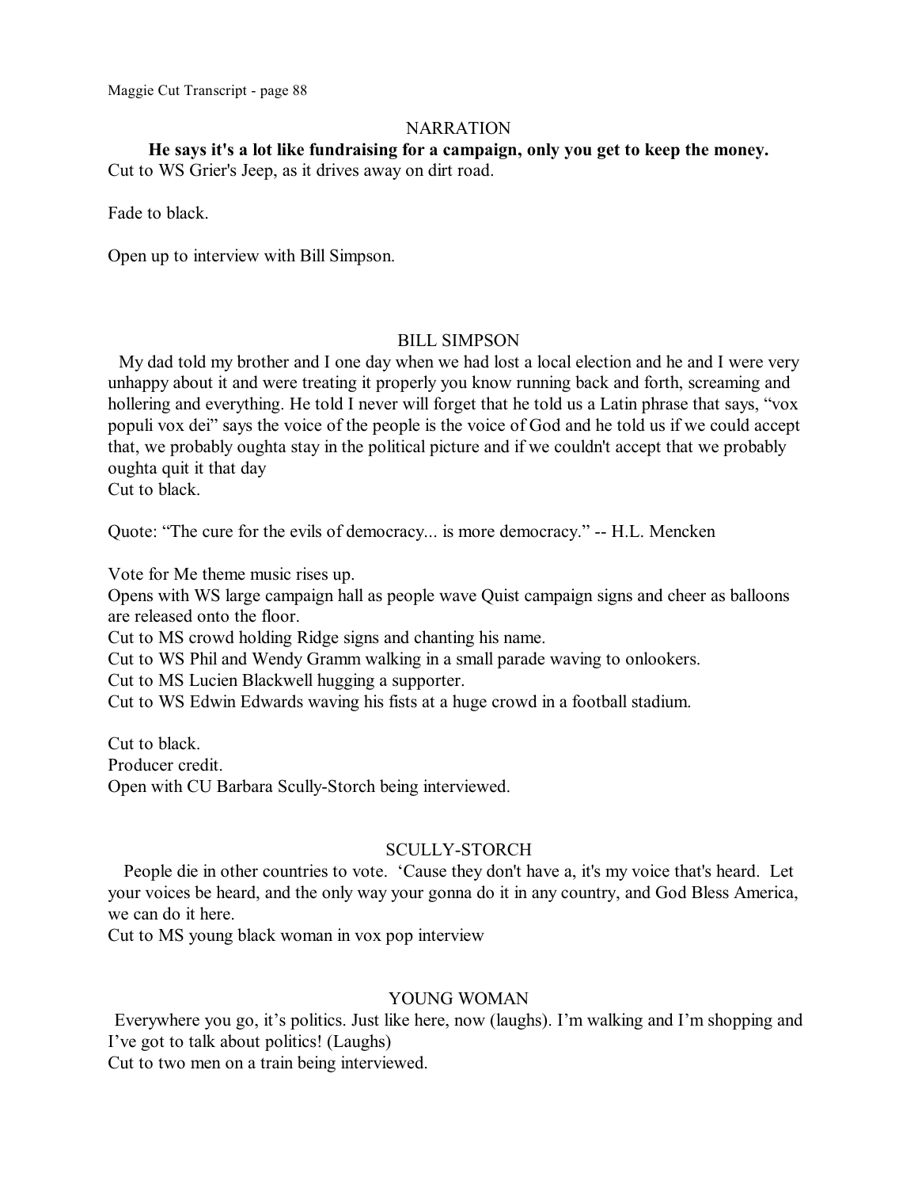NARRATION

**He says it's a lot like fundraising for a campaign, only you get to keep the money.**

Cut to WS Grier's Jeep, as it drives away on dirt road.

Fade to black.

Open up to interview with Bill Simpson.

BILL SIMPSON

My dad told my brother and I one day when we had lost a local election and he and I were very unhappy about it and were treating it properly you know running back and forth, screaming and hollering and everything. He told I never will forget that he told us a Latin phrase that says, "vox populi vox dei" says the voice of the people is the voice of God and he told us if we could accept that, we probably oughta stay in the political picture and if we couldn't accept that we probably oughta quit it that day

Cut to black.

Quote: "The cure for the evils of democracy... is more democracy." -- H.L. Mencken

Vote for Me theme music rises up.

Opens with WS large campaign hall as people wave Quist campaign signs and cheer as balloons are released onto the floor.

Cut to MS crowd holding Ridge signs and chanting his name.

Cut to WS Phil and Wendy Gramm walking in a small parade waving to onlookers.

Cut to MS Lucien Blackwell hugging a supporter.

Cut to WS Edwin Edwards waving his fists at a huge crowd in a football stadium.

Cut to black.

Producer credit.

Open with CU Barbara Scully-Storch being interviewed.

SCULLY-STORCH

People die in other countries to vote. 'Cause they don't have a, it's my voice that's heard. Let your voices be heard, and the only way your gonna do it in any country, and God Bless America, we can do it here.

Cut to MS young black woman in vox pop interview

YOUNG WOMAN

Everywhere you go, it's politics. Just like here, now (laughs). I'm walking and I'm shopping and I've got to talk about politics! (Laughs)

Cut to two men on a train being interviewed.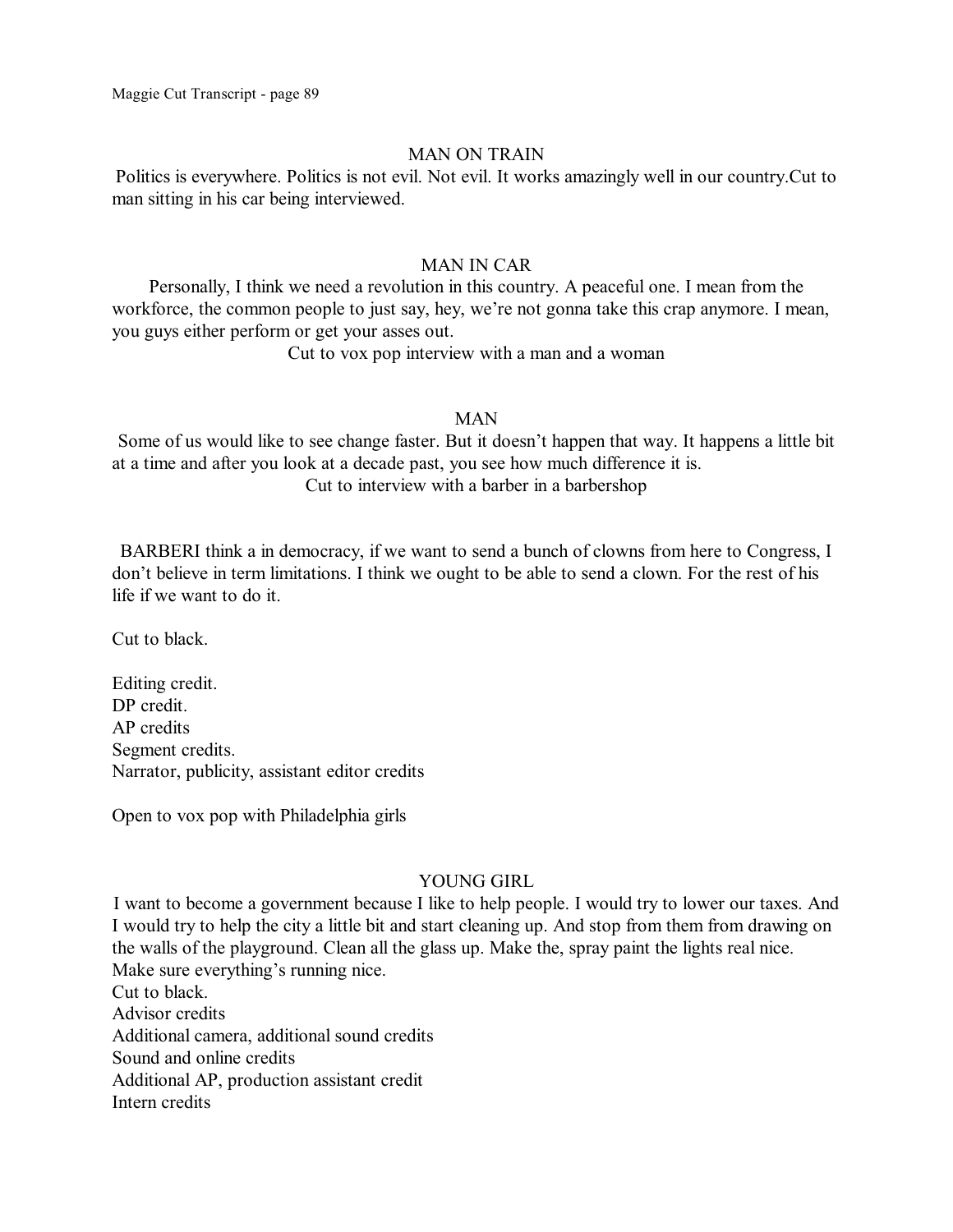MAN ON TRAIN

Politics is everywhere. Politics is not evil. Not evil. It works amazingly well in our country.Cut to man sitting in his car being interviewed.

MAN IN CAR

Personally, I think we need a revolution in this country. A peaceful one. I mean from the workforce, the common people to just say, hey, we're not gonna take this crap anymore. I mean, you guys either perform or get your asses out.

Cut to vox pop interview with a man and a woman

MAN

Some of us would like to see change faster. But it doesn't happen that way. It happens a little bit at a time and after you look at a decade past, you see how much difference it is.

Cut to interview with a barber in a barbershop

BARBERI think a in democracy, if we want to send a bunch of clowns from here to Congress, I don't believe in term limitations. I think we ought to be able to send a clown. For the rest of his life if we want to do it.

Cut to black.

Editing credit.
DP credit.
AP credits
Segment credits.
Narrator, publicity, assistant editor credits

Open to vox pop with Philadelphia girls

YOUNG GIRL

I want to become a government because I like to help people. I would try to lower our taxes. And I would try to help the city a little bit and start cleaning up. And stop from them from drawing on the walls of the playground. Clean all the glass up. Make the, spray paint the lights real nice. Make sure everything's running nice.
Cut to black.
Advisor credits
Additional camera, additional sound credits
Sound and online credits
Additional AP, production assistant credit
Intern credits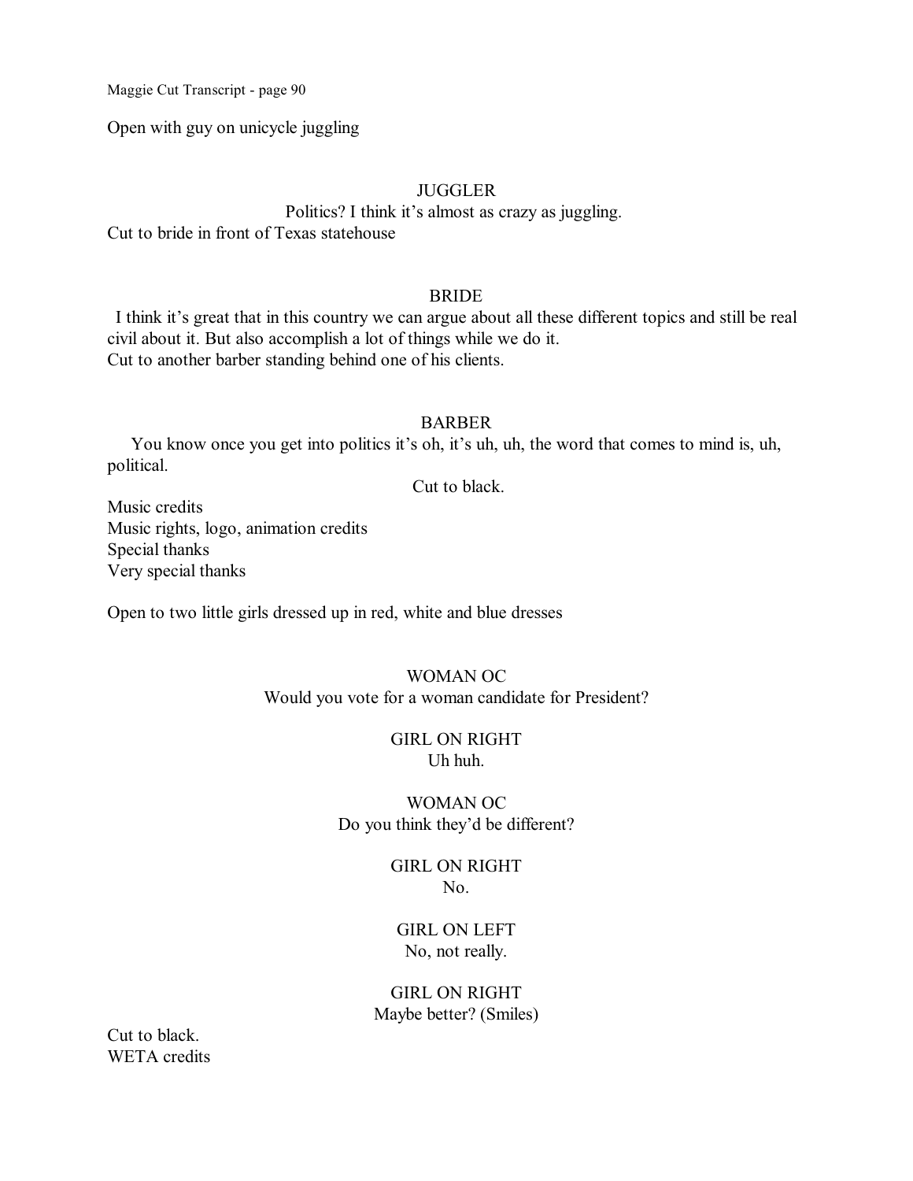Open with guy on unicycle juggling

JUGGLER

Politics? I think it's almost as crazy as juggling.

Cut to bride in front of Texas statehouse

BRIDE

I think it's great that in this country we can argue about all these different topics and still be real civil about it. But also accomplish a lot of things while we do it.

Cut to another barber standing behind one of his clients.

BARBER

You know once you get into politics it's oh, it's uh, uh, the word that comes to mind is, uh, political.

Cut to black.

Music credits
Music rights, logo, animation credits
Special thanks
Very special thanks

Open to two little girls dressed up in red, white and blue dresses

WOMAN OC
Would you vote for a woman candidate for President?

GIRL ON RIGHT
Uh huh.

WOMAN OC
Do you think they'd be different?

GIRL ON RIGHT
No.

GIRL ON LEFT
No, not really.

GIRL ON RIGHT
Maybe better? (Smiles)

Cut to black.
WETA credits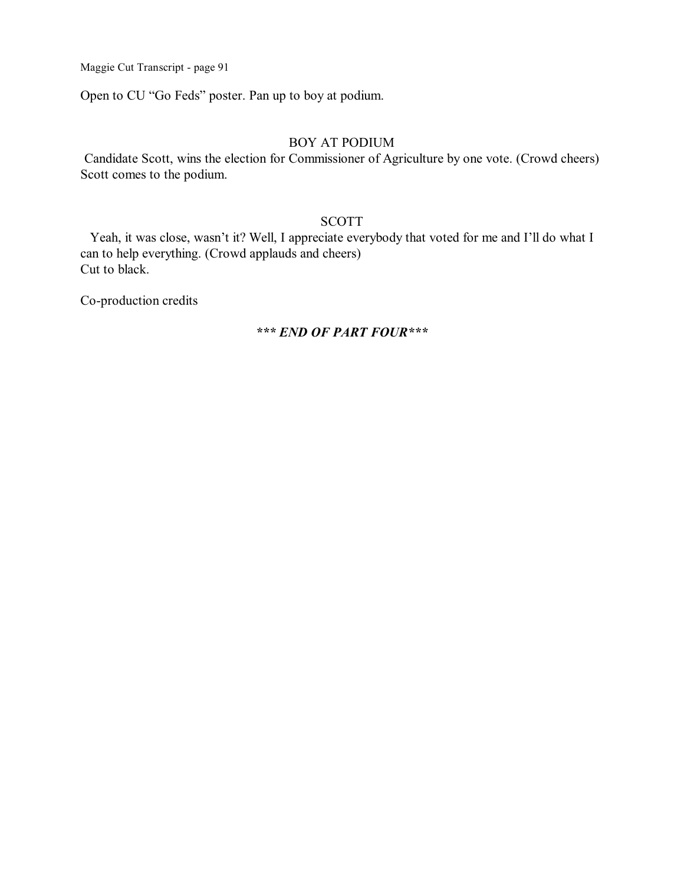Open to CU "Go Feds" poster. Pan up to boy at podium.

BOY AT PODIUM

Candidate Scott, wins the election for Commissioner of Agriculture by one vote. (Crowd cheers) Scott comes to the podium.

SCOTT

Yeah, it was close, wasn't it? Well, I appreciate everybody that voted for me and I'll do what I can to help everything. (Crowd applauds and cheers)
Cut to black.

Co-production credits

***\*\*\* END OF PART FOUR\*\*\****